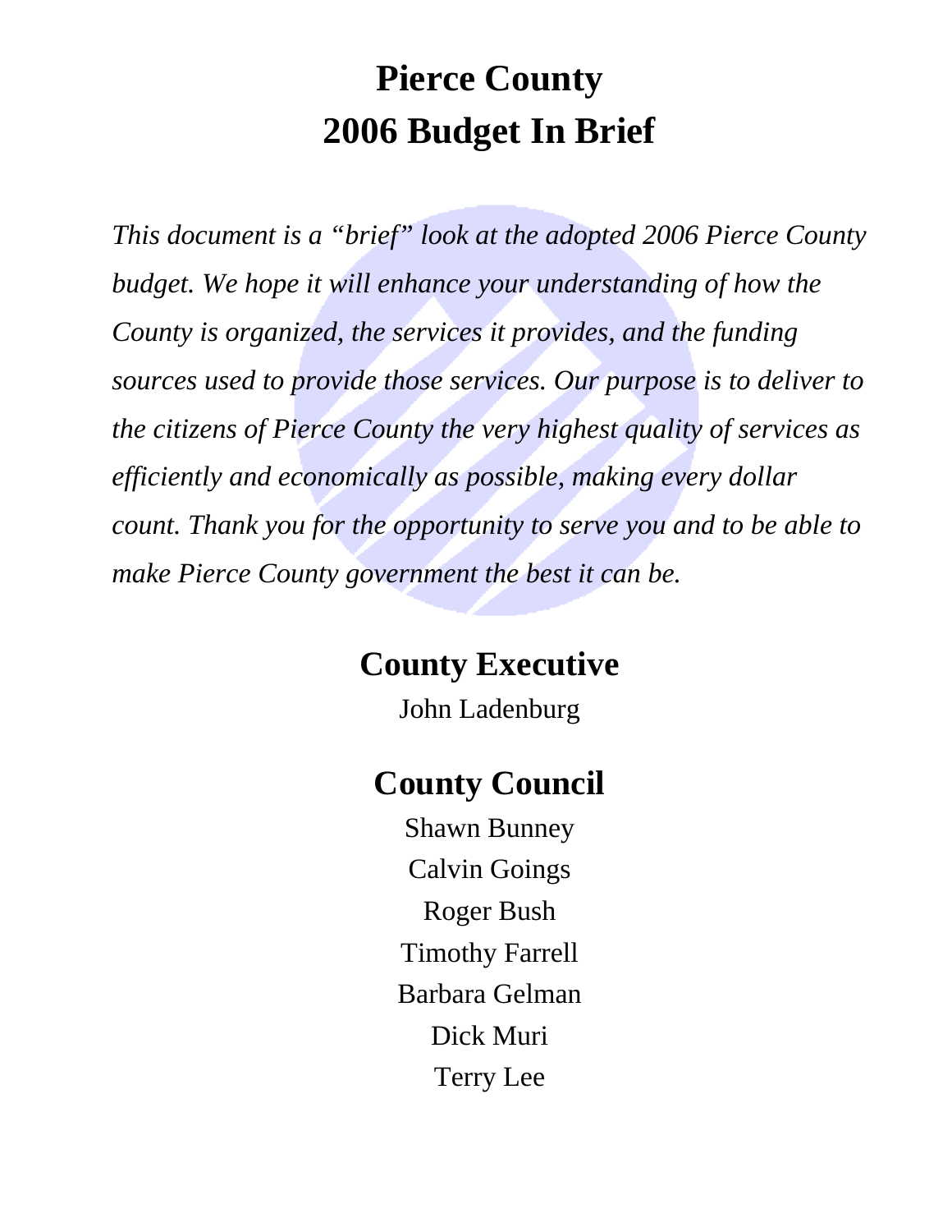# Pierce County
# 2006 Budget In Brief

*This document is a "brief" look at the adopted 2006 Pierce County budget. We hope it will enhance your understanding of how the County is organized, the services it provides, and the funding sources used to provide those services. Our purpose is to deliver to the citizens of Pierce County the very highest quality of services as efficiently and economically as possible, making every dollar count. Thank you for the opportunity to serve you and to be able to make Pierce County government the best it can be.*

## County Executive

John Ladenburg

## County Council

Shawn Bunney

Calvin Goings

Roger Bush

Timothy Farrell

Barbara Gelman

Dick Muri

Terry Lee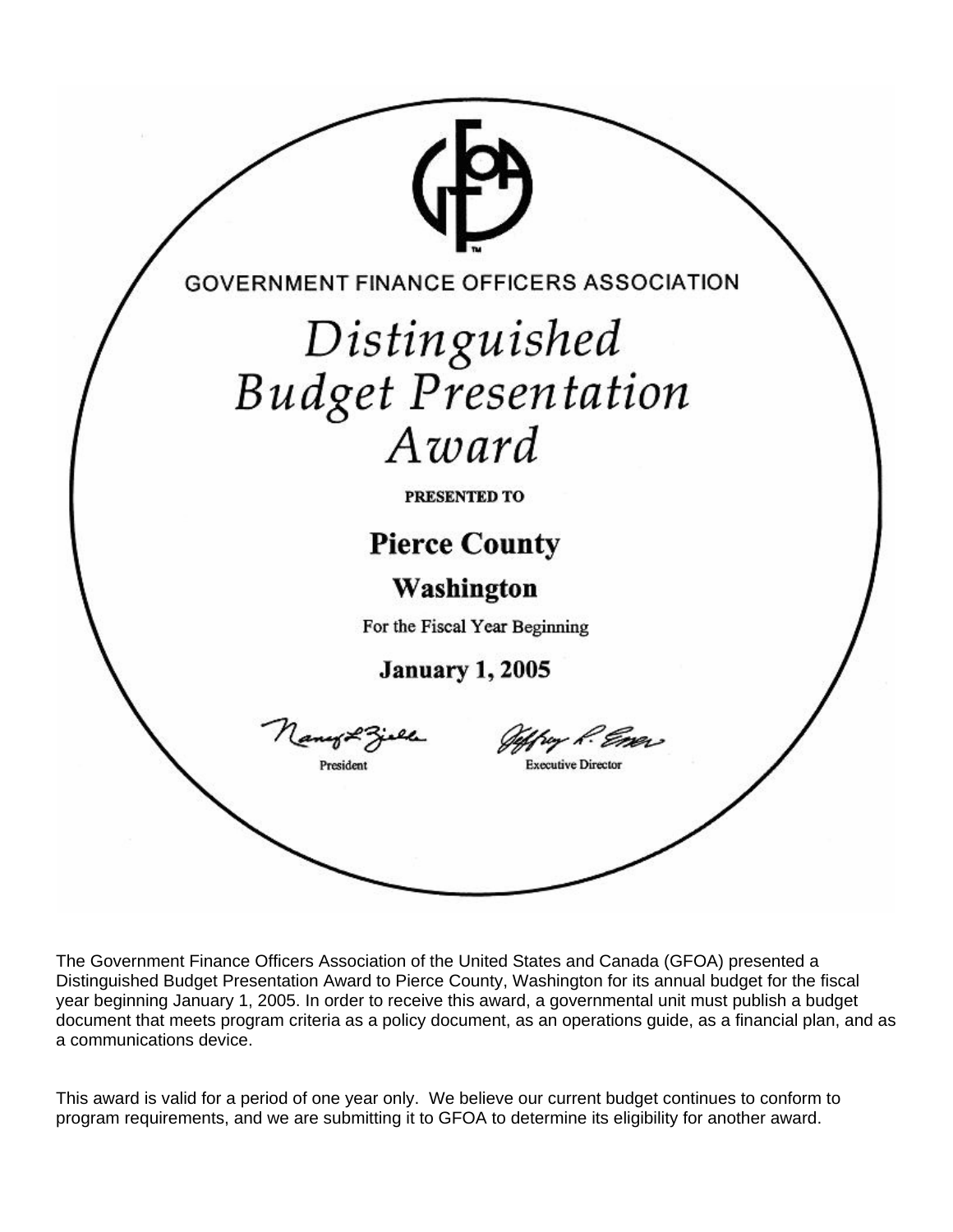GOVERNMENT FINANCE OFFICERS ASSOCIATION

# *Distinguished Budget Presentation Award*

**PRESENTED TO**

## Pierce County

### Washington

For the Fiscal Year Beginning

**January 1, 2005**

President

Executive Director

The Government Finance Officers Association of the United States and Canada (GFOA) presented a Distinguished Budget Presentation Award to Pierce County, Washington for its annual budget for the fiscal year beginning January 1, 2005. In order to receive this award, a governmental unit must publish a budget document that meets program criteria as a policy document, as an operations guide, as a financial plan, and as a communications device.

This award is valid for a period of one year only. We believe our current budget continues to conform to program requirements, and we are submitting it to GFOA to determine its eligibility for another award.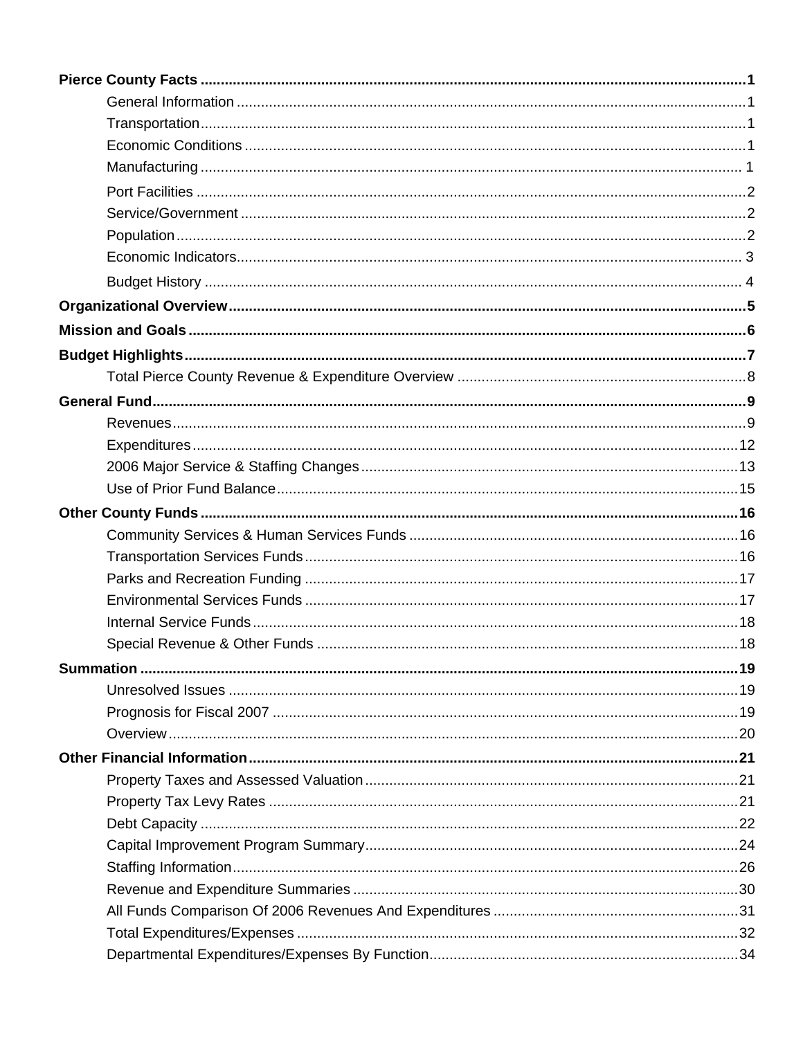**Pierce County Facts** ....................................................................................................................... **1**

- General Information .............................................................................................................1
- Transportation.......................................................................................................................1
- Economic Conditions ...........................................................................................................1
- Manufacturing ...................................................................................................................... 1
- Port Facilities .......................................................................................................................2
- Service/Government ............................................................................................................2
- Population.............................................................................................................................2
- Economic Indicators............................................................................................................. 3
- Budget History ..................................................................................................................... 4

**Organizational Overview**............................................................................................................... **5**

**Mission and Goals**......................................................................................................................... **6**

**Budget Highlights**.......................................................................................................................... **7**

- Total Pierce County Revenue & Expenditure Overview .......................................................8

**General Fund**.................................................................................................................................. **9**

- Revenues..............................................................................................................................9
- Expenditures.......................................................................................................................12
- 2006 Major Service & Staffing Changes.............................................................................13
- Use of Prior Fund Balance..................................................................................................15

**Other County Funds**.................................................................................................................... **16**

- Community Services & Human Services Funds .................................................................16
- Transportation Services Funds...........................................................................................16
- Parks and Recreation Funding ...........................................................................................17
- Environmental Services Funds ...........................................................................................17
- Internal Service Funds........................................................................................................18
- Special Revenue & Other Funds ........................................................................................18

**Summation** .................................................................................................................................. **19**

- Unresolved Issues ..............................................................................................................19
- Prognosis for Fiscal 2007 ...................................................................................................19
- Overview.............................................................................................................................20

**Other Financial Information**......................................................................................................... **21**

- Property Taxes and Assessed Valuation............................................................................21
- Property Tax Levy Rates ....................................................................................................21
- Debt Capacity .....................................................................................................................22
- Capital Improvement Program Summary............................................................................24
- Staffing Information.............................................................................................................26
- Revenue and Expenditure Summaries ...............................................................................30
- All Funds Comparison Of 2006 Revenues And Expenditures .............................................31
- Total Expenditures/Expenses .............................................................................................32
- Departmental Expenditures/Expenses By Function.............................................................34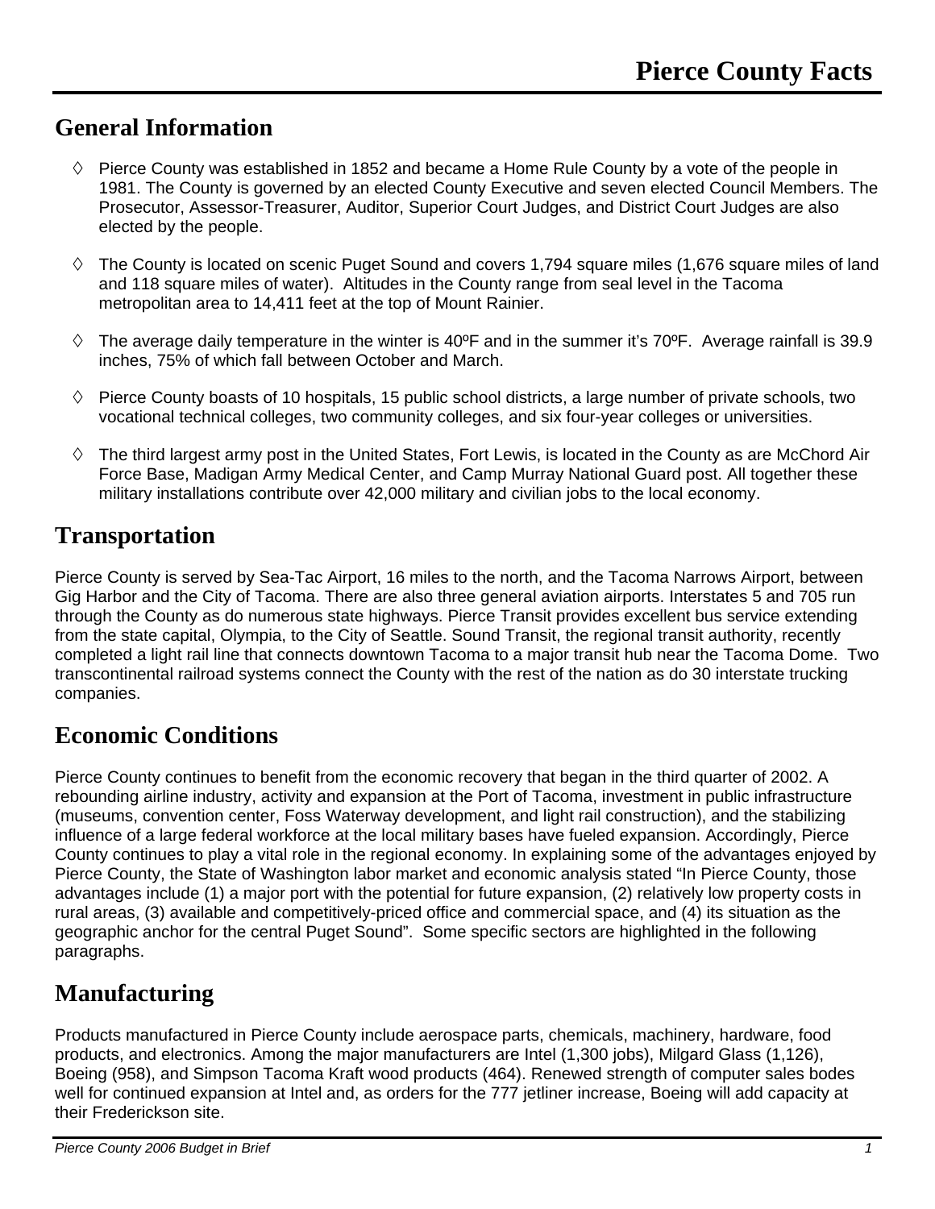# Pierce County Facts

## General Information

- Pierce County was established in 1852 and became a Home Rule County by a vote of the people in 1981. The County is governed by an elected County Executive and seven elected Council Members. The Prosecutor, Assessor-Treasurer, Auditor, Superior Court Judges, and District Court Judges are also elected by the people.
- The County is located on scenic Puget Sound and covers 1,794 square miles (1,676 square miles of land and 118 square miles of water). Altitudes in the County range from seal level in the Tacoma metropolitan area to 14,411 feet at the top of Mount Rainier.
- The average daily temperature in the winter is 40ºF and in the summer it's 70ºF. Average rainfall is 39.9 inches, 75% of which fall between October and March.
- Pierce County boasts of 10 hospitals, 15 public school districts, a large number of private schools, two vocational technical colleges, two community colleges, and six four-year colleges or universities.
- The third largest army post in the United States, Fort Lewis, is located in the County as are McChord Air Force Base, Madigan Army Medical Center, and Camp Murray National Guard post. All together these military installations contribute over 42,000 military and civilian jobs to the local economy.

## Transportation

Pierce County is served by Sea-Tac Airport, 16 miles to the north, and the Tacoma Narrows Airport, between Gig Harbor and the City of Tacoma. There are also three general aviation airports. Interstates 5 and 705 run through the County as do numerous state highways. Pierce Transit provides excellent bus service extending from the state capital, Olympia, to the City of Seattle. Sound Transit, the regional transit authority, recently completed a light rail line that connects downtown Tacoma to a major transit hub near the Tacoma Dome. Two transcontinental railroad systems connect the County with the rest of the nation as do 30 interstate trucking companies.

## Economic Conditions

Pierce County continues to benefit from the economic recovery that began in the third quarter of 2002. A rebounding airline industry, activity and expansion at the Port of Tacoma, investment in public infrastructure (museums, convention center, Foss Waterway development, and light rail construction), and the stabilizing influence of a large federal workforce at the local military bases have fueled expansion. Accordingly, Pierce County continues to play a vital role in the regional economy. In explaining some of the advantages enjoyed by Pierce County, the State of Washington labor market and economic analysis stated "In Pierce County, those advantages include (1) a major port with the potential for future expansion, (2) relatively low property costs in rural areas, (3) available and competitively-priced office and commercial space, and (4) its situation as the geographic anchor for the central Puget Sound". Some specific sectors are highlighted in the following paragraphs.

## Manufacturing

Products manufactured in Pierce County include aerospace parts, chemicals, machinery, hardware, food products, and electronics. Among the major manufacturers are Intel (1,300 jobs), Milgard Glass (1,126), Boeing (958), and Simpson Tacoma Kraft wood products (464). Renewed strength of computer sales bodes well for continued expansion at Intel and, as orders for the 777 jetliner increase, Boeing will add capacity at their Frederickson site.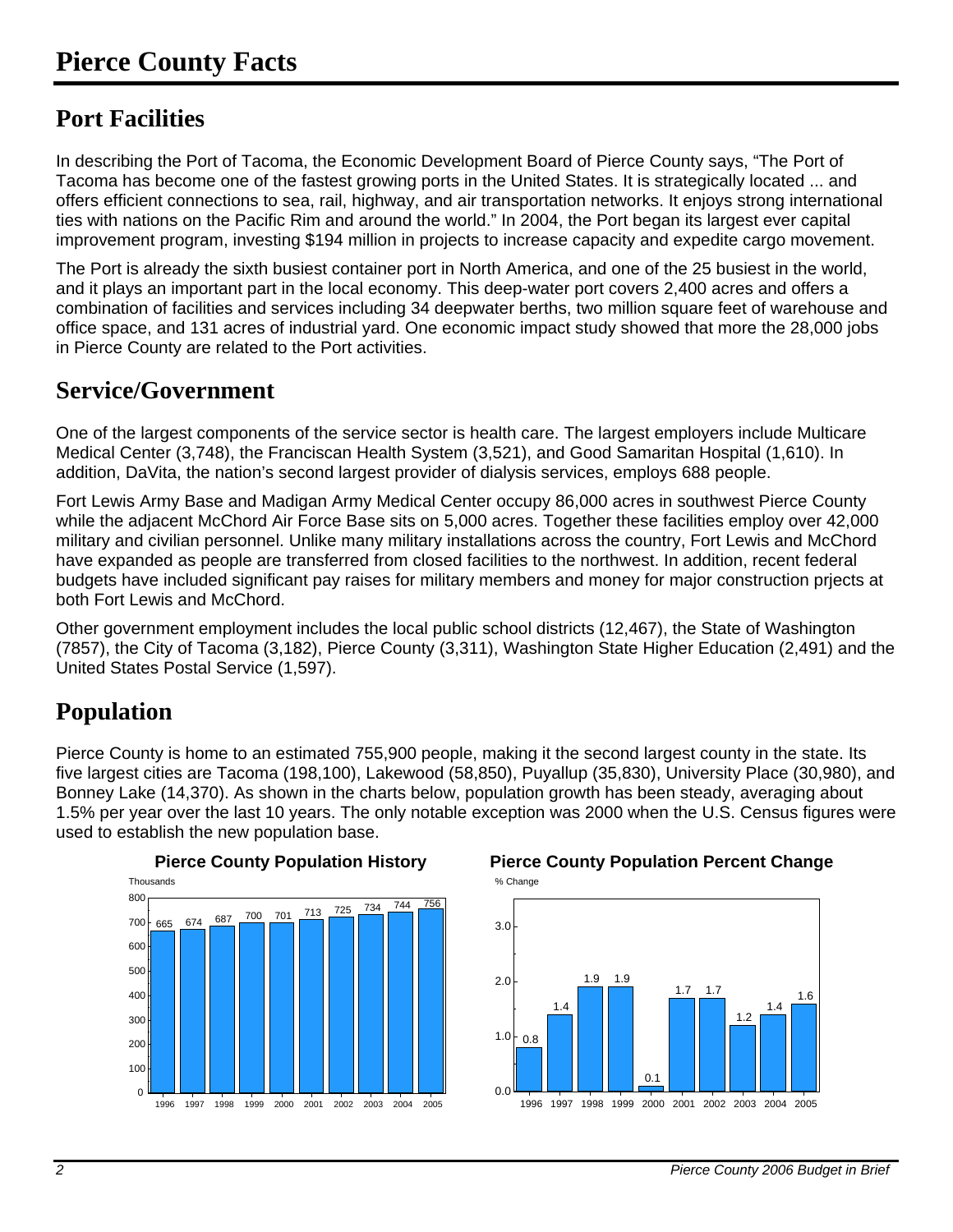# Pierce County Facts

## Port Facilities

In describing the Port of Tacoma, the Economic Development Board of Pierce County says, "The Port of Tacoma has become one of the fastest growing ports in the United States. It is strategically located ... and offers efficient connections to sea, rail, highway, and air transportation networks. It enjoys strong international ties with nations on the Pacific Rim and around the world." In 2004, the Port began its largest ever capital improvement program, investing $194 million in projects to increase capacity and expedite cargo movement.

The Port is already the sixth busiest container port in North America, and one of the 25 busiest in the world, and it plays an important part in the local economy. This deep-water port covers 2,400 acres and offers a combination of facilities and services including 34 deepwater berths, two million square feet of warehouse and office space, and 131 acres of industrial yard. One economic impact study showed that more the 28,000 jobs in Pierce County are related to the Port activities.

## Service/Government

One of the largest components of the service sector is health care. The largest employers include Multicare Medical Center (3,748), the Franciscan Health System (3,521), and Good Samaritan Hospital (1,610). In addition, DaVita, the nation's second largest provider of dialysis services, employs 688 people.

Fort Lewis Army Base and Madigan Army Medical Center occupy 86,000 acres in southwest Pierce County while the adjacent McChord Air Force Base sits on 5,000 acres. Together these facilities employ over 42,000 military and civilian personnel. Unlike many military installations across the country, Fort Lewis and McChord have expanded as people are transferred from closed facilities to the northwest. In addition, recent federal budgets have included significant pay raises for military members and money for major construction prjects at both Fort Lewis and McChord.

Other government employment includes the local public school districts (12,467), the State of Washington (7857), the City of Tacoma (3,182), Pierce County (3,311), Washington State Higher Education (2,491) and the United States Postal Service (1,597).

## Population

Pierce County is home to an estimated 755,900 people, making it the second largest county in the state. Its five largest cities are Tacoma (198,100), Lakewood (58,850), Puyallup (35,830), University Place (30,980), and Bonney Lake (14,370). As shown in the charts below, population growth has been steady, averaging about 1.5% per year over the last 10 years. The only notable exception was 2000 when the U.S. Census figures were used to establish the new population base.

**Pierce County Population History**

| Year | Population (Thousands) |
|---|---|
| 1996 | 665 |
| 1997 | 674 |
| 1998 | 687 |
| 1999 | 700 |
| 2000 | 701 |
| 2001 | 713 |
| 2002 | 725 |
| 2003 | 734 |
| 2004 | 744 |
| 2005 | 756 |

**Pierce County Population Percent Change**

| Year | % Change |
|---|---|
| 1996 | 0.8 |
| 1997 | 1.4 |
| 1998 | 1.9 |
| 1999 | 1.9 |
| 2000 | 0.1 |
| 2001 | 1.7 |
| 2002 | 1.7 |
| 2003 | 1.2 |
| 2004 | 1.4 |
| 2005 | 1.6 |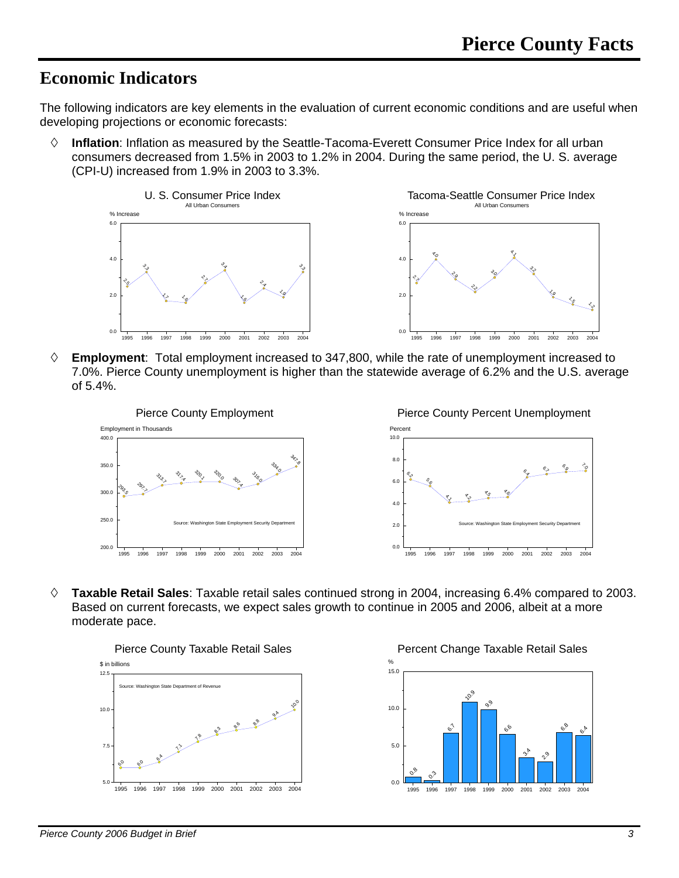# Economic Indicators

The following indicators are key elements in the evaluation of current economic conditions and are useful when developing projections or economic forecasts:

- **Inflation**: Inflation as measured by the Seattle-Tacoma-Everett Consumer Price Index for all urban consumers decreased from 1.5% in 2003 to 1.2% in 2004. During the same period, the U. S. average (CPI-U) increased from 1.9% in 2003 to 3.3%.

U. S. Consumer Price Index
All Urban Consumers

| Year | % Increase |
|---|---|
| 1995 | 2.5 |
| 1996 | 3.3 |
| 1997 | 1.7 |
| 1998 | 1.6 |
| 1999 | 2.7 |
| 2000 | 3.4 |
| 2001 | 1.6 |
| 2002 | 2.4 |
| 2003 | 1.9 |
| 2004 | 3.3 |

Tacoma-Seattle Consumer Price Index
All Urban Consumers

| Year | % Increase |
|---|---|
| 1995 | 2.7 |
| 1996 | 4.0 |
| 1997 | 2.9 |
| 1998 | 2.2 |
| 1999 | 3.0 |
| 2000 | 4.1 |
| 2001 | 3.2 |
| 2002 | 1.9 |
| 2003 | 1.5 |
| 2004 | 1.2 |

- **Employment**: Total employment increased to 347,800, while the rate of unemployment increased to 7.0%. Pierce County unemployment is higher than the statewide average of 6.2% and the U.S. average of 5.4%.

Pierce County Employment

| Year | Employment in Thousands |
|---|---|
| 1995 | 293.5 |
| 1996 | 297.7 |
| 1997 | 313.7 |
| 1998 | 317.4 |
| 1999 | 320.1 |
| 2000 | 320.0 |
| 2001 | 307.4 |
| 2002 | 316.0 |
| 2003 | 334.0 |
| 2004 | 347.8 |

Source: Washington State Employment Security Department

Pierce County Percent Unemployment

| Year | Percent |
|---|---|
| 1995 | 6.2 |
| 1996 | 5.6 |
| 1997 | 4.1 |
| 1998 | 4.2 |
| 1999 | 4.5 |
| 2000 | 4.6 |
| 2001 | 6.4 |
| 2002 | 6.7 |
| 2003 | 6.9 |
| 2004 | 7.0 |

Source: Washington State Employment Security Department

- **Taxable Retail Sales**: Taxable retail sales continued strong in 2004, increasing 6.4% compared to 2003. Based on current forecasts, we expect sales growth to continue in 2005 and 2006, albeit at a more moderate pace.

Pierce County Taxable Retail Sales

| Year | $ in billions |
|---|---|
| 1995 | 6.0 |
| 1996 | 6.0 |
| 1997 | 6.4 |
| 1998 | 7.1 |
| 1999 | 7.8 |
| 2000 | 8.3 |
| 2001 | 8.6 |
| 2002 | 8.8 |
| 2003 | 9.4 |
| 2004 | 10.0 |

Source: Washington State Department of Revenue

Percent Change Taxable Retail Sales

| Year | % |
|---|---|
| 1995 | 0.8 |
| 1996 | 0.3 |
| 1997 | 6.7 |
| 1998 | 10.9 |
| 1999 | 9.9 |
| 2000 | 6.6 |
| 2001 | 3.4 |
| 2002 | 2.9 |
| 2003 | 6.8 |
| 2004 | 6.4 |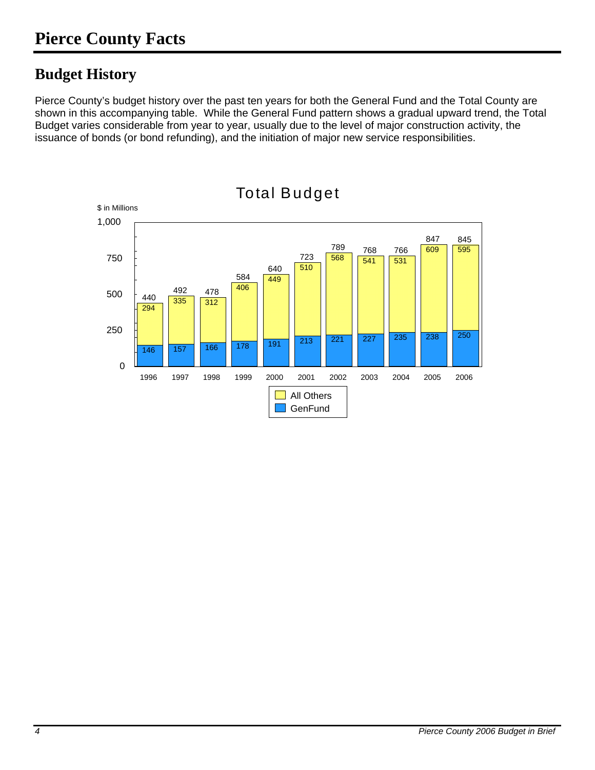# Pierce County Facts

## Budget History

Pierce County's budget history over the past ten years for both the General Fund and the Total County are shown in this accompanying table. While the General Fund pattern shows a gradual upward trend, the Total Budget varies considerable from year to year, usually due to the level of major construction activity, the issuance of bonds (or bond refunding), and the initiation of major new service responsibilities.

**Total Budget**

$ in Millions

| Year | GenFund | All Others | Total |
|---|---|---|---|
| 1996 | 146 | 294 | 440 |
| 1997 | 157 | 335 | 492 |
| 1998 | 166 | 312 | 478 |
| 1999 | 178 | 406 | 584 |
| 2000 | 191 | 449 | 640 |
| 2001 | 213 | 510 | 723 |
| 2002 | 221 | 568 | 789 |
| 2003 | 227 | 541 | 768 |
| 2004 | 235 | 531 | 766 |
| 2005 | 238 | 609 | 847 |
| 2006 | 250 | 595 | 845 |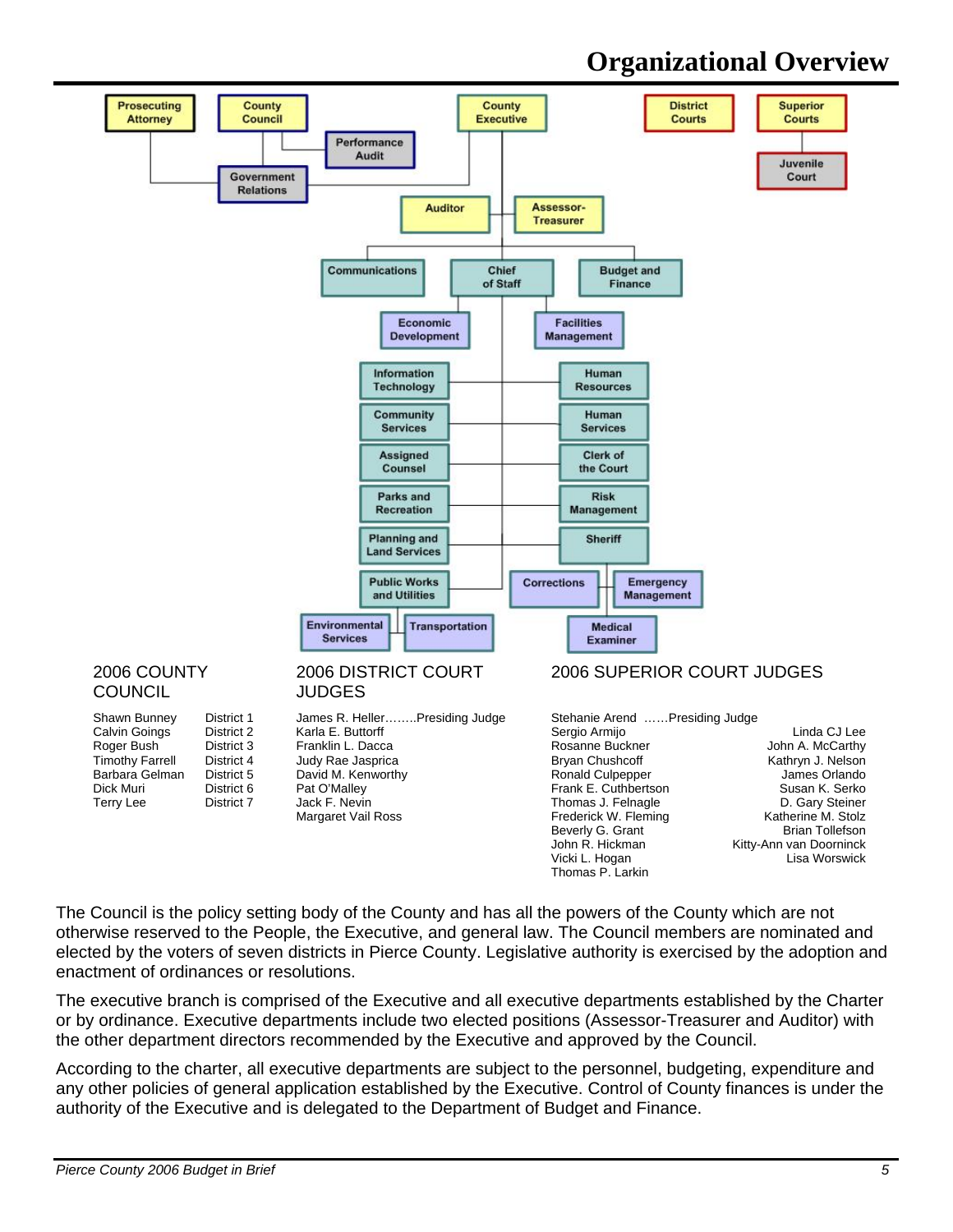# Organizational Overview

Prosecuting Attorney

County Council

Performance Audit

Government Relations

County Executive

District Courts

Superior Courts

Juvenile Court

Auditor

Assessor-Treasurer

Communications

Chief of Staff

Budget and Finance

Economic Development

Facilities Management

Information Technology

Human Resources

Community Services

Human Services

Assigned Counsel

Clerk of the Court

Parks and Recreation

Risk Management

Planning and Land Services

Sheriff

Public Works and Utilities

Corrections

Emergency Management

Environmental Services

Transportation

Medical Examiner

## 2006 COUNTY COUNCIL

| Name | District |
|---|---|
| Shawn Bunney | District 1 |
| Calvin Goings | District 2 |
| Roger Bush | District 3 |
| Timothy Farrell | District 4 |
| Barbara Gelman | District 5 |
| Dick Muri | District 6 |
| Terry Lee | District 7 |

## 2006 DISTRICT COURT JUDGES

James R. Heller........Presiding Judge
Karla E. Buttorff
Franklin L. Dacca
Judy Rae Jasprica
David M. Kenworthy
Pat O'Malley
Jack F. Nevin
Margaret Vail Ross

## 2006 SUPERIOR COURT JUDGES

Stehanie Arend ......Presiding Judge
Sergio Armijo
Rosanne Buckner
Bryan Chushcoff
Ronald Culpepper
Frank E. Cuthbertson
Thomas J. Felnagle
Frederick W. Fleming
Beverly G. Grant
John R. Hickman
Vicki L. Hogan
Thomas P. Larkin
Linda CJ Lee
John A. McCarthy
Kathryn J. Nelson
James Orlando
Susan K. Serko
D. Gary Steiner
Katherine M. Stolz
Brian Tollefson
Kitty-Ann van Doorninck
Lisa Worswick

The Council is the policy setting body of the County and has all the powers of the County which are not otherwise reserved to the People, the Executive, and general law. The Council members are nominated and elected by the voters of seven districts in Pierce County. Legislative authority is exercised by the adoption and enactment of ordinances or resolutions.

The executive branch is comprised of the Executive and all executive departments established by the Charter or by ordinance. Executive departments include two elected positions (Assessor-Treasurer and Auditor) with the other department directors recommended by the Executive and approved by the Council.

According to the charter, all executive departments are subject to the personnel, budgeting, expenditure and any other policies of general application established by the Executive. Control of County finances is under the authority of the Executive and is delegated to the Department of Budget and Finance.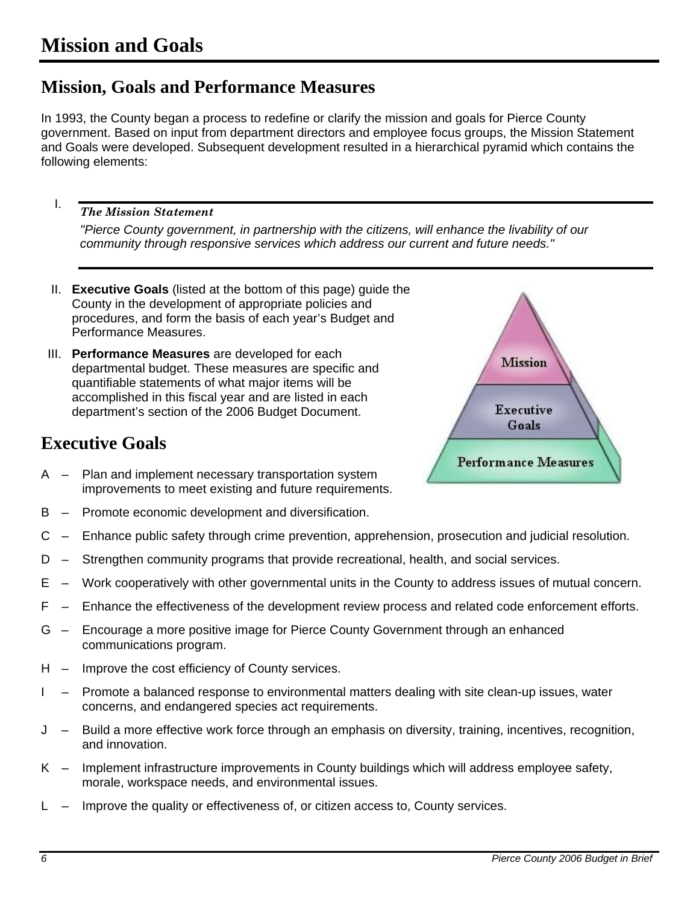# Mission and Goals

## Mission, Goals and Performance Measures

In 1993, the County began a process to redefine or clarify the mission and goals for Pierce County government. Based on input from department directors and employee focus groups, the Mission Statement and Goals were developed. Subsequent development resulted in a hierarchical pyramid which contains the following elements:

I. ***The Mission Statement***

*"Pierce County government, in partnership with the citizens, will enhance the livability of our community through responsive services which address our current and future needs."*

II. **Executive Goals** (listed at the bottom of this page) guide the County in the development of appropriate policies and procedures, and form the basis of each year's Budget and Performance Measures.

III. **Performance Measures** are developed for each departmental budget. These measures are specific and quantifiable statements of what major items will be accomplished in this fiscal year and are listed in each department's section of the 2006 Budget Document.

Mission

Executive Goals

Performance Measures

## Executive Goals

A – Plan and implement necessary transportation system improvements to meet existing and future requirements.

B – Promote economic development and diversification.

C – Enhance public safety through crime prevention, apprehension, prosecution and judicial resolution.

D – Strengthen community programs that provide recreational, health, and social services.

E – Work cooperatively with other governmental units in the County to address issues of mutual concern.

F – Enhance the effectiveness of the development review process and related code enforcement efforts.

G – Encourage a more positive image for Pierce County Government through an enhanced communications program.

H – Improve the cost efficiency of County services.

I – Promote a balanced response to environmental matters dealing with site clean-up issues, water concerns, and endangered species act requirements.

J – Build a more effective work force through an emphasis on diversity, training, incentives, recognition, and innovation.

K – Implement infrastructure improvements in County buildings which will address employee safety, morale, workspace needs, and environmental issues.

L – Improve the quality or effectiveness of, or citizen access to, County services.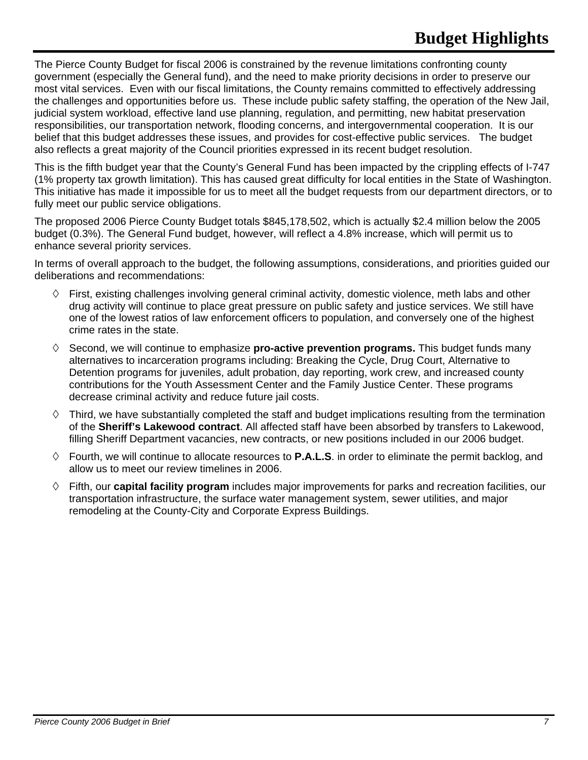# Budget Highlights

The Pierce County Budget for fiscal 2006 is constrained by the revenue limitations confronting county government (especially the General fund), and the need to make priority decisions in order to preserve our most vital services. Even with our fiscal limitations, the County remains committed to effectively addressing the challenges and opportunities before us. These include public safety staffing, the operation of the New Jail, judicial system workload, effective land use planning, regulation, and permitting, new habitat preservation responsibilities, our transportation network, flooding concerns, and intergovernmental cooperation. It is our belief that this budget addresses these issues, and provides for cost-effective public services. The budget also reflects a great majority of the Council priorities expressed in its recent budget resolution.

This is the fifth budget year that the County's General Fund has been impacted by the crippling effects of I-747 (1% property tax growth limitation). This has caused great difficulty for local entities in the State of Washington. This initiative has made it impossible for us to meet all the budget requests from our department directors, or to fully meet our public service obligations.

The proposed 2006 Pierce County Budget totals $845,178,502, which is actually $2.4 million below the 2005 budget (0.3%). The General Fund budget, however, will reflect a 4.8% increase, which will permit us to enhance several priority services.

In terms of overall approach to the budget, the following assumptions, considerations, and priorities guided our deliberations and recommendations:

- First, existing challenges involving general criminal activity, domestic violence, meth labs and other drug activity will continue to place great pressure on public safety and justice services. We still have one of the lowest ratios of law enforcement officers to population, and conversely one of the highest crime rates in the state.
- Second, we will continue to emphasize **pro-active prevention programs.** This budget funds many alternatives to incarceration programs including: Breaking the Cycle, Drug Court, Alternative to Detention programs for juveniles, adult probation, day reporting, work crew, and increased county contributions for the Youth Assessment Center and the Family Justice Center. These programs decrease criminal activity and reduce future jail costs.
- Third, we have substantially completed the staff and budget implications resulting from the termination of the **Sheriff's Lakewood contract**. All affected staff have been absorbed by transfers to Lakewood, filling Sheriff Department vacancies, new contracts, or new positions included in our 2006 budget.
- Fourth, we will continue to allocate resources to **P.A.L.S**. in order to eliminate the permit backlog, and allow us to meet our review timelines in 2006.
- Fifth, our **capital facility program** includes major improvements for parks and recreation facilities, our transportation infrastructure, the surface water management system, sewer utilities, and major remodeling at the County-City and Corporate Express Buildings.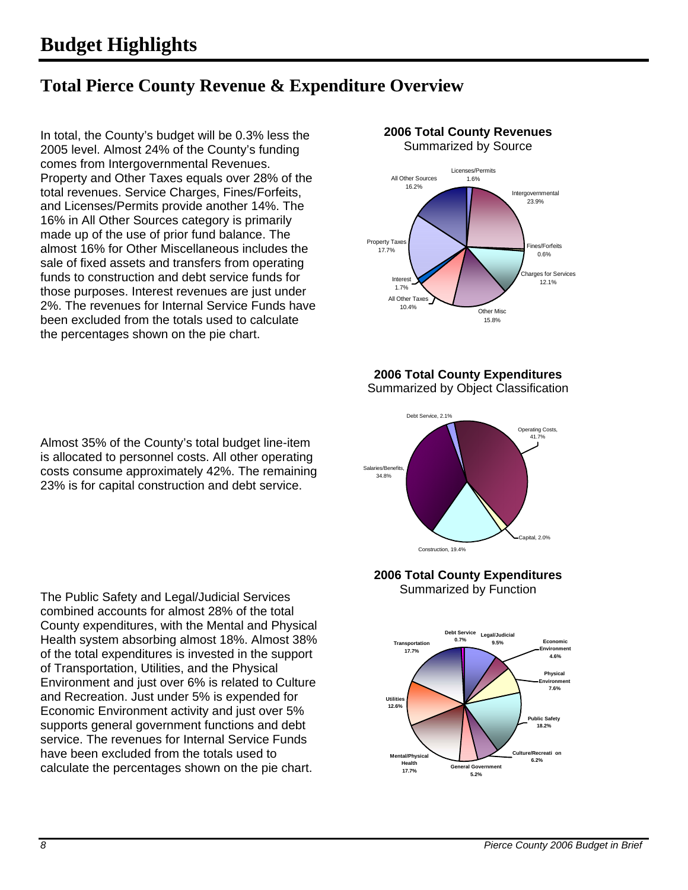# Budget Highlights

## Total Pierce County Revenue & Expenditure Overview

In total, the County's budget will be 0.3% less the 2005 level. Almost 24% of the County's funding comes from Intergovernmental Revenues. Property and Other Taxes equals over 28% of the total revenues. Service Charges, Fines/Forfeits, and Licenses/Permits provide another 14%. The 16% in All Other Sources category is primarily made up of the use of prior fund balance. The almost 16% for Other Miscellaneous includes the sale of fixed assets and transfers from operating funds to construction and debt service funds for those purposes. Interest revenues are just under 2%. The revenues for Internal Service Funds have been excluded from the totals used to calculate the percentages shown on the pie chart.

**2006 Total County Revenues**
Summarized by Source

| Source | Percent |
|---|---|
| Licenses/Permits | 1.6% |
| Intergovernmental | 23.9% |
| Fines/Forfeits | 0.6% |
| Charges for Services | 12.1% |
| Other Misc | 15.8% |
| All Other Taxes | 10.4% |
| Interest | 1.7% |
| Property Taxes | 17.7% |
| All Other Sources | 16.2% |

Almost 35% of the County's total budget line-item is allocated to personnel costs. All other operating costs consume approximately 42%. The remaining 23% is for capital construction and debt service.

**2006 Total County Expenditures**
Summarized by Object Classification

| Classification | Percent |
|---|---|
| Debt Service | 2.1% |
| Operating Costs | 41.7% |
| Capital | 2.0% |
| Construction | 19.4% |
| Salaries/Benefits | 34.8% |

The Public Safety and Legal/Judicial Services combined accounts for almost 28% of the total County expenditures, with the Mental and Physical Health system absorbing almost 18%. Almost 38% of the total expenditures is invested in the support of Transportation, Utilities, and the Physical Environment and just over 6% is related to Culture and Recreation. Just under 5% is expended for Economic Environment activity and just over 5% supports general government functions and debt service. The revenues for Internal Service Funds have been excluded from the totals used to calculate the percentages shown on the pie chart.

**2006 Total County Expenditures**
Summarized by Function

| Function | Percent |
|---|---|
| Debt Service | 0.7% |
| Legal/Judicial | 9.5% |
| Economic Environment | 4.6% |
| Physical Environment | 7.6% |
| Public Safety | 18.2% |
| Culture/Recreation | 6.2% |
| General Government | 5.2% |
| Mental/Physical Health | 17.7% |
| Utilities | 12.6% |
| Transportation | 17.7% |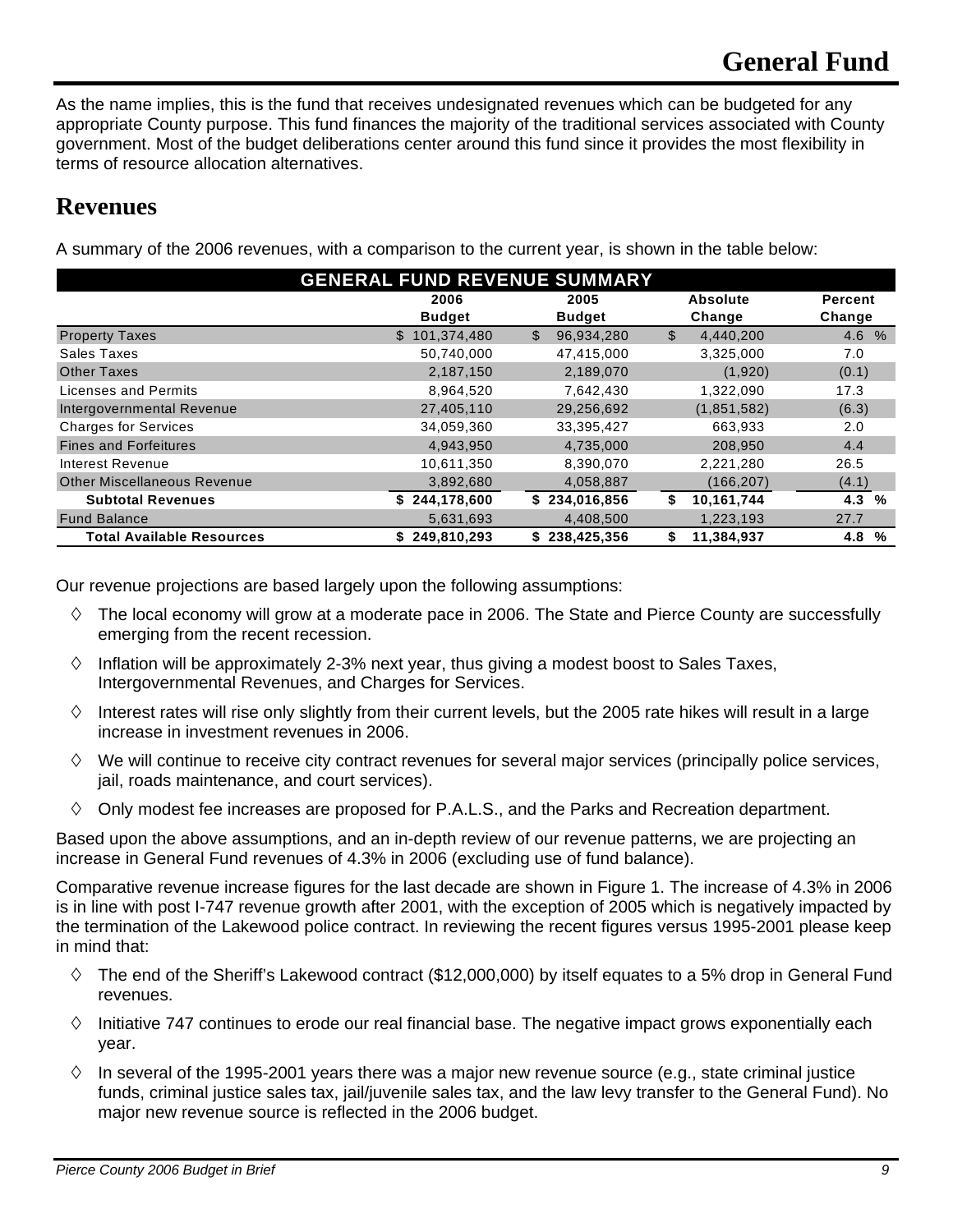# General Fund

As the name implies, this is the fund that receives undesignated revenues which can be budgeted for any appropriate County purpose. This fund finances the majority of the traditional services associated with County government. Most of the budget deliberations center around this fund since it provides the most flexibility in terms of resource allocation alternatives.

## Revenues

A summary of the 2006 revenues, with a comparison to the current year, is shown in the table below:

| GENERAL FUND REVENUE SUMMARY | 2006 Budget | 2005 Budget | Absolute Change | Percent Change |
|---|---|---|---|---|
| Property Taxes | $ 101,374,480 | $ 96,934,280 | $ 4,440,200 | 4.6 % |
| Sales Taxes | 50,740,000 | 47,415,000 | 3,325,000 | 7.0 |
| Other Taxes | 2,187,150 | 2,189,070 | (1,920) | (0.1) |
| Licenses and Permits | 8,964,520 | 7,642,430 | 1,322,090 | 17.3 |
| Intergovernmental Revenue | 27,405,110 | 29,256,692 | (1,851,582) | (6.3) |
| Charges for Services | 34,059,360 | 33,395,427 | 663,933 | 2.0 |
| Fines and Forfeitures | 4,943,950 | 4,735,000 | 208,950 | 4.4 |
| Interest Revenue | 10,611,350 | 8,390,070 | 2,221,280 | 26.5 |
| Other Miscellaneous Revenue | 3,892,680 | 4,058,887 | (166,207) | (4.1) |
| **Subtotal Revenues** | **$ 244,178,600** | **$ 234,016,856** | **$ 10,161,744** | **4.3 %** |
| Fund Balance | 5,631,693 | 4,408,500 | 1,223,193 | 27.7 |
| **Total Available Resources** | **$ 249,810,293** | **$ 238,425,356** | **$ 11,384,937** | **4.8 %** |

Our revenue projections are based largely upon the following assumptions:

- The local economy will grow at a moderate pace in 2006. The State and Pierce County are successfully emerging from the recent recession.
- Inflation will be approximately 2-3% next year, thus giving a modest boost to Sales Taxes, Intergovernmental Revenues, and Charges for Services.
- Interest rates will rise only slightly from their current levels, but the 2005 rate hikes will result in a large increase in investment revenues in 2006.
- We will continue to receive city contract revenues for several major services (principally police services, jail, roads maintenance, and court services).
- Only modest fee increases are proposed for P.A.L.S., and the Parks and Recreation department.

Based upon the above assumptions, and an in-depth review of our revenue patterns, we are projecting an increase in General Fund revenues of 4.3% in 2006 (excluding use of fund balance).

Comparative revenue increase figures for the last decade are shown in Figure 1. The increase of 4.3% in 2006 is in line with post I-747 revenue growth after 2001, with the exception of 2005 which is negatively impacted by the termination of the Lakewood police contract. In reviewing the recent figures versus 1995-2001 please keep in mind that:

- The end of the Sheriff's Lakewood contract ($12,000,000) by itself equates to a 5% drop in General Fund revenues.
- Initiative 747 continues to erode our real financial base. The negative impact grows exponentially each year.
- In several of the 1995-2001 years there was a major new revenue source (e.g., state criminal justice funds, criminal justice sales tax, jail/juvenile sales tax, and the law levy transfer to the General Fund). No major new revenue source is reflected in the 2006 budget.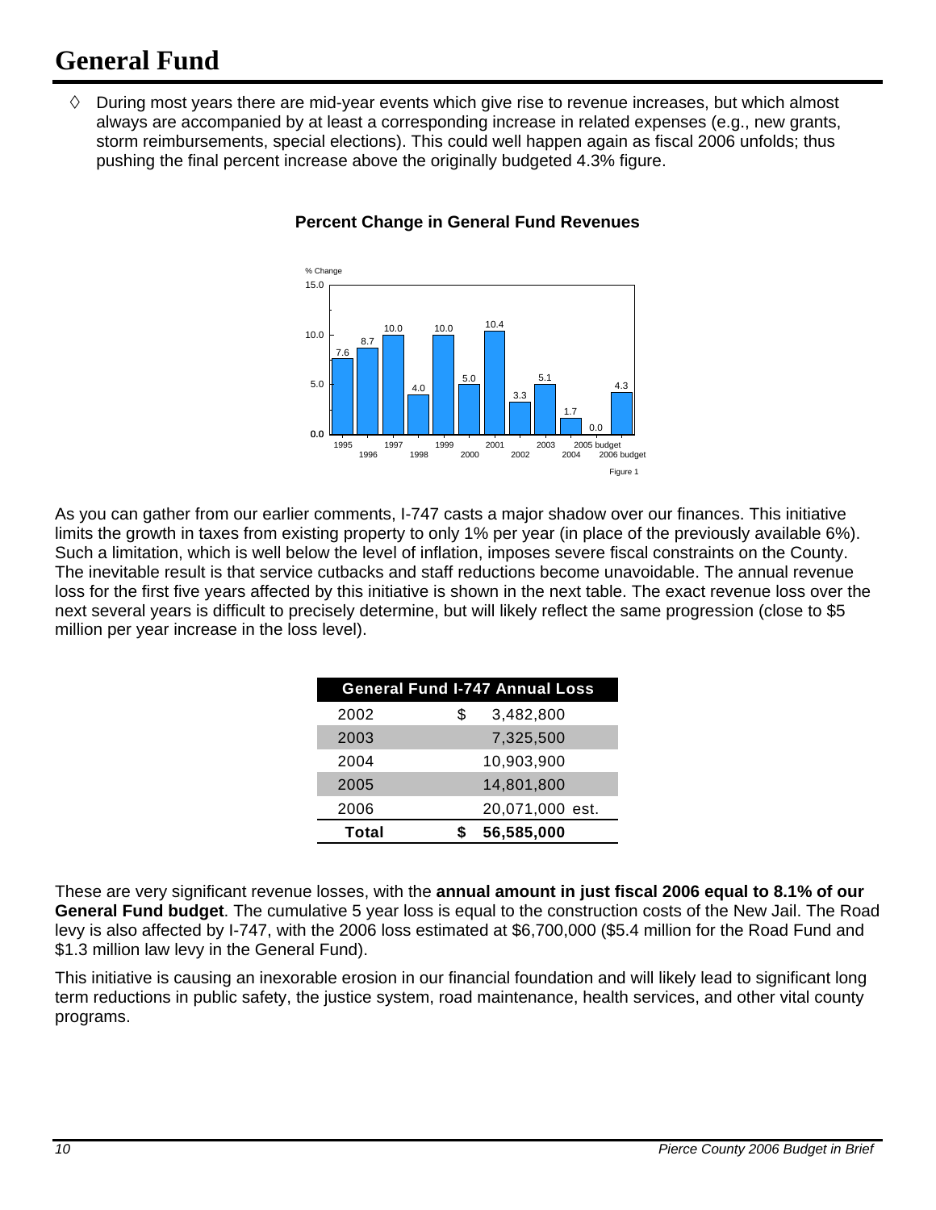# General Fund

◊ During most years there are mid-year events which give rise to revenue increases, but which almost always are accompanied by at least a corresponding increase in related expenses (e.g., new grants, storm reimbursements, special elections). This could well happen again as fiscal 2006 unfolds; thus pushing the final percent increase above the originally budgeted 4.3% figure.

**Percent Change in General Fund Revenues**

| Year | % Change |
|---|---|
| 1995 | 7.6 |
| 1996 | 8.7 |
| 1997 | 10.0 |
| 1998 | 4.0 |
| 1999 | 10.0 |
| 2000 | 5.0 |
| 2001 | 10.4 |
| 2002 | 3.3 |
| 2003 | 5.1 |
| 2004 | 1.7 |
| 2005 budget | 0.0 |
| 2006 budget | 4.3 |

Figure 1

As you can gather from our earlier comments, I-747 casts a major shadow over our finances. This initiative limits the growth in taxes from existing property to only 1% per year (in place of the previously available 6%). Such a limitation, which is well below the level of inflation, imposes severe fiscal constraints on the County. The inevitable result is that service cutbacks and staff reductions become unavoidable. The annual revenue loss for the first five years affected by this initiative is shown in the next table. The exact revenue loss over the next several years is difficult to precisely determine, but will likely reflect the same progression (close to $5 million per year increase in the loss level).

| General Fund I-747 Annual Loss | |
|---|---|
| 2002 | $ 3,482,800 |
| 2003 | 7,325,500 |
| 2004 | 10,903,900 |
| 2005 | 14,801,800 |
| 2006 | 20,071,000 est. |
| **Total** | **$ 56,585,000** |

These are very significant revenue losses, with the **annual amount in just fiscal 2006 equal to 8.1% of our General Fund budget**. The cumulative 5 year loss is equal to the construction costs of the New Jail. The Road levy is also affected by I-747, with the 2006 loss estimated at $6,700,000 ($5.4 million for the Road Fund and $1.3 million law levy in the General Fund).

This initiative is causing an inexorable erosion in our financial foundation and will likely lead to significant long term reductions in public safety, the justice system, road maintenance, health services, and other vital county programs.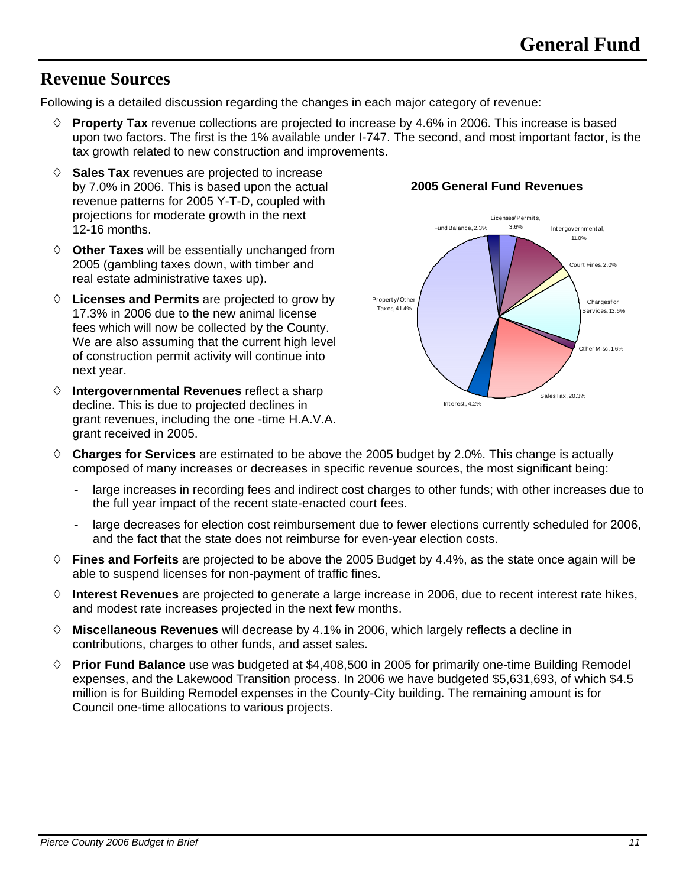# General Fund

## Revenue Sources

Following is a detailed discussion regarding the changes in each major category of revenue:

- **Property Tax** revenue collections are projected to increase by 4.6% in 2006. This increase is based upon two factors. The first is the 1% available under I-747. The second, and most important factor, is the tax growth related to new construction and improvements.
- **Sales Tax** revenues are projected to increase by 7.0% in 2006. This is based upon the actual revenue patterns for 2005 Y-T-D, coupled with projections for moderate growth in the next 12-16 months.
- **Other Taxes** will be essentially unchanged from 2005 (gambling taxes down, with timber and real estate administrative taxes up).
- **Licenses and Permits** are projected to grow by 17.3% in 2006 due to the new animal license fees which will now be collected by the County. We are also assuming that the current high level of construction permit activity will continue into next year.
- **Intergovernmental Revenues** reflect a sharp decline. This is due to projected declines in grant revenues, including the one -time H.A.V.A. grant received in 2005.

**2005 General Fund Revenues**

| Category | Percent |
|---|---|
| Licenses/Permits | 3.6% |
| Intergovernmental | 11.0% |
| Court Fines | 2.0% |
| Charges for Services | 13.6% |
| Other Misc | 1.6% |
| Sales Tax | 20.3% |
| Interest | 4.2% |
| Property/Other Taxes | 41.4% |
| Fund Balance | 2.3% |

- **Charges for Services** are estimated to be above the 2005 budget by 2.0%. This change is actually composed of many increases or decreases in specific revenue sources, the most significant being:
  - large increases in recording fees and indirect cost charges to other funds; with other increases due to the full year impact of the recent state-enacted court fees.
  - large decreases for election cost reimbursement due to fewer elections currently scheduled for 2006, and the fact that the state does not reimburse for even-year election costs.
- **Fines and Forfeits** are projected to be above the 2005 Budget by 4.4%, as the state once again will be able to suspend licenses for non-payment of traffic fines.
- **Interest Revenues** are projected to generate a large increase in 2006, due to recent interest rate hikes, and modest rate increases projected in the next few months.
- **Miscellaneous Revenues** will decrease by 4.1% in 2006, which largely reflects a decline in contributions, charges to other funds, and asset sales.
- **Prior Fund Balance** use was budgeted at $4,408,500 in 2005 for primarily one-time Building Remodel expenses, and the Lakewood Transition process. In 2006 we have budgeted $5,631,693, of which $4.5 million is for Building Remodel expenses in the County-City building. The remaining amount is for Council one-time allocations to various projects.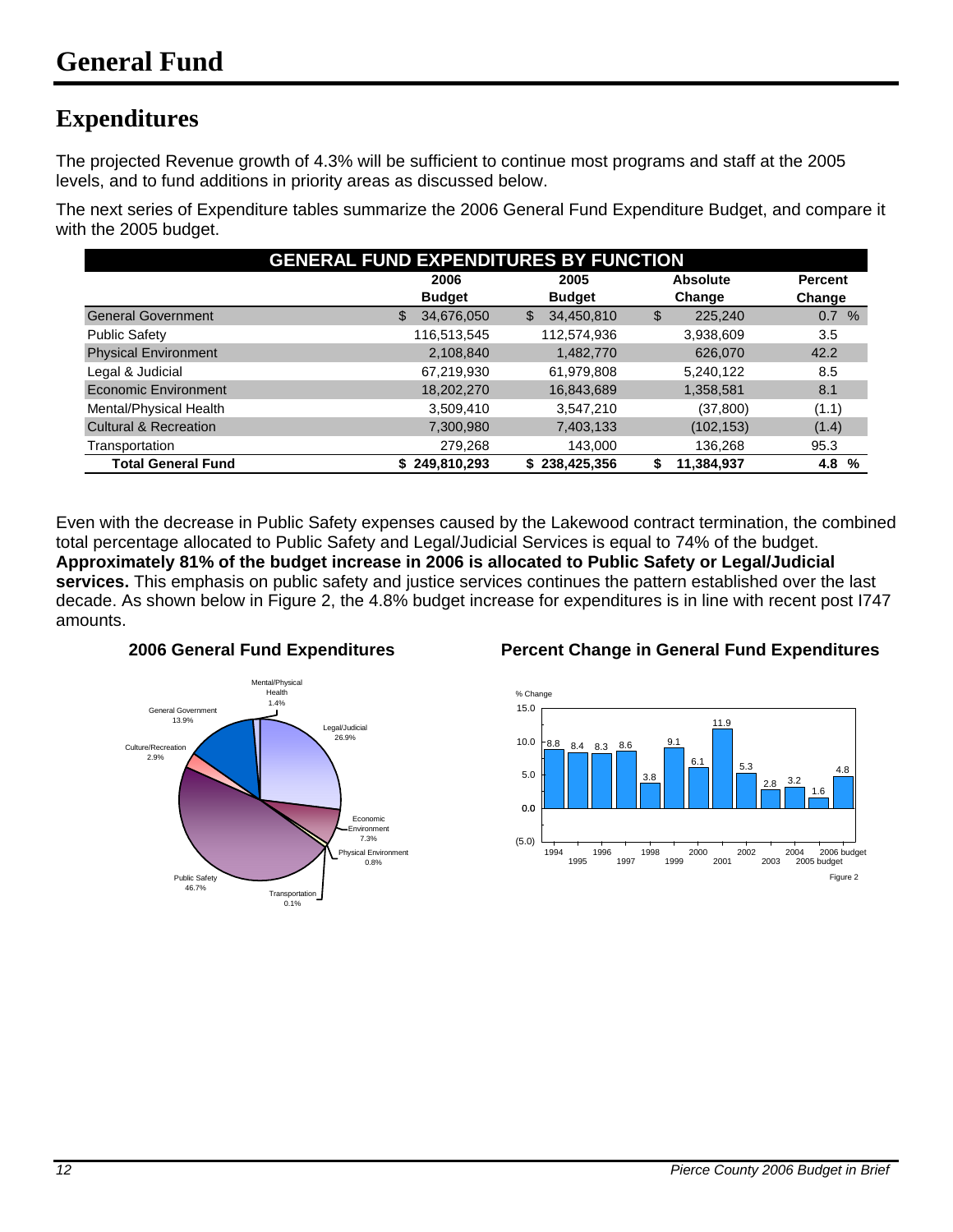# General Fund

## Expenditures

The projected Revenue growth of 4.3% will be sufficient to continue most programs and staff at the 2005 levels, and to fund additions in priority areas as discussed below.

The next series of Expenditure tables summarize the 2006 General Fund Expenditure Budget, and compare it with the 2005 budget.

| GENERAL FUND EXPENDITURES BY FUNCTION | 2006 Budget | 2005 Budget | Absolute Change | Percent Change |
|---|---|---|---|---|
| General Government | $ 34,676,050 | $ 34,450,810 | $ 225,240 | 0.7 % |
| Public Safety | 116,513,545 | 112,574,936 | 3,938,609 | 3.5 |
| Physical Environment | 2,108,840 | 1,482,770 | 626,070 | 42.2 |
| Legal & Judicial | 67,219,930 | 61,979,808 | 5,240,122 | 8.5 |
| Economic Environment | 18,202,270 | 16,843,689 | 1,358,581 | 8.1 |
| Mental/Physical Health | 3,509,410 | 3,547,210 | (37,800) | (1.1) |
| Cultural & Recreation | 7,300,980 | 7,403,133 | (102,153) | (1.4) |
| Transportation | 279,268 | 143,000 | 136,268 | 95.3 |
| **Total General Fund** | **$ 249,810,293** | **$ 238,425,356** | **$ 11,384,937** | **4.8 %** |

Even with the decrease in Public Safety expenses caused by the Lakewood contract termination, the combined total percentage allocated to Public Safety and Legal/Judicial Services is equal to 74% of the budget. **Approximately 81% of the budget increase in 2006 is allocated to Public Safety or Legal/Judicial services.** This emphasis on public safety and justice services continues the pattern established over the last decade. As shown below in Figure 2, the 4.8% budget increase for expenditures is in line with recent post I747 amounts.

**2006 General Fund Expenditures**

| Function | Percent |
|---|---|
| Legal/Judicial | 26.9% |
| Economic Environment | 7.3% |
| Physical Environment | 0.8% |
| Transportation | 0.1% |
| Public Safety | 46.7% |
| Culture/Recreation | 2.9% |
| General Government | 13.9% |
| Mental/Physical Health | 1.4% |

**Percent Change in General Fund Expenditures**

| Year | % Change |
|---|---|
| 1994 | 8.8 |
| 1995 | 8.4 |
| 1996 | 8.3 |
| 1997 | 8.6 |
| 1998 | 3.8 |
| 1999 | 9.1 |
| 2000 | 6.1 |
| 2001 | 11.9 |
| 2002 | 5.3 |
| 2003 | 2.8 |
| 2004 | 3.2 |
| 2005 budget | 1.6 |
| 2006 budget | 4.8 |

Figure 2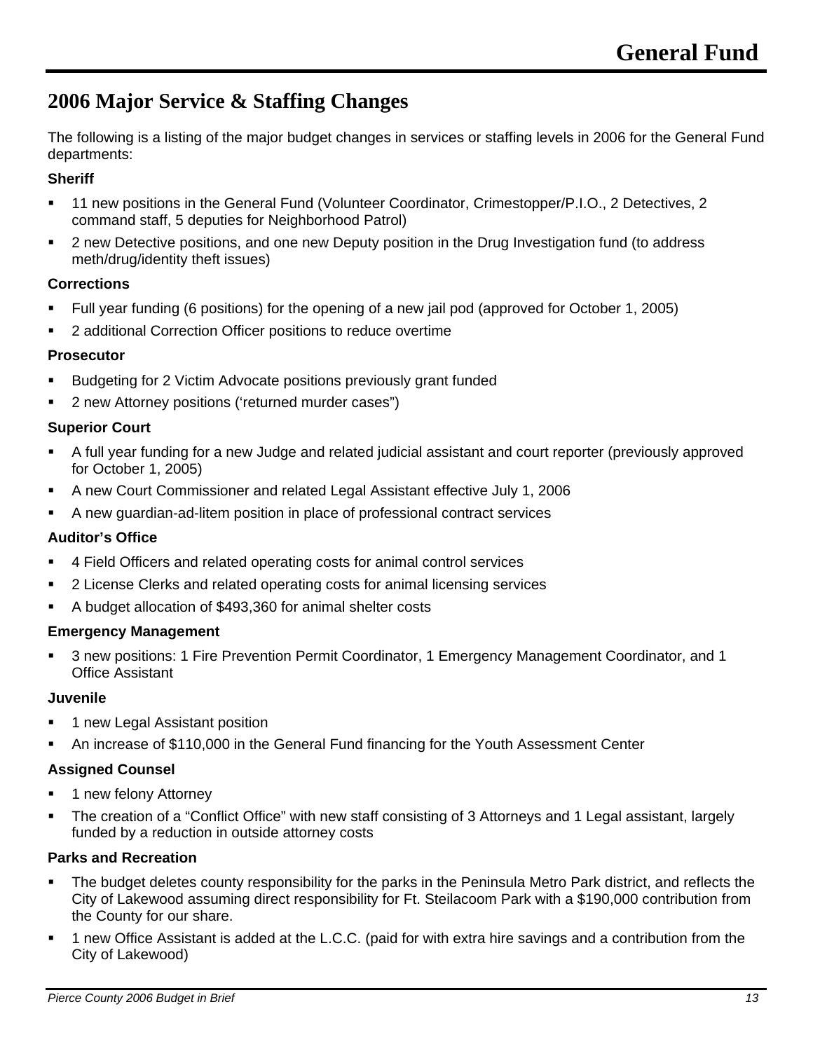## 2006 Major Service & Staffing Changes

The following is a listing of the major budget changes in services or staffing levels in 2006 for the General Fund departments:

**Sheriff**

- 11 new positions in the General Fund (Volunteer Coordinator, Crimestopper/P.I.O., 2 Detectives, 2 command staff, 5 deputies for Neighborhood Patrol)
- 2 new Detective positions, and one new Deputy position in the Drug Investigation fund (to address meth/drug/identity theft issues)

**Corrections**

- Full year funding (6 positions) for the opening of a new jail pod (approved for October 1, 2005)
- 2 additional Correction Officer positions to reduce overtime

**Prosecutor**

- Budgeting for 2 Victim Advocate positions previously grant funded
- 2 new Attorney positions ('returned murder cases")

**Superior Court**

- A full year funding for a new Judge and related judicial assistant and court reporter (previously approved for October 1, 2005)
- A new Court Commissioner and related Legal Assistant effective July 1, 2006
- A new guardian-ad-litem position in place of professional contract services

**Auditor's Office**

- 4 Field Officers and related operating costs for animal control services
- 2 License Clerks and related operating costs for animal licensing services
- A budget allocation of $493,360 for animal shelter costs

**Emergency Management**

- 3 new positions: 1 Fire Prevention Permit Coordinator, 1 Emergency Management Coordinator, and 1 Office Assistant

**Juvenile**

- 1 new Legal Assistant position
- An increase of $110,000 in the General Fund financing for the Youth Assessment Center

**Assigned Counsel**

- 1 new felony Attorney
- The creation of a "Conflict Office" with new staff consisting of 3 Attorneys and 1 Legal assistant, largely funded by a reduction in outside attorney costs

**Parks and Recreation**

- The budget deletes county responsibility for the parks in the Peninsula Metro Park district, and reflects the City of Lakewood assuming direct responsibility for Ft. Steilacoom Park with a $190,000 contribution from the County for our share.
- 1 new Office Assistant is added at the L.C.C. (paid for with extra hire savings and a contribution from the City of Lakewood)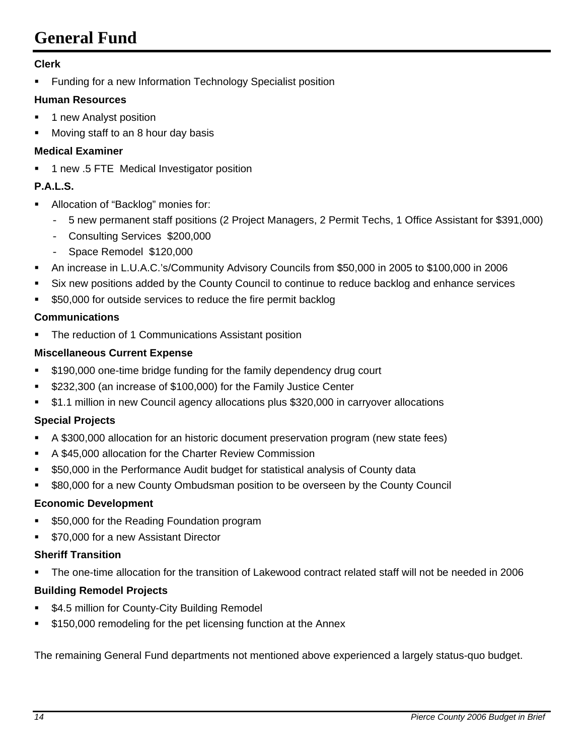# General Fund

**Clerk**

- Funding for a new Information Technology Specialist position

**Human Resources**

- 1 new Analyst position
- Moving staff to an 8 hour day basis

**Medical Examiner**

- 1 new .5 FTE Medical Investigator position

**P.A.L.S.**

- Allocation of "Backlog" monies for:
  - 5 new permanent staff positions (2 Project Managers, 2 Permit Techs, 1 Office Assistant for $391,000)
  - Consulting Services $200,000
  - Space Remodel $120,000
- An increase in L.U.A.C.'s/Community Advisory Councils from $50,000 in 2005 to $100,000 in 2006
- Six new positions added by the County Council to continue to reduce backlog and enhance services
- $50,000 for outside services to reduce the fire permit backlog

**Communications**

- The reduction of 1 Communications Assistant position

**Miscellaneous Current Expense**

- $190,000 one-time bridge funding for the family dependency drug court
- $232,300 (an increase of $100,000) for the Family Justice Center
- $1.1 million in new Council agency allocations plus $320,000 in carryover allocations

**Special Projects**

- A $300,000 allocation for an historic document preservation program (new state fees)
- A $45,000 allocation for the Charter Review Commission
- $50,000 in the Performance Audit budget for statistical analysis of County data
- $80,000 for a new County Ombudsman position to be overseen by the County Council

**Economic Development**

- $50,000 for the Reading Foundation program
- $70,000 for a new Assistant Director

**Sheriff Transition**

- The one-time allocation for the transition of Lakewood contract related staff will not be needed in 2006

**Building Remodel Projects**

- $4.5 million for County-City Building Remodel
- $150,000 remodeling for the pet licensing function at the Annex

The remaining General Fund departments not mentioned above experienced a largely status-quo budget.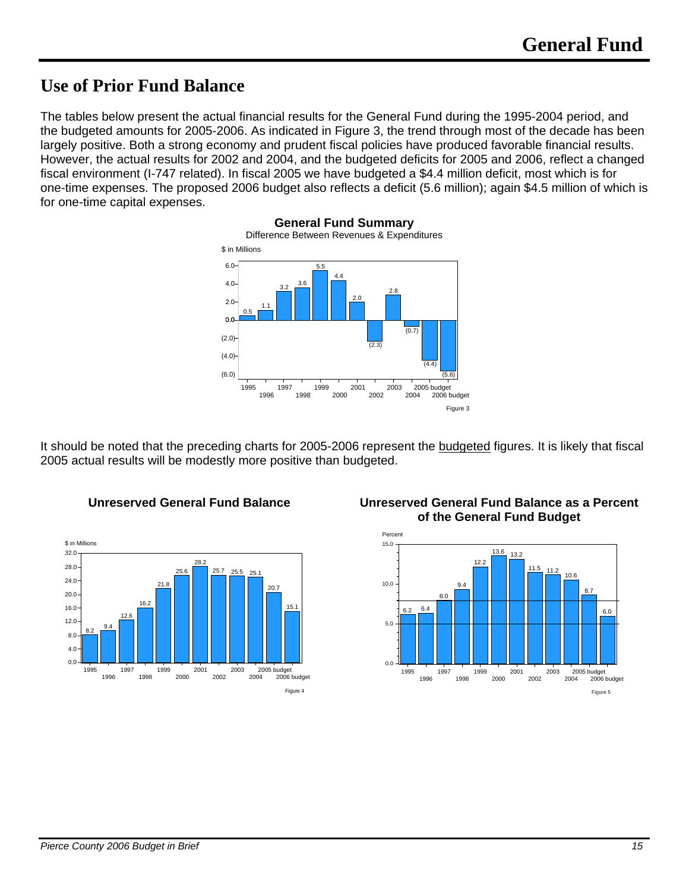# Use of Prior Fund Balance

The tables below present the actual financial results for the General Fund during the 1995-2004 period, and the budgeted amounts for 2005-2006. As indicated in Figure 3, the trend through most of the decade has been largely positive. Both a strong economy and prudent fiscal policies have produced favorable financial results. However, the actual results for 2002 and 2004, and the budgeted deficits for 2005 and 2006, reflect a changed fiscal environment (I-747 related). In fiscal 2005 we have budgeted a $4.4 million deficit, most which is for one-time expenses. The proposed 2006 budget also reflects a deficit (5.6 million); again $4.5 million of which is for one-time capital expenses.

**General Fund Summary**
Difference Between Revenues & Expenditures

$ in Millions

| Year | Amount |
|---|---|
| 1995 | 0.5 |
| 1996 | 1.1 |
| 1997 | 3.2 |
| 1998 | 3.6 |
| 1999 | 5.5 |
| 2000 | 4.4 |
| 2001 | 2.0 |
| 2002 | (2.3) |
| 2003 | 2.8 |
| 2004 | (0.7) |
| 2005 budget | (4.4) |
| 2006 budget | (5.6) |

Figure 3

It should be noted that the preceding charts for 2005-2006 represent the <u>budgeted</u> figures. It is likely that fiscal 2005 actual results will be modestly more positive than budgeted.

**Unreserved General Fund Balance**

$ in Millions

| Year | Amount |
|---|---|
| 1995 | 8.2 |
| 1996 | 9.4 |
| 1997 | 12.6 |
| 1998 | 16.2 |
| 1999 | 21.8 |
| 2000 | 25.6 |
| 2001 | 28.2 |
| 2002 | 25.7 |
| 2003 | 25.5 |
| 2004 | 25.1 |
| 2005 budget | 20.7 |
| 2006 budget | 15.1 |

Figure 4

**Unreserved General Fund Balance as a Percent of the General Fund Budget**

Percent

| Year | Percent |
|---|---|
| 1995 | 6.2 |
| 1996 | 6.4 |
| 1997 | 8.0 |
| 1998 | 9.4 |
| 1999 | 12.2 |
| 2000 | 13.6 |
| 2001 | 13.2 |
| 2002 | 11.5 |
| 2003 | 11.2 |
| 2004 | 10.6 |
| 2005 budget | 8.7 |
| 2006 budget | 6.0 |

Figure 5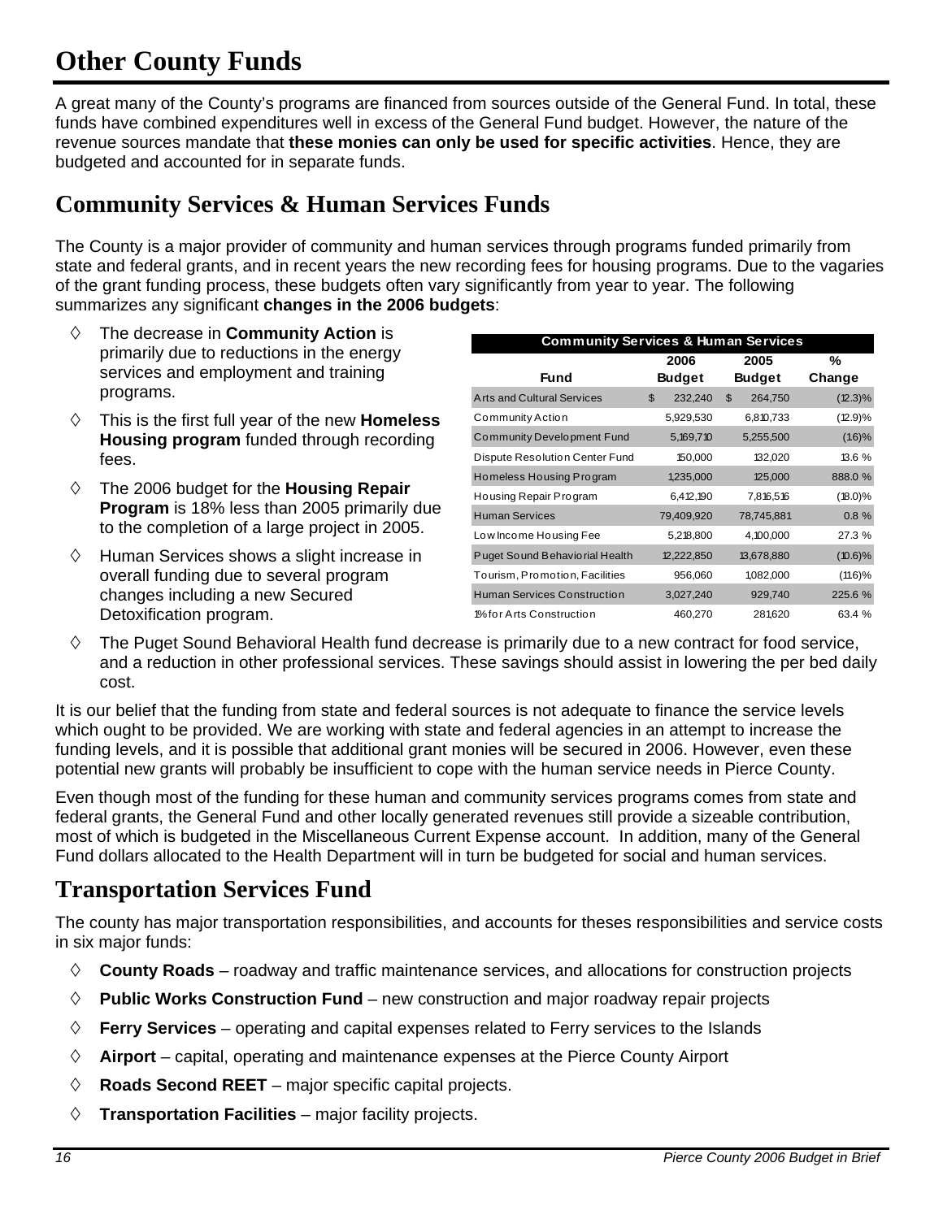# Other County Funds

A great many of the County's programs are financed from sources outside of the General Fund. In total, these funds have combined expenditures well in excess of the General Fund budget. However, the nature of the revenue sources mandate that **these monies can only be used for specific activities**. Hence, they are budgeted and accounted for in separate funds.

## Community Services & Human Services Funds

The County is a major provider of community and human services through programs funded primarily from state and federal grants, and in recent years the new recording fees for housing programs. Due to the vagaries of the grant funding process, these budgets often vary significantly from year to year. The following summarizes any significant **changes in the 2006 budgets**:

- The decrease in **Community Action** is primarily due to reductions in the energy services and employment and training programs.
- This is the first full year of the new **Homeless Housing program** funded through recording fees.
- The 2006 budget for the **Housing Repair Program** is 18% less than 2005 primarily due to the completion of a large project in 2005.
- Human Services shows a slight increase in overall funding due to several program changes including a new Secured Detoxification program.
- The Puget Sound Behavioral Health fund decrease is primarily due to a new contract for food service, and a reduction in other professional services. These savings should assist in lowering the per bed daily cost.

| Community Services & Human Services | | | |
|---|---|---|---|
| Fund | 2006 Budget | 2005 Budget | % Change |
| Arts and Cultural Services | $ 232,240 | $ 264,750 | (12.3)% |
| Community Action | 5,929,530 | 6,810,733 | (12.9)% |
| Community Development Fund | 5,169,710 | 5,255,500 | (1.6)% |
| Dispute Resolution Center Fund | 150,000 | 132,020 | 13.6 % |
| Homeless Housing Program | 1,235,000 | 125,000 | 888.0 % |
| Housing Repair Program | 6,412,190 | 7,816,516 | (18.0)% |
| Human Services | 79,409,920 | 78,745,881 | 0.8 % |
| Low Income Housing Fee | 5,218,800 | 4,100,000 | 27.3 % |
| Puget Sound Behaviorial Health | 12,222,850 | 13,678,880 | (10.6)% |
| Tourism, Promotion, Facilities | 956,060 | 1,082,000 | (11.6)% |
| Human Services Construction | 3,027,240 | 929,740 | 225.6 % |
| 1% for Arts Construction | 460,270 | 281,620 | 63.4 % |

It is our belief that the funding from state and federal sources is not adequate to finance the service levels which ought to be provided. We are working with state and federal agencies in an attempt to increase the funding levels, and it is possible that additional grant monies will be secured in 2006. However, even these potential new grants will probably be insufficient to cope with the human service needs in Pierce County.

Even though most of the funding for these human and community services programs comes from state and federal grants, the General Fund and other locally generated revenues still provide a sizeable contribution, most of which is budgeted in the Miscellaneous Current Expense account. In addition, many of the General Fund dollars allocated to the Health Department will in turn be budgeted for social and human services.

## Transportation Services Fund

The county has major transportation responsibilities, and accounts for theses responsibilities and service costs in six major funds:

- **County Roads** – roadway and traffic maintenance services, and allocations for construction projects
- **Public Works Construction Fund** – new construction and major roadway repair projects
- **Ferry Services** – operating and capital expenses related to Ferry services to the Islands
- **Airport** – capital, operating and maintenance expenses at the Pierce County Airport
- **Roads Second REET** – major specific capital projects.
- **Transportation Facilities** – major facility projects.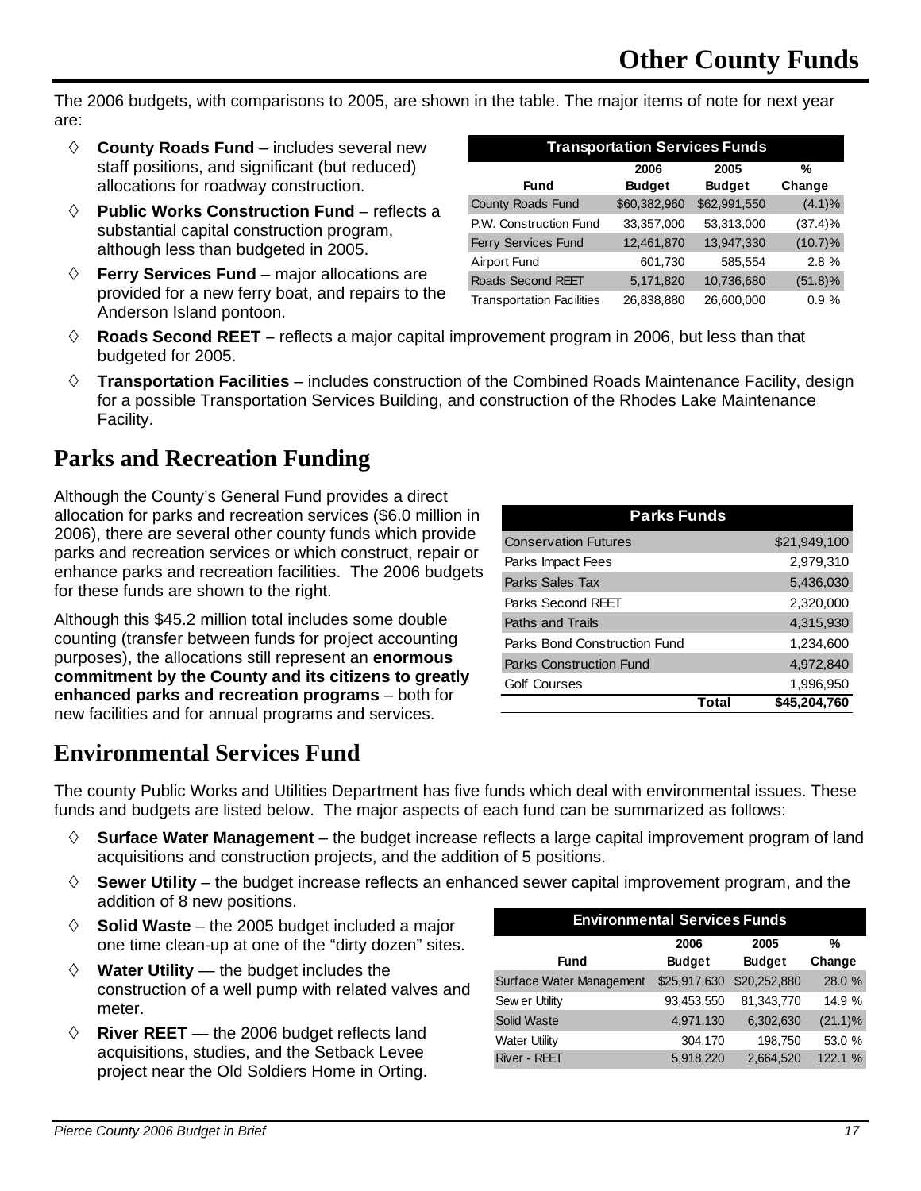# Other County Funds

The 2006 budgets, with comparisons to 2005, are shown in the table. The major items of note for next year are:

- **County Roads Fund** – includes several new staff positions, and significant (but reduced) allocations for roadway construction.
- **Public Works Construction Fund** – reflects a substantial capital construction program, although less than budgeted in 2005.
- **Ferry Services Fund** – major allocations are provided for a new ferry boat, and repairs to the Anderson Island pontoon.
- **Roads Second REET –** reflects a major capital improvement program in 2006, but less than that budgeted for 2005.
- **Transportation Facilities** – includes construction of the Combined Roads Maintenance Facility, design for a possible Transportation Services Building, and construction of the Rhodes Lake Maintenance Facility.

| Transportation Services Funds | | | |
|---|---|---|---|
| Fund | 2006 Budget | 2005 Budget | % Change |
| County Roads Fund | $60,382,960 | $62,991,550 | (4.1)% |
| P.W. Construction Fund | 33,357,000 | 53,313,000 | (37.4)% |
| Ferry Services Fund | 12,461,870 | 13,947,330 | (10.7)% |
| Airport Fund | 601,730 | 585,554 | 2.8 % |
| Roads Second REET | 5,171,820 | 10,736,680 | (51.8)% |
| Transportation Facilities | 26,838,880 | 26,600,000 | 0.9 % |

## Parks and Recreation Funding

Although the County's General Fund provides a direct allocation for parks and recreation services ($6.0 million in 2006), there are several other county funds which provide parks and recreation services or which construct, repair or enhance parks and recreation facilities. The 2006 budgets for these funds are shown to the right.

Although this $45.2 million total includes some double counting (transfer between funds for project accounting purposes), the allocations still represent an **enormous commitment by the County and its citizens to greatly enhanced parks and recreation programs** – both for new facilities and for annual programs and services.

| Parks Funds | |
|---|---|
| Conservation Futures | $21,949,100 |
| Parks Impact Fees | 2,979,310 |
| Parks Sales Tax | 5,436,030 |
| Parks Second REET | 2,320,000 |
| Paths and Trails | 4,315,930 |
| Parks Bond Construction Fund | 1,234,600 |
| Parks Construction Fund | 4,972,840 |
| Golf Courses | 1,996,950 |
| **Total** | **$45,204,760** |

## Environmental Services Fund

The county Public Works and Utilities Department has five funds which deal with environmental issues. These funds and budgets are listed below. The major aspects of each fund can be summarized as follows:

- **Surface Water Management** – the budget increase reflects a large capital improvement program of land acquisitions and construction projects, and the addition of 5 positions.
- **Sewer Utility** – the budget increase reflects an enhanced sewer capital improvement program, and the addition of 8 new positions.
- **Solid Waste** – the 2005 budget included a major one time clean-up at one of the "dirty dozen" sites.
- **Water Utility** — the budget includes the construction of a well pump with related valves and meter.
- **River REET** — the 2006 budget reflects land acquisitions, studies, and the Setback Levee project near the Old Soldiers Home in Orting.

| Environmental Services Funds | | | |
|---|---|---|---|
| Fund | 2006 Budget | 2005 Budget | % Change |
| Surface Water Management | $25,917,630 | $20,252,880 | 28.0 % |
| Sewer Utility | 93,453,550 | 81,343,770 | 14.9 % |
| Solid Waste | 4,971,130 | 6,302,630 | (21.1)% |
| Water Utility | 304,170 | 198,750 | 53.0 % |
| River - REET | 5,918,220 | 2,664,520 | 122.1 % |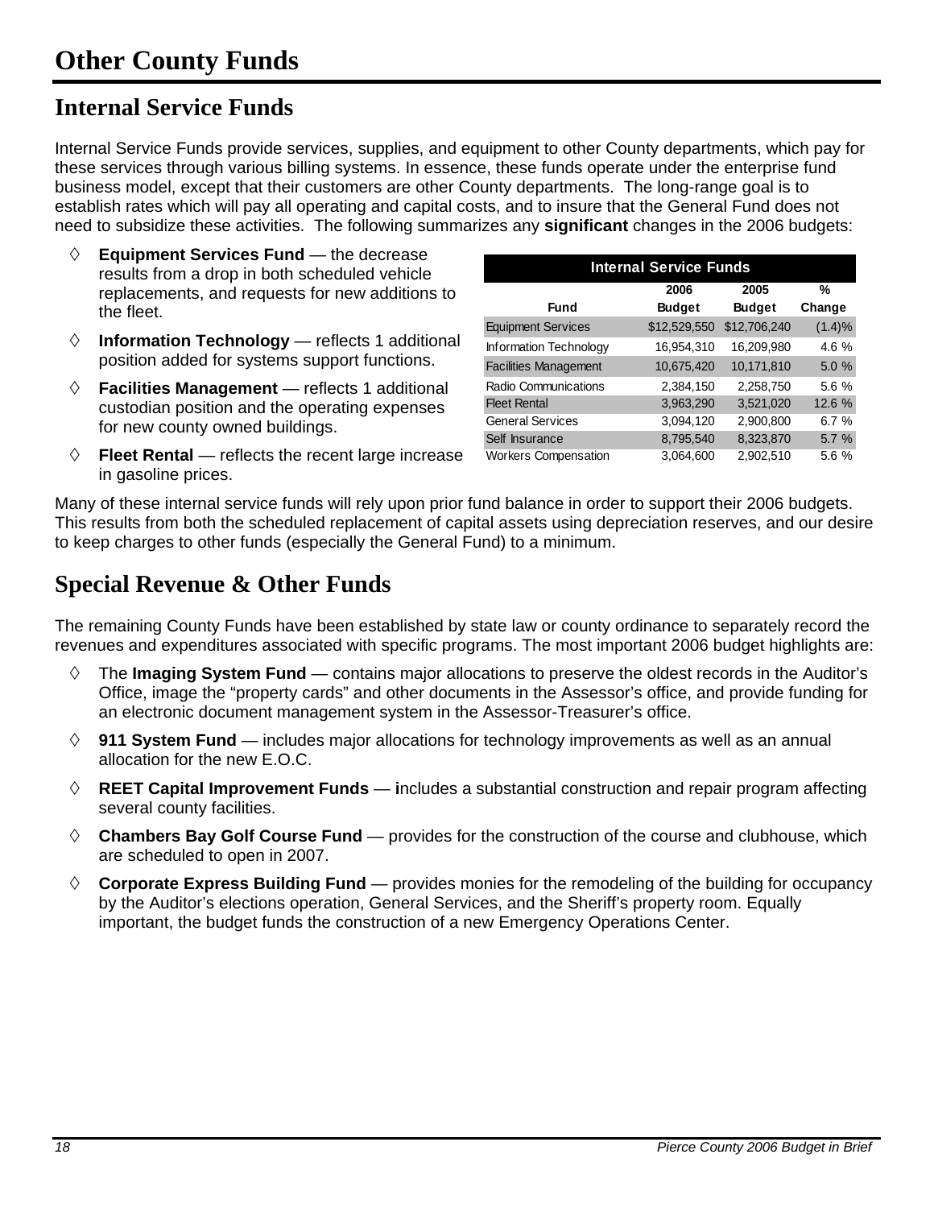# Other County Funds

## Internal Service Funds

Internal Service Funds provide services, supplies, and equipment to other County departments, which pay for these services through various billing systems. In essence, these funds operate under the enterprise fund business model, except that their customers are other County departments. The long-range goal is to establish rates which will pay all operating and capital costs, and to insure that the General Fund does not need to subsidize these activities. The following summarizes any **significant** changes in the 2006 budgets:

- **Equipment Services Fund** — the decrease results from a drop in both scheduled vehicle replacements, and requests for new additions to the fleet.
- **Information Technology** — reflects 1 additional position added for systems support functions.
- **Facilities Management** — reflects 1 additional custodian position and the operating expenses for new county owned buildings.
- **Fleet Rental** — reflects the recent large increase in gasoline prices.

| Internal Service Funds | | | |
|---|---|---|---|
| Fund | 2006 Budget | 2005 Budget | % Change |
| Equipment Services | $12,529,550 | $12,706,240 | (1.4)% |
| Information Technology | 16,954,310 | 16,209,980 | 4.6 % |
| Facilities Management | 10,675,420 | 10,171,810 | 5.0 % |
| Radio Communications | 2,384,150 | 2,258,750 | 5.6 % |
| Fleet Rental | 3,963,290 | 3,521,020 | 12.6 % |
| General Services | 3,094,120 | 2,900,800 | 6.7 % |
| Self Insurance | 8,795,540 | 8,323,870 | 5.7 % |
| Workers Compensation | 3,064,600 | 2,902,510 | 5.6 % |

Many of these internal service funds will rely upon prior fund balance in order to support their 2006 budgets. This results from both the scheduled replacement of capital assets using depreciation reserves, and our desire to keep charges to other funds (especially the General Fund) to a minimum.

## Special Revenue & Other Funds

The remaining County Funds have been established by state law or county ordinance to separately record the revenues and expenditures associated with specific programs. The most important 2006 budget highlights are:

- The **Imaging System Fund** — contains major allocations to preserve the oldest records in the Auditor's Office, image the "property cards" and other documents in the Assessor's office, and provide funding for an electronic document management system in the Assessor-Treasurer's office.
- **911 System Fund** — includes major allocations for technology improvements as well as an annual allocation for the new E.O.C.
- **REET Capital Improvement Funds** — **i**ncludes a substantial construction and repair program affecting several county facilities.
- **Chambers Bay Golf Course Fund** — provides for the construction of the course and clubhouse, which are scheduled to open in 2007.
- **Corporate Express Building Fund** — provides monies for the remodeling of the building for occupancy by the Auditor's elections operation, General Services, and the Sheriff's property room. Equally important, the budget funds the construction of a new Emergency Operations Center.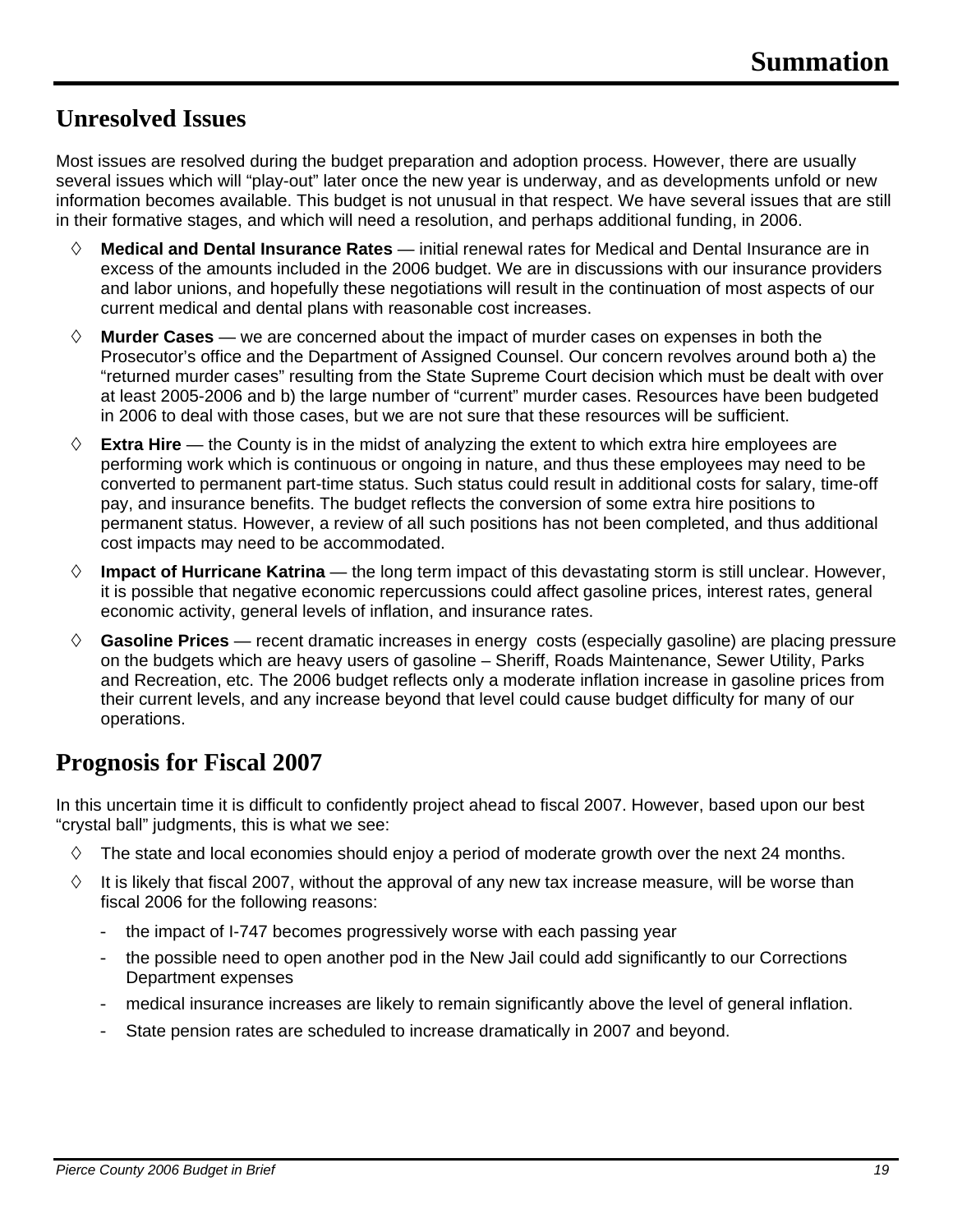# Summation

## Unresolved Issues

Most issues are resolved during the budget preparation and adoption process. However, there are usually several issues which will "play-out" later once the new year is underway, and as developments unfold or new information becomes available. This budget is not unusual in that respect. We have several issues that are still in their formative stages, and which will need a resolution, and perhaps additional funding, in 2006.

- **Medical and Dental Insurance Rates** — initial renewal rates for Medical and Dental Insurance are in excess of the amounts included in the 2006 budget. We are in discussions with our insurance providers and labor unions, and hopefully these negotiations will result in the continuation of most aspects of our current medical and dental plans with reasonable cost increases.
- **Murder Cases** — we are concerned about the impact of murder cases on expenses in both the Prosecutor's office and the Department of Assigned Counsel. Our concern revolves around both a) the "returned murder cases" resulting from the State Supreme Court decision which must be dealt with over at least 2005-2006 and b) the large number of "current" murder cases. Resources have been budgeted in 2006 to deal with those cases, but we are not sure that these resources will be sufficient.
- **Extra Hire** — the County is in the midst of analyzing the extent to which extra hire employees are performing work which is continuous or ongoing in nature, and thus these employees may need to be converted to permanent part-time status. Such status could result in additional costs for salary, time-off pay, and insurance benefits. The budget reflects the conversion of some extra hire positions to permanent status. However, a review of all such positions has not been completed, and thus additional cost impacts may need to be accommodated.
- **Impact of Hurricane Katrina** — the long term impact of this devastating storm is still unclear. However, it is possible that negative economic repercussions could affect gasoline prices, interest rates, general economic activity, general levels of inflation, and insurance rates.
- **Gasoline Prices** — recent dramatic increases in energy costs (especially gasoline) are placing pressure on the budgets which are heavy users of gasoline – Sheriff, Roads Maintenance, Sewer Utility, Parks and Recreation, etc. The 2006 budget reflects only a moderate inflation increase in gasoline prices from their current levels, and any increase beyond that level could cause budget difficulty for many of our operations.

## Prognosis for Fiscal 2007

In this uncertain time it is difficult to confidently project ahead to fiscal 2007. However, based upon our best "crystal ball" judgments, this is what we see:

- The state and local economies should enjoy a period of moderate growth over the next 24 months.
- It is likely that fiscal 2007, without the approval of any new tax increase measure, will be worse than fiscal 2006 for the following reasons:
  - the impact of I-747 becomes progressively worse with each passing year
  - the possible need to open another pod in the New Jail could add significantly to our Corrections Department expenses
  - medical insurance increases are likely to remain significantly above the level of general inflation.
  - State pension rates are scheduled to increase dramatically in 2007 and beyond.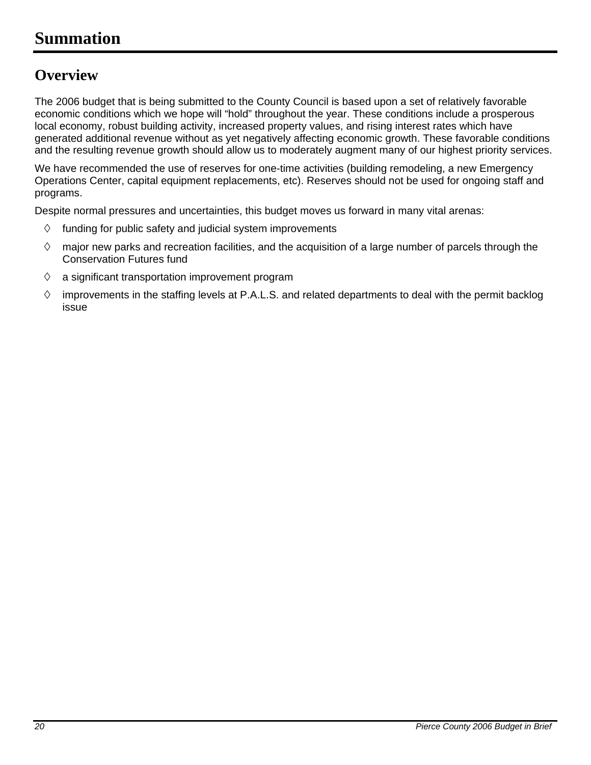# Summation

## Overview

The 2006 budget that is being submitted to the County Council is based upon a set of relatively favorable economic conditions which we hope will "hold" throughout the year. These conditions include a prosperous local economy, robust building activity, increased property values, and rising interest rates which have generated additional revenue without as yet negatively affecting economic growth. These favorable conditions and the resulting revenue growth should allow us to moderately augment many of our highest priority services.

We have recommended the use of reserves for one-time activities (building remodeling, a new Emergency Operations Center, capital equipment replacements, etc). Reserves should not be used for ongoing staff and programs.

Despite normal pressures and uncertainties, this budget moves us forward in many vital arenas:

- funding for public safety and judicial system improvements
- major new parks and recreation facilities, and the acquisition of a large number of parcels through the Conservation Futures fund
- a significant transportation improvement program
- improvements in the staffing levels at P.A.L.S. and related departments to deal with the permit backlog issue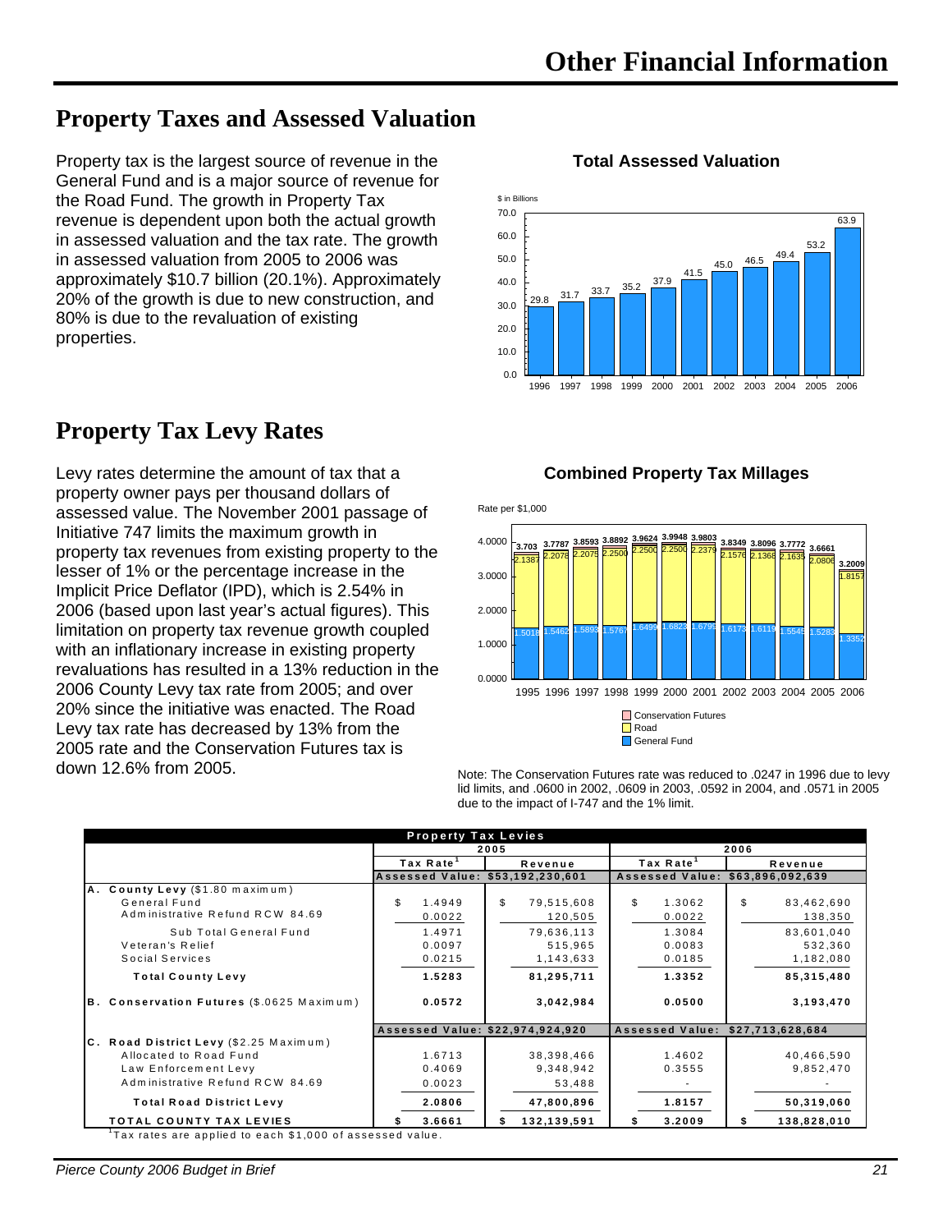# Other Financial Information

## Property Taxes and Assessed Valuation

Property tax is the largest source of revenue in the General Fund and is a major source of revenue for the Road Fund. The growth in Property Tax revenue is dependent upon both the actual growth in assessed valuation and the tax rate. The growth in assessed valuation from 2005 to 2006 was approximately $10.7 billion (20.1%). Approximately 20% of the growth is due to new construction, and 80% is due to the revaluation of existing properties.

**Total Assessed Valuation**

$ in Billions

| Year | Value |
|---|---|
| 1996 | 29.8 |
| 1997 | 31.7 |
| 1998 | 33.7 |
| 1999 | 35.2 |
| 2000 | 37.9 |
| 2001 | 41.5 |
| 2002 | 45.0 |
| 2003 | 46.5 |
| 2004 | 49.4 |
| 2005 | 53.2 |
| 2006 | 63.9 |

## Property Tax Levy Rates

Levy rates determine the amount of tax that a property owner pays per thousand dollars of assessed value. The November 2001 passage of Initiative 747 limits the maximum growth in property tax revenues from existing property to the lesser of 1% or the percentage increase in the Implicit Price Deflator (IPD), which is 2.54% in 2006 (based upon last year's actual figures). This limitation on property tax revenue growth coupled with an inflationary increase in existing property revaluations has resulted in a 13% reduction in the 2006 County Levy tax rate from 2005; and over 20% since the initiative was enacted. The Road Levy tax rate has decreased by 13% from the 2005 rate and the Conservation Futures tax is down 12.6% from 2005.

**Combined Property Tax Millages**

Rate per $1,000

| Year | Total | Road | General Fund |
|---|---|---|---|
| 1995 | 3.703 | 2.1387 | 1.5018 |
| 1996 | 3.7787 | 2.2078 | 1.5462 |
| 1997 | 3.8593 | 2.2079 | 1.5893 |
| 1998 | 3.8892 | 2.2500 | 1.5767 |
| 1999 | 3.9624 | 2.2500 | 1.6499 |
| 2000 | 3.9948 | 2.2500 | 1.6823 |
| 2001 | 3.9803 | 2.2379 | 1.6799 |
| 2002 | 3.8349 | 2.1576 | 1.6173 |
| 2003 | 3.8096 | 2.1368 | 1.6119 |
| 2004 | 3.7772 | 2.1635 | 1.5545 |
| 2005 | 3.6661 | 2.0806 | 1.5283 |
| 2006 | 3.2009 | 1.8157 | 1.3352 |

Conservation Futures / Road / General Fund

Note: The Conservation Futures rate was reduced to .0247 in 1996 due to levy lid limits, and .0600 in 2002, .0609 in 2003, .0592 in 2004, and .0571 in 2005 due to the impact of I-747 and the 1% limit.

**Property Tax Levies**

| | 2005 | | 2006 | |
|---|---|---|---|---|
| | Tax Rate[1] | Revenue | Tax Rate[1] | Revenue |
| | Assessed Value: $53,192,230,601 | | Assessed Value: $63,896,092,639 | |
| **A. County Levy** ($1.80 maximum) | | | | |
| General Fund | $ 1.4949 | $ 79,515,608 | $ 1.3062 | $ 83,462,690 |
| Administrative Refund RCW 84.69 | 0.0022 | 120,505 | 0.0022 | 138,350 |
| Sub Total General Fund | 1.4971 | 79,636,113 | 1.3084 | 83,601,040 |
| Veteran's Relief | 0.0097 | 515,965 | 0.0083 | 532,360 |
| Social Services | 0.0215 | 1,143,633 | 0.0185 | 1,182,080 |
| **Total County Levy** | **1.5283** | **81,295,711** | **1.3352** | **85,315,480** |
| **B. Conservation Futures** ($.0625 Maximum) | **0.0572** | **3,042,984** | **0.0500** | **3,193,470** |
| | Assessed Value: $22,974,924,920 | | Assessed Value: $27,713,628,684 | |
| **C. Road District Levy** ($2.25 Maximum) | | | | |
| Allocated to Road Fund | 1.6713 | 38,398,466 | 1.4602 | 40,466,590 |
| Law Enforcement Levy | 0.4069 | 9,348,942 | 0.3555 | 9,852,470 |
| Administrative Refund RCW 84.69 | 0.0023 | 53,488 | - | - |
| **Total Road District Levy** | **2.0806** | **47,800,896** | **1.8157** | **50,319,060** |
| **TOTAL COUNTY TAX LEVIES** | **$ 3.6661** | **$ 132,139,591** | **$ 3.2009** | **$ 138,828,010** |

[1] Tax rates are applied to each $1,000 of assessed value.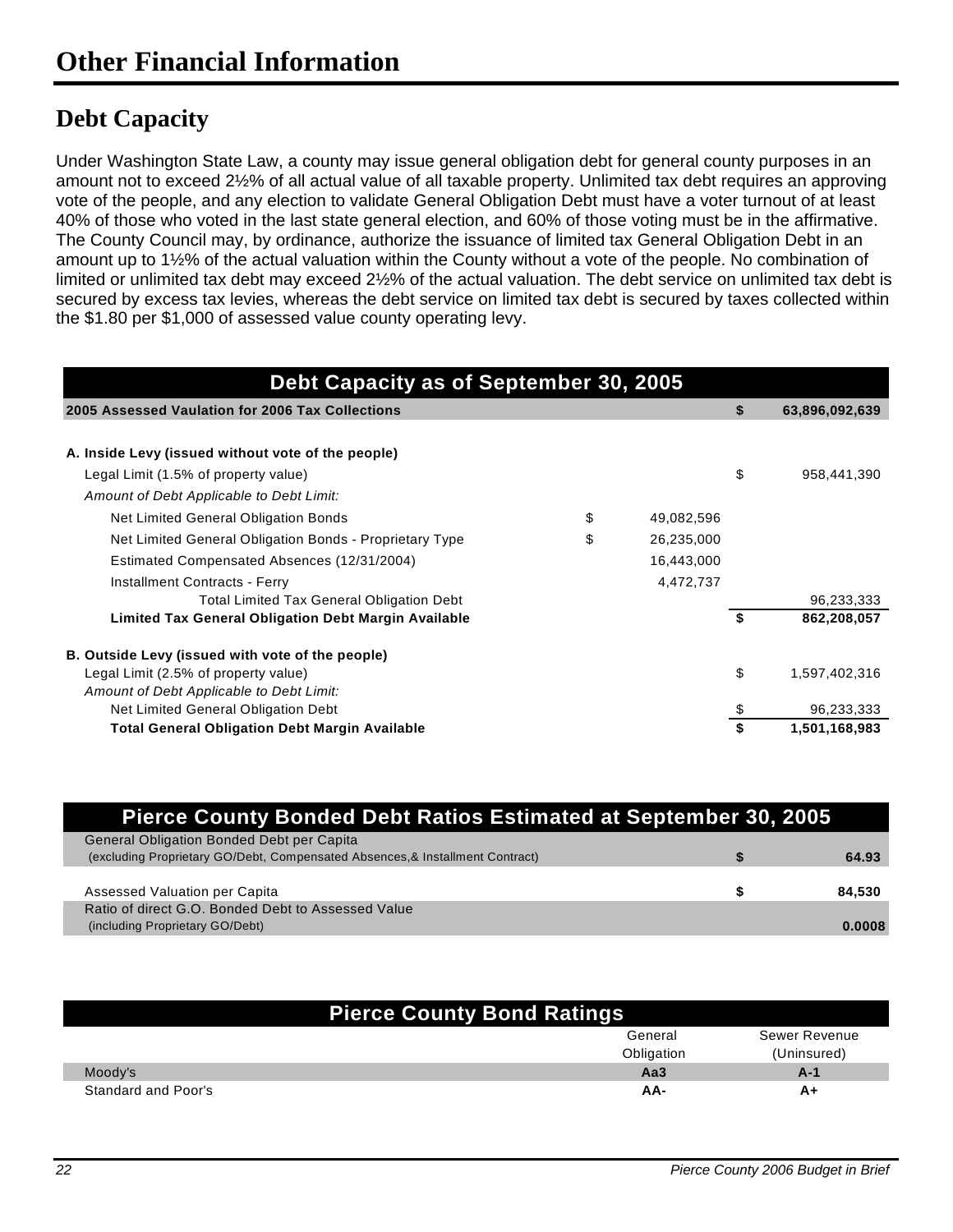# Other Financial Information

## Debt Capacity

Under Washington State Law, a county may issue general obligation debt for general county purposes in an amount not to exceed 2½% of all actual value of all taxable property. Unlimited tax debt requires an approving vote of the people, and any election to validate General Obligation Debt must have a voter turnout of at least 40% of those who voted in the last state general election, and 60% of those voting must be in the affirmative. The County Council may, by ordinance, authorize the issuance of limited tax General Obligation Debt in an amount up to 1½% of the actual valuation within the County without a vote of the people. No combination of limited or unlimited tax debt may exceed 2½% of the actual valuation. The debt service on unlimited tax debt is secured by excess tax levies, whereas the debt service on limited tax debt is secured by taxes collected within the $1.80 per $1,000 of assessed value county operating levy.

| Debt Capacity as of September 30, 2005 | | | | |
|---|---|---|---|---|
| **2005 Assessed Vaulation for 2006 Tax Collections** | | | **$** | **63,896,092,639** |
| | | | | |
| **A. Inside Levy (issued without vote of the people)** | | | | |
| Legal Limit (1.5% of property value) | | | $ | 958,441,390 |
| *Amount of Debt Applicable to Debt Limit:* | | | | |
| Net Limited General Obligation Bonds | $ | 49,082,596 | | |
| Net Limited General Obligation Bonds - Proprietary Type | $ | 26,235,000 | | |
| Estimated Compensated Absences (12/31/2004) | | 16,443,000 | | |
| Installment Contracts - Ferry | | 4,472,737 | | |
| Total Limited Tax General Obligation Debt | | | | 96,233,333 |
| **Limited Tax General Obligation Debt Margin Available** | | | **$** | **862,208,057** |
| | | | | |
| **B. Outside Levy (issued with vote of the people)** | | | | |
| Legal Limit (2.5% of property value) | | | $ | 1,597,402,316 |
| *Amount of Debt Applicable to Debt Limit:* | | | | |
| Net Limited General Obligation Debt | | | $ | 96,233,333 |
| **Total General Obligation Debt Margin Available** | | | **$** | **1,501,168,983** |

| Pierce County Bonded Debt Ratios Estimated at September 30, 2005 | | |
|---|---|---|
| General Obligation Bonded Debt per Capita (excluding Proprietary GO/Debt, Compensated Absences,& Installment Contract) | **$** | **64.93** |
| Assessed Valuation per Capita | **$** | **84,530** |
| Ratio of direct G.O. Bonded Debt to Assessed Value (including Proprietary GO/Debt) | | **0.0008** |

| Pierce County Bond Ratings | General Obligation | Sewer Revenue (Uninsured) |
|---|---|---|
| Moody's | **Aa3** | **A-1** |
| Standard and Poor's | **AA-** | **A+** |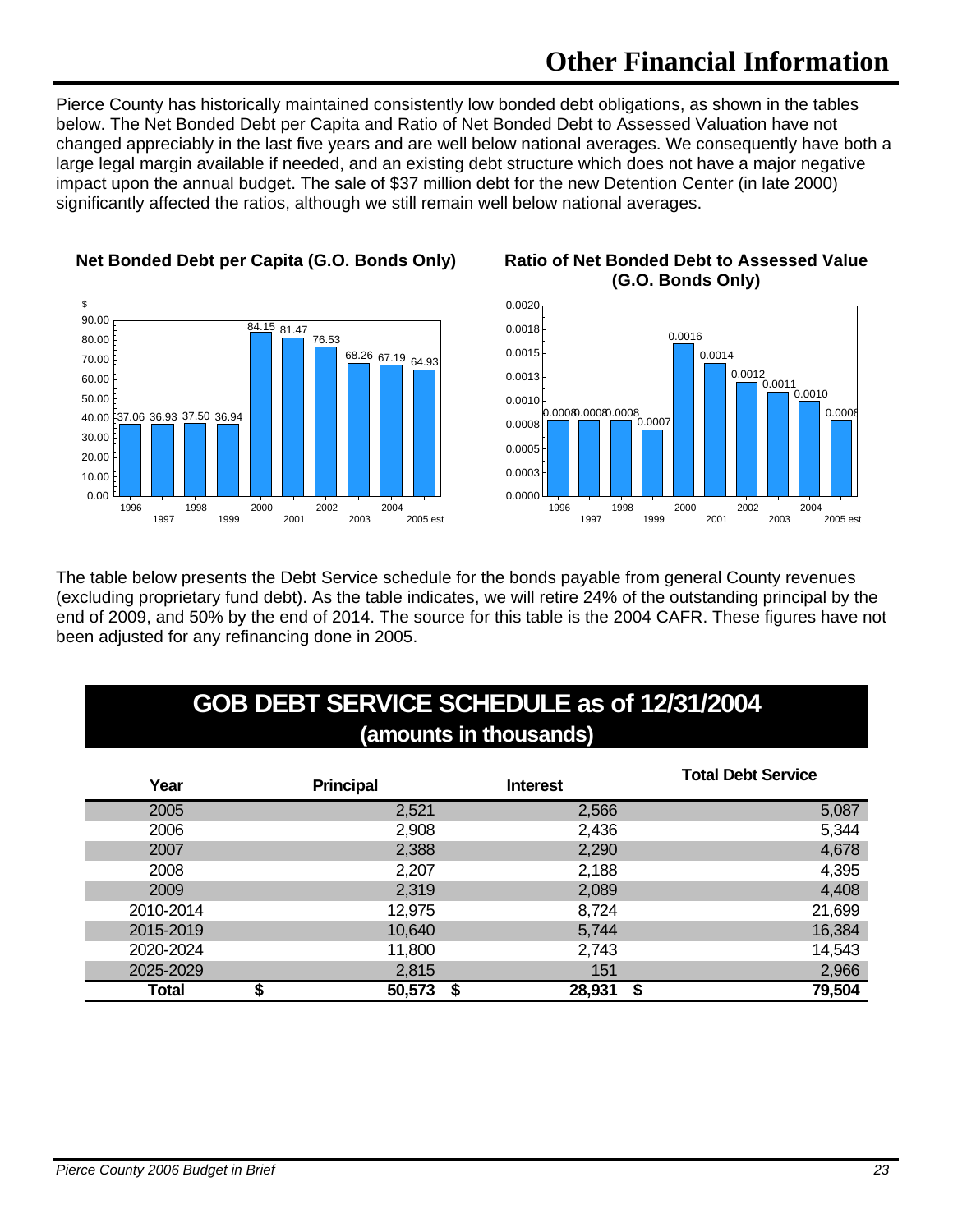# Other Financial Information

Pierce County has historically maintained consistently low bonded debt obligations, as shown in the tables below. The Net Bonded Debt per Capita and Ratio of Net Bonded Debt to Assessed Valuation have not changed appreciably in the last five years and are well below national averages. We consequently have both a large legal margin available if needed, and an existing debt structure which does not have a major negative impact upon the annual budget. The sale of $37 million debt for the new Detention Center (in late 2000) significantly affected the ratios, although we still remain well below national averages.

**Net Bonded Debt per Capita (G.O. Bonds Only)**

| Year | $ |
|---|---|
| 1996 | 37.06 |
| 1997 | 36.93 |
| 1998 | 37.50 |
| 1999 | 36.94 |
| 2000 | 84.15 |
| 2001 | 81.47 |
| 2002 | 76.53 |
| 2003 | 68.26 |
| 2004 | 67.19 |
| 2005 est | 64.93 |

**Ratio of Net Bonded Debt to Assessed Value (G.O. Bonds Only)**

| Year | Ratio |
|---|---|
| 1996 | 0.0008 |
| 1997 | 0.0008 |
| 1998 | 0.0008 |
| 1999 | 0.0007 |
| 2000 | 0.0016 |
| 2001 | 0.0014 |
| 2002 | 0.0012 |
| 2003 | 0.0011 |
| 2004 | 0.0010 |
| 2005 est | 0.0008 |

The table below presents the Debt Service schedule for the bonds payable from general County revenues (excluding proprietary fund debt). As the table indicates, we will retire 24% of the outstanding principal by the end of 2009, and 50% by the end of 2014. The source for this table is the 2004 CAFR. These figures have not been adjusted for any refinancing done in 2005.

## GOB DEBT SERVICE SCHEDULE as of 12/31/2004
### (amounts in thousands)

| Year | Principal | Interest | Total Debt Service |
|---|---|---|---|
| 2005 | 2,521 | 2,566 | 5,087 |
| 2006 | 2,908 | 2,436 | 5,344 |
| 2007 | 2,388 | 2,290 | 4,678 |
| 2008 | 2,207 | 2,188 | 4,395 |
| 2009 | 2,319 | 2,089 | 4,408 |
| 2010-2014 | 12,975 | 8,724 | 21,699 |
| 2015-2019 | 10,640 | 5,744 | 16,384 |
| 2020-2024 | 11,800 | 2,743 | 14,543 |
| 2025-2029 | 2,815 | 151 | 2,966 |
| **Total** | **$ 50,573** | **$ 28,931** | **$ 79,504** |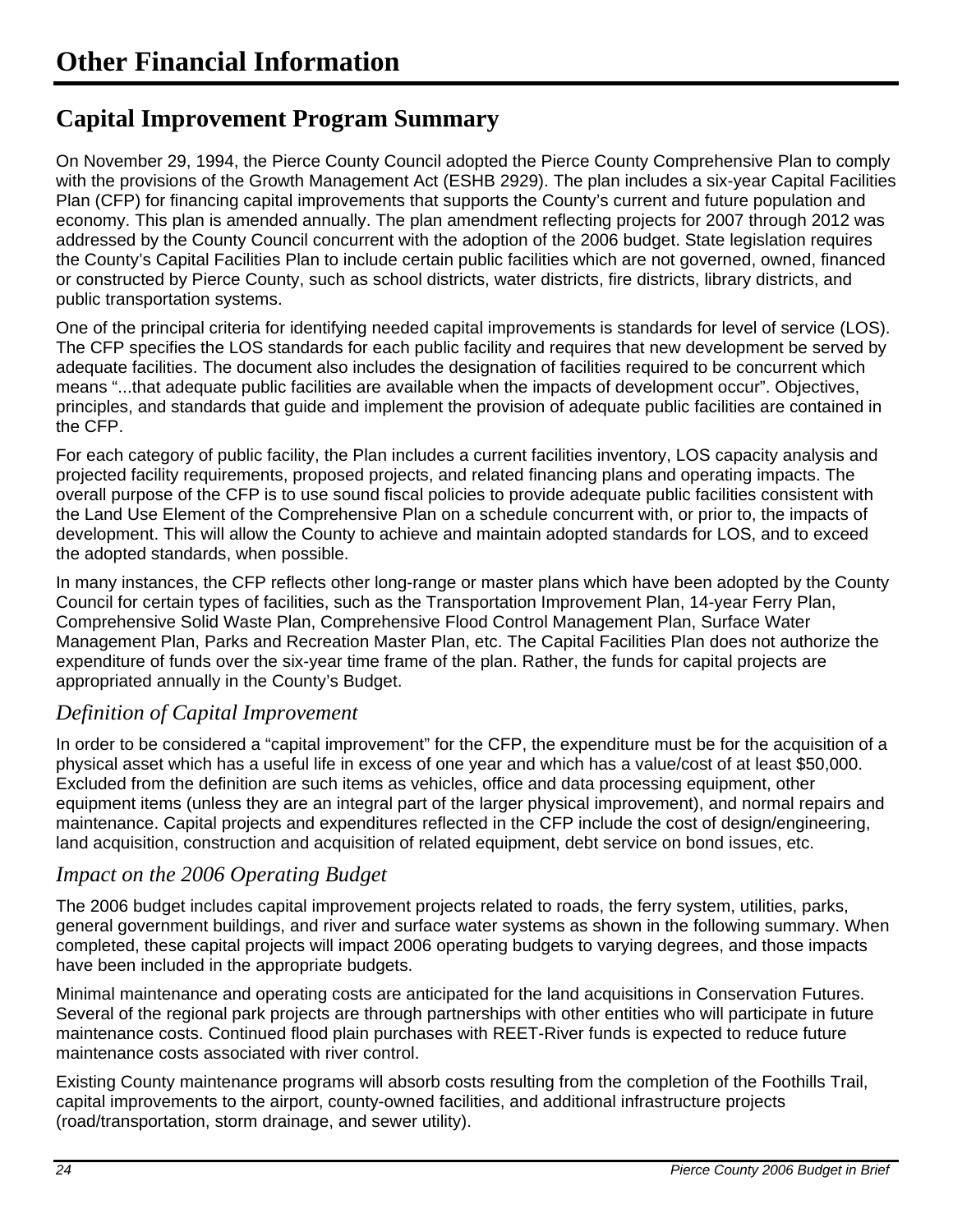# Other Financial Information

## Capital Improvement Program Summary

On November 29, 1994, the Pierce County Council adopted the Pierce County Comprehensive Plan to comply with the provisions of the Growth Management Act (ESHB 2929). The plan includes a six-year Capital Facilities Plan (CFP) for financing capital improvements that supports the County's current and future population and economy. This plan is amended annually. The plan amendment reflecting projects for 2007 through 2012 was addressed by the County Council concurrent with the adoption of the 2006 budget. State legislation requires the County's Capital Facilities Plan to include certain public facilities which are not governed, owned, financed or constructed by Pierce County, such as school districts, water districts, fire districts, library districts, and public transportation systems.

One of the principal criteria for identifying needed capital improvements is standards for level of service (LOS). The CFP specifies the LOS standards for each public facility and requires that new development be served by adequate facilities. The document also includes the designation of facilities required to be concurrent which means "...that adequate public facilities are available when the impacts of development occur". Objectives, principles, and standards that guide and implement the provision of adequate public facilities are contained in the CFP.

For each category of public facility, the Plan includes a current facilities inventory, LOS capacity analysis and projected facility requirements, proposed projects, and related financing plans and operating impacts. The overall purpose of the CFP is to use sound fiscal policies to provide adequate public facilities consistent with the Land Use Element of the Comprehensive Plan on a schedule concurrent with, or prior to, the impacts of development. This will allow the County to achieve and maintain adopted standards for LOS, and to exceed the adopted standards, when possible.

In many instances, the CFP reflects other long-range or master plans which have been adopted by the County Council for certain types of facilities, such as the Transportation Improvement Plan, 14-year Ferry Plan, Comprehensive Solid Waste Plan, Comprehensive Flood Control Management Plan, Surface Water Management Plan, Parks and Recreation Master Plan, etc. The Capital Facilities Plan does not authorize the expenditure of funds over the six-year time frame of the plan. Rather, the funds for capital projects are appropriated annually in the County's Budget.

### *Definition of Capital Improvement*

In order to be considered a "capital improvement" for the CFP, the expenditure must be for the acquisition of a physical asset which has a useful life in excess of one year and which has a value/cost of at least $50,000. Excluded from the definition are such items as vehicles, office and data processing equipment, other equipment items (unless they are an integral part of the larger physical improvement), and normal repairs and maintenance. Capital projects and expenditures reflected in the CFP include the cost of design/engineering, land acquisition, construction and acquisition of related equipment, debt service on bond issues, etc.

### *Impact on the 2006 Operating Budget*

The 2006 budget includes capital improvement projects related to roads, the ferry system, utilities, parks, general government buildings, and river and surface water systems as shown in the following summary. When completed, these capital projects will impact 2006 operating budgets to varying degrees, and those impacts have been included in the appropriate budgets.

Minimal maintenance and operating costs are anticipated for the land acquisitions in Conservation Futures. Several of the regional park projects are through partnerships with other entities who will participate in future maintenance costs. Continued flood plain purchases with REET-River funds is expected to reduce future maintenance costs associated with river control.

Existing County maintenance programs will absorb costs resulting from the completion of the Foothills Trail, capital improvements to the airport, county-owned facilities, and additional infrastructure projects (road/transportation, storm drainage, and sewer utility).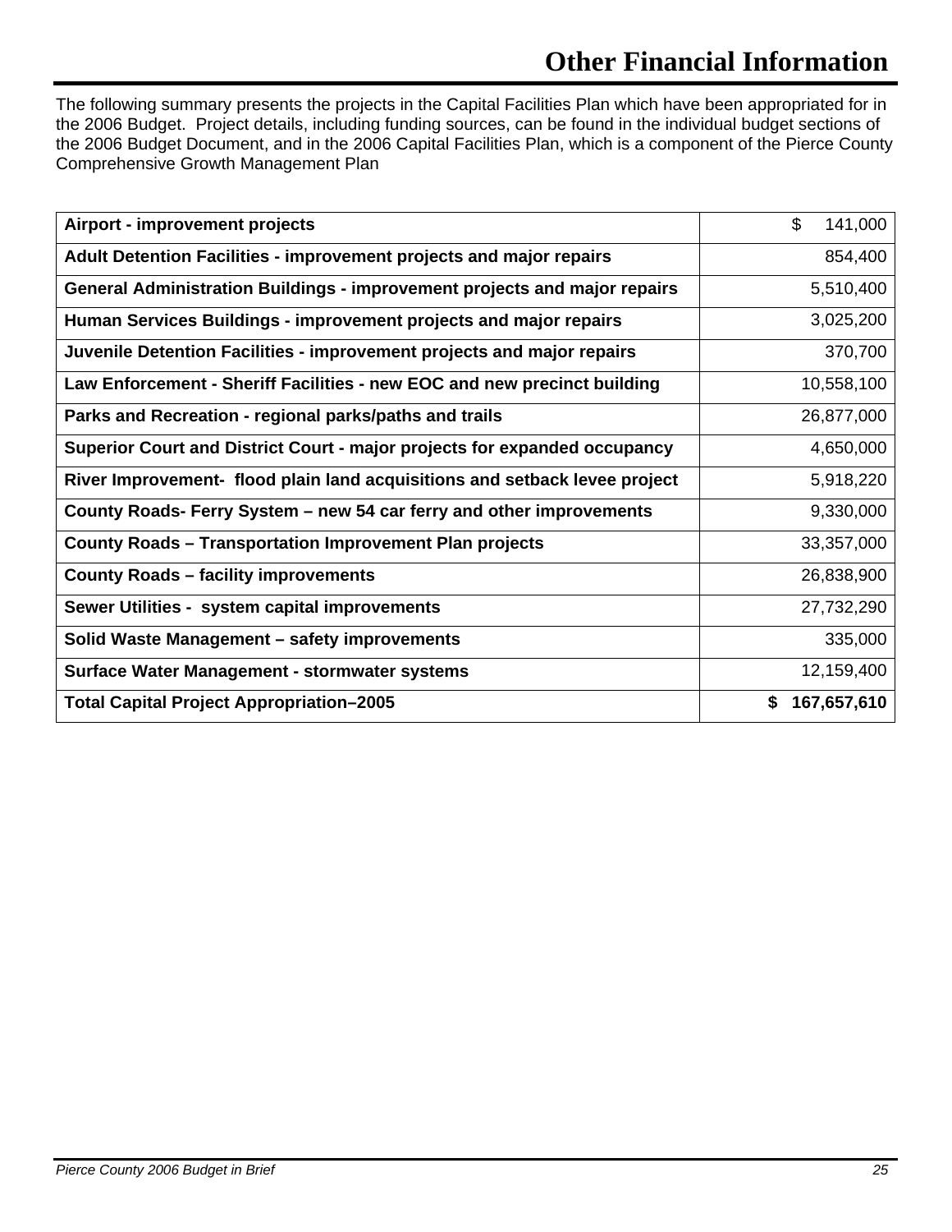# Other Financial Information

The following summary presents the projects in the Capital Facilities Plan which have been appropriated for in the 2006 Budget. Project details, including funding sources, can be found in the individual budget sections of the 2006 Budget Document, and in the 2006 Capital Facilities Plan, which is a component of the Pierce County Comprehensive Growth Management Plan

| Project | Amount |
|---|---|
| **Airport - improvement projects** | $ 141,000 |
| **Adult Detention Facilities - improvement projects and major repairs** | 854,400 |
| **General Administration Buildings - improvement projects and major repairs** | 5,510,400 |
| **Human Services Buildings - improvement projects and major repairs** | 3,025,200 |
| **Juvenile Detention Facilities - improvement projects and major repairs** | 370,700 |
| **Law Enforcement - Sheriff Facilities - new EOC and new precinct building** | 10,558,100 |
| **Parks and Recreation - regional parks/paths and trails** | 26,877,000 |
| **Superior Court and District Court - major projects for expanded occupancy** | 4,650,000 |
| **River Improvement- flood plain land acquisitions and setback levee project** | 5,918,220 |
| **County Roads- Ferry System – new 54 car ferry and other improvements** | 9,330,000 |
| **County Roads – Transportation Improvement Plan projects** | 33,357,000 |
| **County Roads – facility improvements** | 26,838,900 |
| **Sewer Utilities - system capital improvements** | 27,732,290 |
| **Solid Waste Management – safety improvements** | 335,000 |
| **Surface Water Management - stormwater systems** | 12,159,400 |
| **Total Capital Project Appropriation–2005** | **$ 167,657,610** |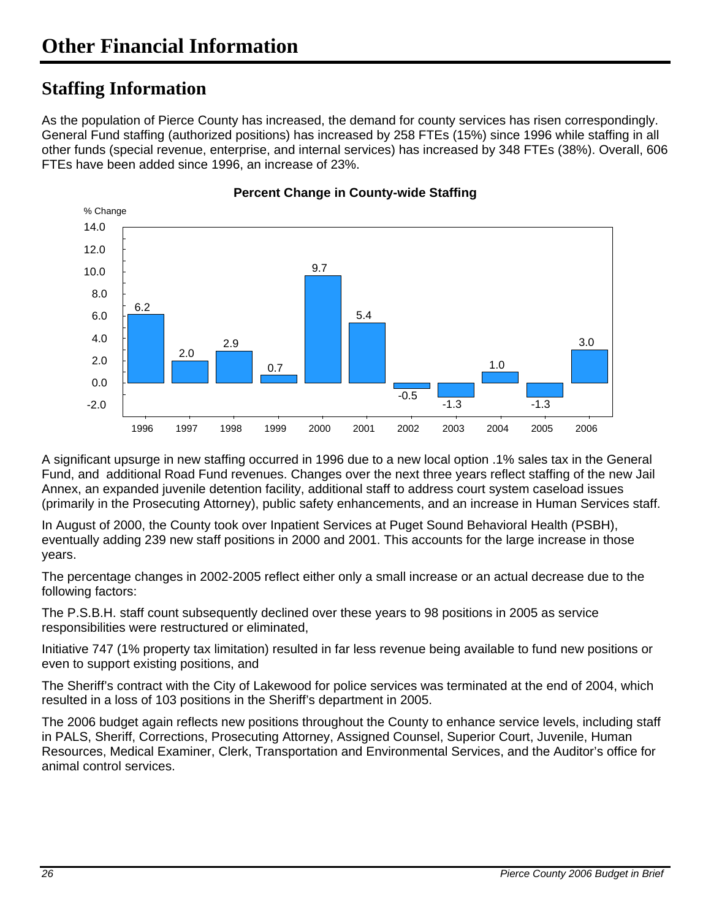# Other Financial Information

## Staffing Information

As the population of Pierce County has increased, the demand for county services has risen correspondingly. General Fund staffing (authorized positions) has increased by 258 FTEs (15%) since 1996 while staffing in all other funds (special revenue, enterprise, and internal services) has increased by 348 FTEs (38%). Overall, 606 FTEs have been added since 1996, an increase of 23%.

**Percent Change in County-wide Staffing**

| Year | % Change |
| --- | --- |
| 1996 | 6.2 |
| 1997 | 2.0 |
| 1998 | 2.9 |
| 1999 | 0.7 |
| 2000 | 9.7 |
| 2001 | 5.4 |
| 2002 | -0.5 |
| 2003 | -1.3 |
| 2004 | 1.0 |
| 2005 | -1.3 |
| 2006 | 3.0 |

A significant upsurge in new staffing occurred in 1996 due to a new local option .1% sales tax in the General Fund, and additional Road Fund revenues. Changes over the next three years reflect staffing of the new Jail Annex, an expanded juvenile detention facility, additional staff to address court system caseload issues (primarily in the Prosecuting Attorney), public safety enhancements, and an increase in Human Services staff.

In August of 2000, the County took over Inpatient Services at Puget Sound Behavioral Health (PSBH), eventually adding 239 new staff positions in 2000 and 2001. This accounts for the large increase in those years.

The percentage changes in 2002-2005 reflect either only a small increase or an actual decrease due to the following factors:

The P.S.B.H. staff count subsequently declined over these years to 98 positions in 2005 as service responsibilities were restructured or eliminated,

Initiative 747 (1% property tax limitation) resulted in far less revenue being available to fund new positions or even to support existing positions, and

The Sheriff's contract with the City of Lakewood for police services was terminated at the end of 2004, which resulted in a loss of 103 positions in the Sheriff's department in 2005.

The 2006 budget again reflects new positions throughout the County to enhance service levels, including staff in PALS, Sheriff, Corrections, Prosecuting Attorney, Assigned Counsel, Superior Court, Juvenile, Human Resources, Medical Examiner, Clerk, Transportation and Environmental Services, and the Auditor's office for animal control services.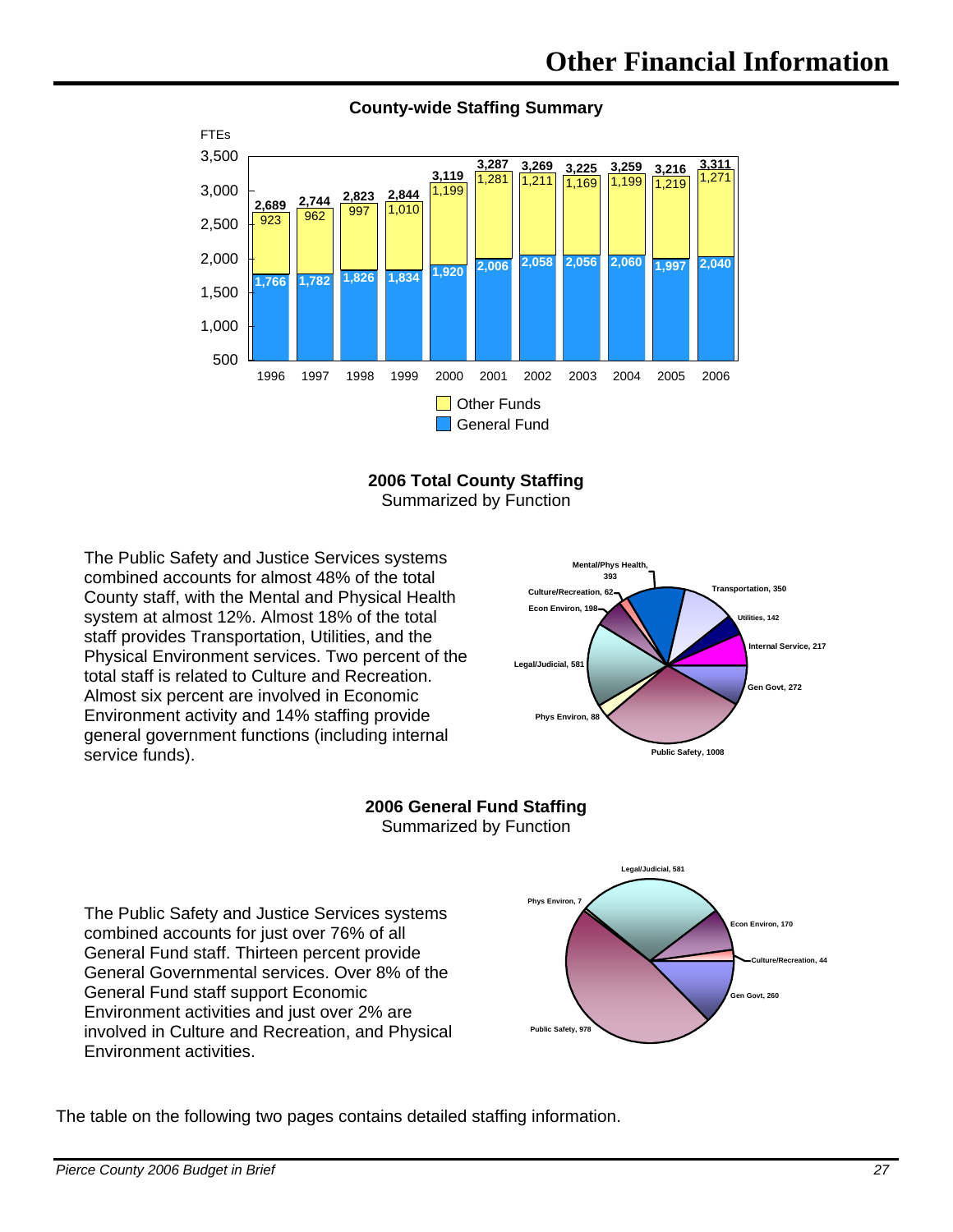# Other Financial Information

**County-wide Staffing Summary**

| Year | General Fund | Other Funds | Total FTEs |
|---|---|---|---|
| 1996 | 1,766 | 923 | 2,689 |
| 1997 | 1,782 | 962 | 2,744 |
| 1998 | 1,826 | 997 | 2,823 |
| 1999 | 1,834 | 1,010 | 2,844 |
| 2000 | 1,920 | 1,199 | 3,119 |
| 2001 | 2,006 | 1,281 | 3,287 |
| 2002 | 2,058 | 1,211 | 3,269 |
| 2003 | 2,056 | 1,169 | 3,225 |
| 2004 | 2,060 | 1,199 | 3,259 |
| 2005 | 1,997 | 1,219 | 3,216 |
| 2006 | 2,040 | 1,271 | 3,311 |

**2006 Total County Staffing**
Summarized by Function

The Public Safety and Justice Services systems combined accounts for almost 48% of the total County staff, with the Mental and Physical Health system at almost 12%. Almost 18% of the total staff provides Transportation, Utilities, and the Physical Environment services. Two percent of the total staff is related to Culture and Recreation. Almost six percent are involved in Economic Environment activity and 14% staffing provide general government functions (including internal service funds).

| Function | FTEs |
|---|---|
| Mental/Phys Health | 393 |
| Transportation | 350 |
| Utilities | 142 |
| Internal Service | 217 |
| Gen Govt | 272 |
| Public Safety | 1008 |
| Phys Environ | 88 |
| Legal/Judicial | 581 |
| Econ Environ | 198 |
| Culture/Recreation | 62 |

**2006 General Fund Staffing**
Summarized by Function

The Public Safety and Justice Services systems combined accounts for just over 76% of all General Fund staff. Thirteen percent provide General Governmental services. Over 8% of the General Fund staff support Economic Environment activities and just over 2% are involved in Culture and Recreation, and Physical Environment activities.

| Function | FTEs |
|---|---|
| Legal/Judicial | 581 |
| Econ Environ | 170 |
| Culture/Recreation | 44 |
| Gen Govt | 260 |
| Public Safety | 978 |
| Phys Environ | 7 |

The table on the following two pages contains detailed staffing information.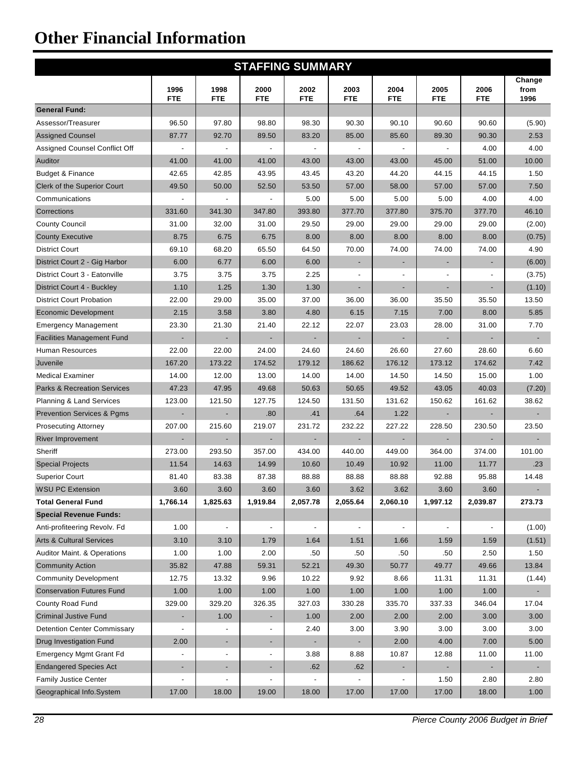# Other Financial Information

| STAFFING SUMMARY | | | | | | | | | |
|---|---|---|---|---|---|---|---|---|---|
| | 1996 FTE | 1998 FTE | 2000 FTE | 2002 FTE | 2003 FTE | 2004 FTE | 2005 FTE | 2006 FTE | Change from 1996 |
| **General Fund:** | | | | | | | | | |
| Assessor/Treasurer | 96.50 | 97.80 | 98.80 | 98.30 | 90.30 | 90.10 | 90.60 | 90.60 | (5.90) |
| Assigned Counsel | 87.77 | 92.70 | 89.50 | 83.20 | 85.00 | 85.60 | 89.30 | 90.30 | 2.53 |
| Assigned Counsel Conflict Off | - | - | - | - | - | - | - | 4.00 | 4.00 |
| Auditor | 41.00 | 41.00 | 41.00 | 43.00 | 43.00 | 43.00 | 45.00 | 51.00 | 10.00 |
| Budget & Finance | 42.65 | 42.85 | 43.95 | 43.45 | 43.20 | 44.20 | 44.15 | 44.15 | 1.50 |
| Clerk of the Superior Court | 49.50 | 50.00 | 52.50 | 53.50 | 57.00 | 58.00 | 57.00 | 57.00 | 7.50 |
| Communications | - | - | - | 5.00 | 5.00 | 5.00 | 5.00 | 4.00 | 4.00 |
| Corrections | 331.60 | 341.30 | 347.80 | 393.80 | 377.70 | 377.80 | 375.70 | 377.70 | 46.10 |
| County Council | 31.00 | 32.00 | 31.00 | 29.50 | 29.00 | 29.00 | 29.00 | 29.00 | (2.00) |
| County Executive | 8.75 | 6.75 | 6.75 | 8.00 | 8.00 | 8.00 | 8.00 | 8.00 | (0.75) |
| District Court | 69.10 | 68.20 | 65.50 | 64.50 | 70.00 | 74.00 | 74.00 | 74.00 | 4.90 |
| District Court 2 - Gig Harbor | 6.00 | 6.77 | 6.00 | 6.00 | - | - | - | - | (6.00) |
| District Court 3 - Eatonville | 3.75 | 3.75 | 3.75 | 2.25 | - | - | - | - | (3.75) |
| District Court 4 - Buckley | 1.10 | 1.25 | 1.30 | 1.30 | - | - | - | - | (1.10) |
| District Court Probation | 22.00 | 29.00 | 35.00 | 37.00 | 36.00 | 36.00 | 35.50 | 35.50 | 13.50 |
| Economic Development | 2.15 | 3.58 | 3.80 | 4.80 | 6.15 | 7.15 | 7.00 | 8.00 | 5.85 |
| Emergency Management | 23.30 | 21.30 | 21.40 | 22.12 | 22.07 | 23.03 | 28.00 | 31.00 | 7.70 |
| Facilities Management Fund | - | - | - | - | - | - | - | - | - |
| Human Resources | 22.00 | 22.00 | 24.00 | 24.60 | 24.60 | 26.60 | 27.60 | 28.60 | 6.60 |
| Juvenile | 167.20 | 173.22 | 174.52 | 179.12 | 186.62 | 176.12 | 173.12 | 174.62 | 7.42 |
| Medical Examiner | 14.00 | 12.00 | 13.00 | 14.00 | 14.00 | 14.50 | 14.50 | 15.00 | 1.00 |
| Parks & Recreation Services | 47.23 | 47.95 | 49.68 | 50.63 | 50.65 | 49.52 | 43.05 | 40.03 | (7.20) |
| Planning & Land Services | 123.00 | 121.50 | 127.75 | 124.50 | 131.50 | 131.62 | 150.62 | 161.62 | 38.62 |
| Prevention Services & Pgms | - | - | .80 | .41 | .64 | 1.22 | - | - | - |
| Prosecuting Attorney | 207.00 | 215.60 | 219.07 | 231.72 | 232.22 | 227.22 | 228.50 | 230.50 | 23.50 |
| River Improvement | - | - | - | - | - | - | - | - | - |
| Sheriff | 273.00 | 293.50 | 357.00 | 434.00 | 440.00 | 449.00 | 364.00 | 374.00 | 101.00 |
| Special Projects | 11.54 | 14.63 | 14.99 | 10.60 | 10.49 | 10.92 | 11.00 | 11.77 | .23 |
| Superior Court | 81.40 | 83.38 | 87.38 | 88.88 | 88.88 | 88.88 | 92.88 | 95.88 | 14.48 |
| WSU PC Extension | 3.60 | 3.60 | 3.60 | 3.60 | 3.62 | 3.62 | 3.60 | 3.60 | - |
| **Total General Fund** | **1,766.14** | **1,825.63** | **1,919.84** | **2,057.78** | **2,055.64** | **2,060.10** | **1,997.12** | **2,039.87** | **273.73** |
| **Special Revenue Funds:** | | | | | | | | | |
| Anti-profiteering Revolv. Fd | 1.00 | - | - | - | - | - | - | - | (1.00) |
| Arts & Cultural Services | 3.10 | 3.10 | 1.79 | 1.64 | 1.51 | 1.66 | 1.59 | 1.59 | (1.51) |
| Auditor Maint. & Operations | 1.00 | 1.00 | 2.00 | .50 | .50 | .50 | .50 | 2.50 | 1.50 |
| Community Action | 35.82 | 47.88 | 59.31 | 52.21 | 49.30 | 50.77 | 49.77 | 49.66 | 13.84 |
| Community Development | 12.75 | 13.32 | 9.96 | 10.22 | 9.92 | 8.66 | 11.31 | 11.31 | (1.44) |
| Conservation Futures Fund | 1.00 | 1.00 | 1.00 | 1.00 | 1.00 | 1.00 | 1.00 | 1.00 | - |
| County Road Fund | 329.00 | 329.20 | 326.35 | 327.03 | 330.28 | 335.70 | 337.33 | 346.04 | 17.04 |
| Criminal Justive Fund | - | 1.00 | - | 1.00 | 2.00 | 2.00 | 2.00 | 3.00 | 3.00 |
| Detention Center Commissary | - | - | - | 2.40 | 3.00 | 3.90 | 3.00 | 3.00 | 3.00 |
| Drug Investigation Fund | 2.00 | - | - | - | - | 2.00 | 4.00 | 7.00 | 5.00 |
| Emergency Mgmt Grant Fd | - | - | - | 3.88 | 8.88 | 10.87 | 12.88 | 11.00 | 11.00 |
| Endangered Species Act | - | - | - | .62 | .62 | - | - | - | - |
| Family Justice Center | - | - | - | - | - | - | 1.50 | 2.80 | 2.80 |
| Geographical Info.System | 17.00 | 18.00 | 19.00 | 18.00 | 17.00 | 17.00 | 17.00 | 18.00 | 1.00 |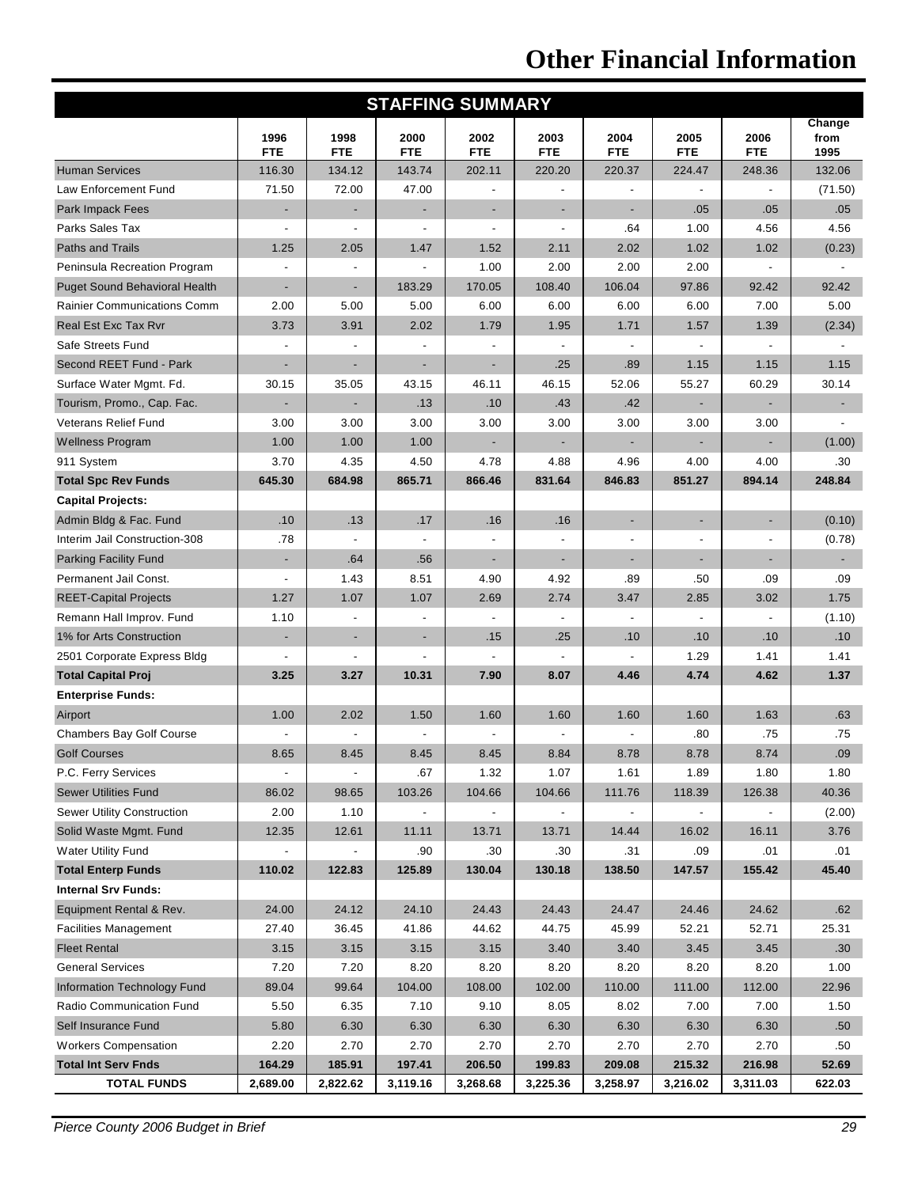# Other Financial Information

| STAFFING SUMMARY | | | | | | | | | |
|---|---|---|---|---|---|---|---|---|---|
| | 1996 FTE | 1998 FTE | 2000 FTE | 2002 FTE | 2003 FTE | 2004 FTE | 2005 FTE | 2006 FTE | Change from 1995 |
| Human Services | 116.30 | 134.12 | 143.74 | 202.11 | 220.20 | 220.37 | 224.47 | 248.36 | 132.06 |
| Law Enforcement Fund | 71.50 | 72.00 | 47.00 | - | - | - | - | - | (71.50) |
| Park Impack Fees | - | - | - | - | - | - | .05 | .05 | .05 |
| Parks Sales Tax | - | - | - | - | - | .64 | 1.00 | 4.56 | 4.56 |
| Paths and Trails | 1.25 | 2.05 | 1.47 | 1.52 | 2.11 | 2.02 | 1.02 | 1.02 | (0.23) |
| Peninsula Recreation Program | - | - | - | 1.00 | 2.00 | 2.00 | 2.00 | - | - |
| Puget Sound Behavioral Health | - | - | 183.29 | 170.05 | 108.40 | 106.04 | 97.86 | 92.42 | 92.42 |
| Rainier Communications Comm | 2.00 | 5.00 | 5.00 | 6.00 | 6.00 | 6.00 | 6.00 | 7.00 | 5.00 |
| Real Est Exc Tax Rvr | 3.73 | 3.91 | 2.02 | 1.79 | 1.95 | 1.71 | 1.57 | 1.39 | (2.34) |
| Safe Streets Fund | - | - | - | - | - | - | - | - | - |
| Second REET Fund - Park | - | - | - | - | .25 | .89 | 1.15 | 1.15 | 1.15 |
| Surface Water Mgmt. Fd. | 30.15 | 35.05 | 43.15 | 46.11 | 46.15 | 52.06 | 55.27 | 60.29 | 30.14 |
| Tourism, Promo., Cap. Fac. | - | - | .13 | .10 | .43 | .42 | - | - | - |
| Veterans Relief Fund | 3.00 | 3.00 | 3.00 | 3.00 | 3.00 | 3.00 | 3.00 | 3.00 | - |
| Wellness Program | 1.00 | 1.00 | 1.00 | - | - | - | - | - | (1.00) |
| 911 System | 3.70 | 4.35 | 4.50 | 4.78 | 4.88 | 4.96 | 4.00 | 4.00 | .30 |
| **Total Spc Rev Funds** | **645.30** | **684.98** | **865.71** | **866.46** | **831.64** | **846.83** | **851.27** | **894.14** | **248.84** |
| **Capital Projects:** | | | | | | | | | |
| Admin Bldg & Fac. Fund | .10 | .13 | .17 | .16 | .16 | - | - | - | (0.10) |
| Interim Jail Construction-308 | .78 | - | - | - | - | - | - | - | (0.78) |
| Parking Facility Fund | - | .64 | .56 | - | - | - | - | - | - |
| Permanent Jail Const. | - | 1.43 | 8.51 | 4.90 | 4.92 | .89 | .50 | .09 | .09 |
| REET-Capital Projects | 1.27 | 1.07 | 1.07 | 2.69 | 2.74 | 3.47 | 2.85 | 3.02 | 1.75 |
| Remann Hall Improv. Fund | 1.10 | - | - | - | - | - | - | - | (1.10) |
| 1% for Arts Construction | - | - | - | .15 | .25 | .10 | .10 | .10 | .10 |
| 2501 Corporate Express Bldg | - | - | - | - | - | - | 1.29 | 1.41 | 1.41 |
| **Total Capital Proj** | **3.25** | **3.27** | **10.31** | **7.90** | **8.07** | **4.46** | **4.74** | **4.62** | **1.37** |
| **Enterprise Funds:** | | | | | | | | | |
| Airport | 1.00 | 2.02 | 1.50 | 1.60 | 1.60 | 1.60 | 1.60 | 1.63 | .63 |
| Chambers Bay Golf Course | - | - | - | - | - | - | .80 | .75 | .75 |
| Golf Courses | 8.65 | 8.45 | 8.45 | 8.45 | 8.84 | 8.78 | 8.78 | 8.74 | .09 |
| P.C. Ferry Services | - | - | .67 | 1.32 | 1.07 | 1.61 | 1.89 | 1.80 | 1.80 |
| Sewer Utilities Fund | 86.02 | 98.65 | 103.26 | 104.66 | 104.66 | 111.76 | 118.39 | 126.38 | 40.36 |
| Sewer Utility Construction | 2.00 | 1.10 | - | - | - | - | - | - | (2.00) |
| Solid Waste Mgmt. Fund | 12.35 | 12.61 | 11.11 | 13.71 | 13.71 | 14.44 | 16.02 | 16.11 | 3.76 |
| Water Utility Fund | - | - | .90 | .30 | .30 | .31 | .09 | .01 | .01 |
| **Total Enterp Funds** | **110.02** | **122.83** | **125.89** | **130.04** | **130.18** | **138.50** | **147.57** | **155.42** | **45.40** |
| **Internal Srv Funds:** | | | | | | | | | |
| Equipment Rental & Rev. | 24.00 | 24.12 | 24.10 | 24.43 | 24.43 | 24.47 | 24.46 | 24.62 | .62 |
| Facilities Management | 27.40 | 36.45 | 41.86 | 44.62 | 44.75 | 45.99 | 52.21 | 52.71 | 25.31 |
| Fleet Rental | 3.15 | 3.15 | 3.15 | 3.15 | 3.40 | 3.40 | 3.45 | 3.45 | .30 |
| General Services | 7.20 | 7.20 | 8.20 | 8.20 | 8.20 | 8.20 | 8.20 | 8.20 | 1.00 |
| Information Technology Fund | 89.04 | 99.64 | 104.00 | 108.00 | 102.00 | 110.00 | 111.00 | 112.00 | 22.96 |
| Radio Communication Fund | 5.50 | 6.35 | 7.10 | 9.10 | 8.05 | 8.02 | 7.00 | 7.00 | 1.50 |
| Self Insurance Fund | 5.80 | 6.30 | 6.30 | 6.30 | 6.30 | 6.30 | 6.30 | 6.30 | .50 |
| Workers Compensation | 2.20 | 2.70 | 2.70 | 2.70 | 2.70 | 2.70 | 2.70 | 2.70 | .50 |
| **Total Int Serv Fnds** | **164.29** | **185.91** | **197.41** | **206.50** | **199.83** | **209.08** | **215.32** | **216.98** | **52.69** |
| **TOTAL FUNDS** | **2,689.00** | **2,822.62** | **3,119.16** | **3,268.68** | **3,225.36** | **3,258.97** | **3,216.02** | **3,311.03** | **622.03** |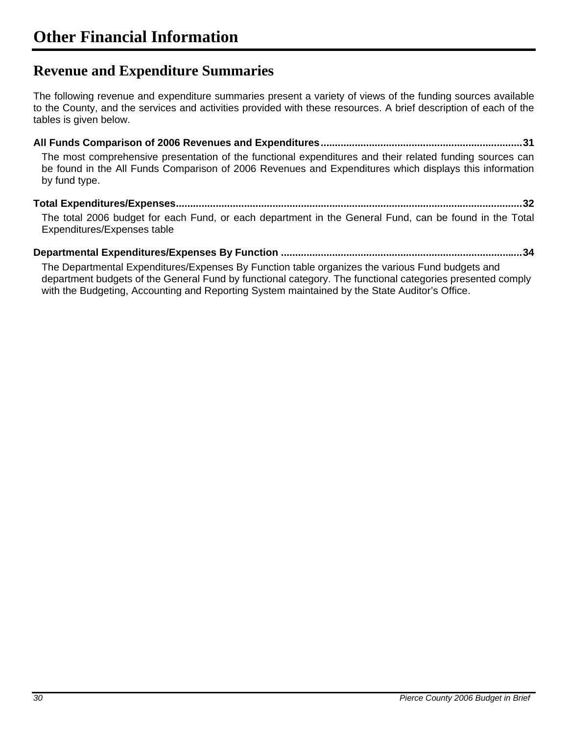# Other Financial Information

## Revenue and Expenditure Summaries

The following revenue and expenditure summaries present a variety of views of the funding sources available to the County, and the services and activities provided with these resources. A brief description of each of the tables is given below.

**All Funds Comparison of 2006 Revenues and Expenditures......................................................................31**

The most comprehensive presentation of the functional expenditures and their related funding sources can be found in the All Funds Comparison of 2006 Revenues and Expenditures which displays this information by fund type.

**Total Expenditures/Expenses.........................................................................................................................32**

The total 2006 budget for each Fund, or each department in the General Fund, can be found in the Total Expenditures/Expenses table

**Departmental Expenditures/Expenses By Function ....................................................................................34**

The Departmental Expenditures/Expenses By Function table organizes the various Fund budgets and department budgets of the General Fund by functional category. The functional categories presented comply with the Budgeting, Accounting and Reporting System maintained by the State Auditor's Office.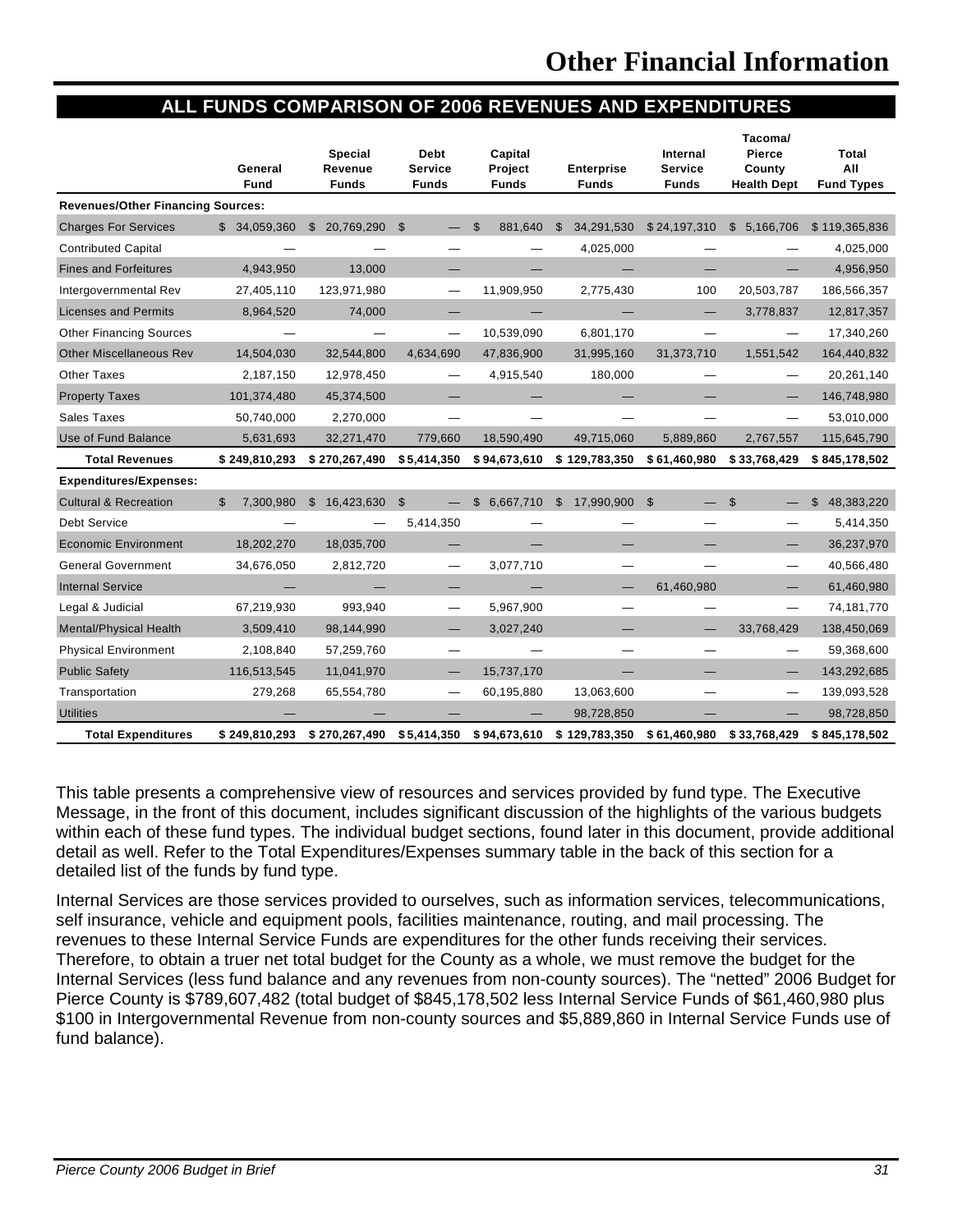# Other Financial Information

## ALL FUNDS COMPARISON OF 2006 REVENUES AND EXPENDITURES

| | General Fund | Special Revenue Funds | Debt Service Funds | Capital Project Funds | Enterprise Funds | Internal Service Funds | Tacoma/ Pierce County Health Dept | Total All Fund Types |
|---|---|---|---|---|---|---|---|---|
| **Revenues/Other Financing Sources:** | | | | | | | | |
| Charges For Services | $ 34,059,360 | $ 20,769,290 | $ — | $ 881,640 | $ 34,291,530 | $ 24,197,310 | $ 5,166,706 | $ 119,365,836 |
| Contributed Capital | — | — | — | — | 4,025,000 | — | — | 4,025,000 |
| Fines and Forfeitures | 4,943,950 | 13,000 | — | — | — | — | — | 4,956,950 |
| Intergovernmental Rev | 27,405,110 | 123,971,980 | — | 11,909,950 | 2,775,430 | 100 | 20,503,787 | 186,566,357 |
| Licenses and Permits | 8,964,520 | 74,000 | — | — | — | — | 3,778,837 | 12,817,357 |
| Other Financing Sources | — | — | — | 10,539,090 | 6,801,170 | — | — | 17,340,260 |
| Other Miscellaneous Rev | 14,504,030 | 32,544,800 | 4,634,690 | 47,836,900 | 31,995,160 | 31,373,710 | 1,551,542 | 164,440,832 |
| Other Taxes | 2,187,150 | 12,978,450 | — | 4,915,540 | 180,000 | — | — | 20,261,140 |
| Property Taxes | 101,374,480 | 45,374,500 | — | — | — | — | — | 146,748,980 |
| Sales Taxes | 50,740,000 | 2,270,000 | — | — | — | — | — | 53,010,000 |
| Use of Fund Balance | 5,631,693 | 32,271,470 | 779,660 | 18,590,490 | 49,715,060 | 5,889,860 | 2,767,557 | 115,645,790 |
| **Total Revenues** | **$ 249,810,293** | **$ 270,267,490** | **$ 5,414,350** | **$ 94,673,610** | **$ 129,783,350** | **$ 61,460,980** | **$ 33,768,429** | **$ 845,178,502** |
| **Expenditures/Expenses:** | | | | | | | | |
| Cultural & Recreation | $ 7,300,980 | $ 16,423,630 | $ — | $ 6,667,710 | $ 17,990,900 | $ — | $ — | $ 48,383,220 |
| Debt Service | — | — | 5,414,350 | — | — | — | — | 5,414,350 |
| Economic Environment | 18,202,270 | 18,035,700 | — | — | — | — | — | 36,237,970 |
| General Government | 34,676,050 | 2,812,720 | — | 3,077,710 | — | — | — | 40,566,480 |
| Internal Service | — | — | — | — | — | 61,460,980 | — | 61,460,980 |
| Legal & Judicial | 67,219,930 | 993,940 | — | 5,967,900 | — | — | — | 74,181,770 |
| Mental/Physical Health | 3,509,410 | 98,144,990 | — | 3,027,240 | — | — | 33,768,429 | 138,450,069 |
| Physical Environment | 2,108,840 | 57,259,760 | — | — | — | — | — | 59,368,600 |
| Public Safety | 116,513,545 | 11,041,970 | — | 15,737,170 | — | — | — | 143,292,685 |
| Transportation | 279,268 | 65,554,780 | — | 60,195,880 | 13,063,600 | — | — | 139,093,528 |
| Utilities | — | — | — | — | 98,728,850 | — | — | 98,728,850 |
| **Total Expenditures** | **$ 249,810,293** | **$ 270,267,490** | **$ 5,414,350** | **$ 94,673,610** | **$ 129,783,350** | **$ 61,460,980** | **$ 33,768,429** | **$ 845,178,502** |

This table presents a comprehensive view of resources and services provided by fund type. The Executive Message, in the front of this document, includes significant discussion of the highlights of the various budgets within each of these fund types. The individual budget sections, found later in this document, provide additional detail as well. Refer to the Total Expenditures/Expenses summary table in the back of this section for a detailed list of the funds by fund type.

Internal Services are those services provided to ourselves, such as information services, telecommunications, self insurance, vehicle and equipment pools, facilities maintenance, routing, and mail processing. The revenues to these Internal Service Funds are expenditures for the other funds receiving their services. Therefore, to obtain a truer net total budget for the County as a whole, we must remove the budget for the Internal Services (less fund balance and any revenues from non-county sources). The "netted" 2006 Budget for Pierce County is $789,607,482 (total budget of $845,178,502 less Internal Service Funds of $61,460,980 plus $100 in Intergovernmental Revenue from non-county sources and $5,889,860 in Internal Service Funds use of fund balance).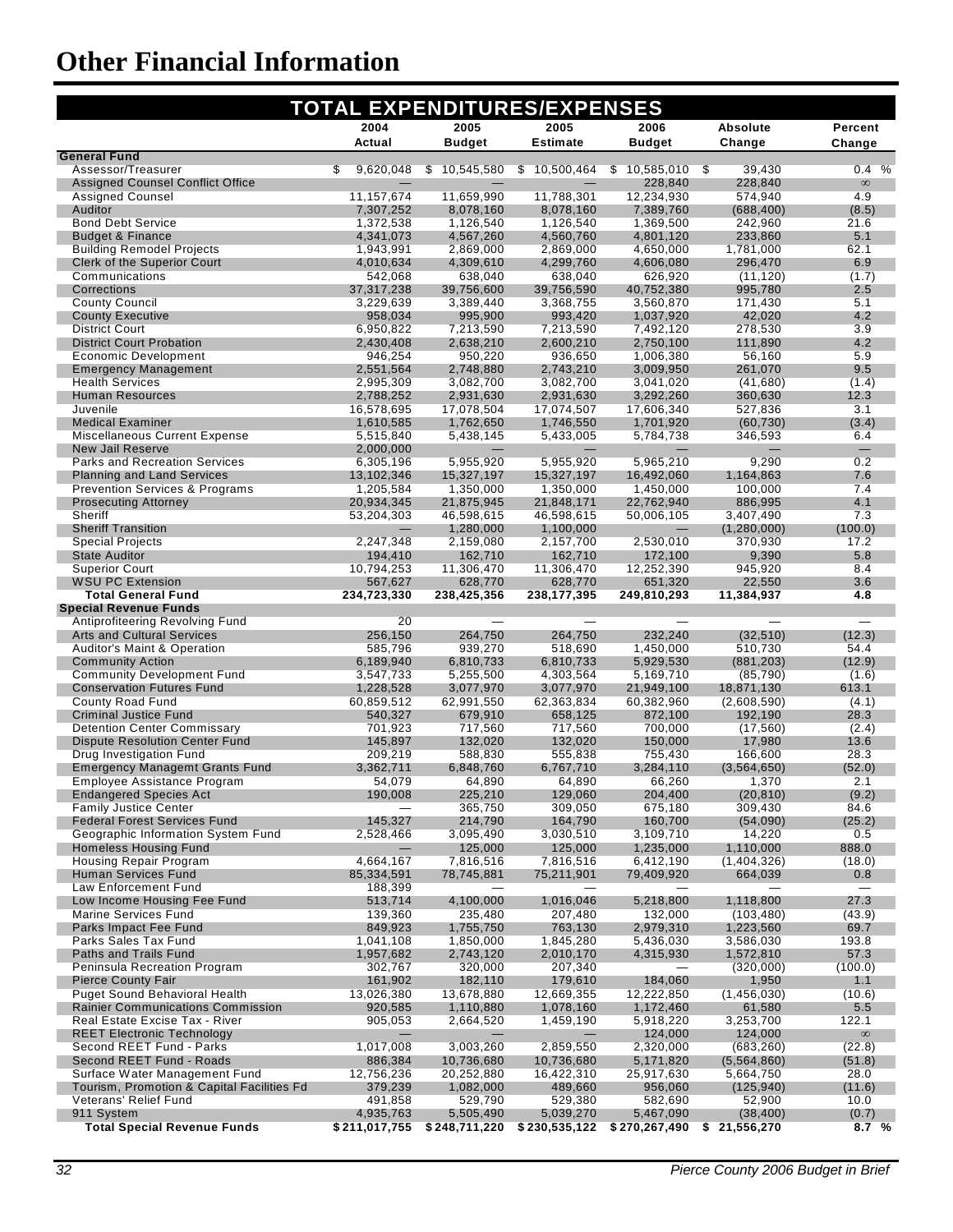# Other Financial Information

| TOTAL EXPENDITURES/EXPENSES | 2004 Actual | 2005 Budget | 2005 Estimate | 2006 Budget | Absolute Change | Percent Change |
|---|---|---|---|---|---|---|
| **General Fund** | | | | | | |
| Assessor/Treasurer | $ 9,620,048 | $ 10,545,580 | $ 10,500,464 | $ 10,585,010 | $ 39,430 | 0.4 % |
| Assigned Counsel Conflict Office | — | — | — | 228,840 | 228,840 | ∞ |
| Assigned Counsel | 11,157,674 | 11,659,990 | 11,788,301 | 12,234,930 | 574,940 | 4.9 |
| Auditor | 7,307,252 | 8,078,160 | 8,078,160 | 7,389,760 | (688,400) | (8.5) |
| Bond Debt Service | 1,372,538 | 1,126,540 | 1,126,540 | 1,369,500 | 242,960 | 21.6 |
| Budget & Finance | 4,341,073 | 4,567,260 | 4,560,760 | 4,801,120 | 233,860 | 5.1 |
| Building Remodel Projects | 1,943,991 | 2,869,000 | 2,869,000 | 4,650,000 | 1,781,000 | 62.1 |
| Clerk of the Superior Court | 4,010,634 | 4,309,610 | 4,299,760 | 4,606,080 | 296,470 | 6.9 |
| Communications | 542,068 | 638,040 | 638,040 | 626,920 | (11,120) | (1.7) |
| Corrections | 37,317,238 | 39,756,600 | 39,756,590 | 40,752,380 | 995,780 | 2.5 |
| County Council | 3,229,639 | 3,389,440 | 3,368,755 | 3,560,870 | 171,430 | 5.1 |
| County Executive | 958,034 | 995,900 | 993,420 | 1,037,920 | 42,020 | 4.2 |
| District Court | 6,950,822 | 7,213,590 | 7,213,590 | 7,492,120 | 278,530 | 3.9 |
| District Court Probation | 2,430,408 | 2,638,210 | 2,600,210 | 2,750,100 | 111,890 | 4.2 |
| Economic Development | 946,254 | 950,220 | 936,650 | 1,006,380 | 56,160 | 5.9 |
| Emergency Management | 2,551,564 | 2,748,880 | 2,743,210 | 3,009,950 | 261,070 | 9.5 |
| Health Services | 2,995,309 | 3,082,700 | 3,082,700 | 3,041,020 | (41,680) | (1.4) |
| Human Resources | 2,788,252 | 2,931,630 | 2,931,630 | 3,292,260 | 360,630 | 12.3 |
| Juvenile | 16,578,695 | 17,078,504 | 17,074,507 | 17,606,340 | 527,836 | 3.1 |
| Medical Examiner | 1,610,585 | 1,762,650 | 1,746,550 | 1,701,920 | (60,730) | (3.4) |
| Miscellaneous Current Expense | 5,515,840 | 5,438,145 | 5,433,005 | 5,784,738 | 346,593 | 6.4 |
| New Jail Reserve | 2,000,000 | — | — | — | — | — |
| Parks and Recreation Services | 6,305,196 | 5,955,920 | 5,955,920 | 5,965,210 | 9,290 | 0.2 |
| Planning and Land Services | 13,102,346 | 15,327,197 | 15,327,197 | 16,492,060 | 1,164,863 | 7.6 |
| Prevention Services & Programs | 1,205,584 | 1,350,000 | 1,350,000 | 1,450,000 | 100,000 | 7.4 |
| Prosecuting Attorney | 20,934,345 | 21,875,945 | 21,848,171 | 22,762,940 | 886,995 | 4.1 |
| Sheriff | 53,204,303 | 46,598,615 | 46,598,615 | 50,006,105 | 3,407,490 | 7.3 |
| Sheriff Transition | — | 1,280,000 | 1,100,000 | — | (1,280,000) | (100.0) |
| Special Projects | 2,247,348 | 2,159,080 | 2,157,700 | 2,530,010 | 370,930 | 17.2 |
| State Auditor | 194,410 | 162,710 | 162,710 | 172,100 | 9,390 | 5.8 |
| Superior Court | 10,794,253 | 11,306,470 | 11,306,470 | 12,252,390 | 945,920 | 8.4 |
| WSU PC Extension | 567,627 | 628,770 | 628,770 | 651,320 | 22,550 | 3.6 |
| **Total General Fund** | **234,723,330** | **238,425,356** | **238,177,395** | **249,810,293** | **11,384,937** | **4.8** |
| **Special Revenue Funds** | | | | | | |
| Antiprofiteering Revolving Fund | 20 | — | — | — | — | — |
| Arts and Cultural Services | 256,150 | 264,750 | 264,750 | 232,240 | (32,510) | (12.3) |
| Auditor's Maint & Operation | 585,796 | 939,270 | 518,690 | 1,450,000 | 510,730 | 54.4 |
| Community Action | 6,189,940 | 6,810,733 | 6,810,733 | 5,929,530 | (881,203) | (12.9) |
| Community Development Fund | 3,547,733 | 5,255,500 | 4,303,564 | 5,169,710 | (85,790) | (1.6) |
| Conservation Futures Fund | 1,228,528 | 3,077,970 | 3,077,970 | 21,949,100 | 18,871,130 | 613.1 |
| County Road Fund | 60,859,512 | 62,991,550 | 62,363,834 | 60,382,960 | (2,608,590) | (4.1) |
| Criminal Justice Fund | 540,327 | 679,910 | 658,125 | 872,100 | 192,190 | 28.3 |
| Detention Center Commissary | 701,923 | 717,560 | 717,560 | 700,000 | (17,560) | (2.4) |
| Dispute Resolution Center Fund | 145,897 | 132,020 | 132,020 | 150,000 | 17,980 | 13.6 |
| Drug Investigation Fund | 209,219 | 588,830 | 555,838 | 755,430 | 166,600 | 28.3 |
| Emergency Managemt Grants Fund | 3,362,711 | 6,848,760 | 6,767,710 | 3,284,110 | (3,564,650) | (52.0) |
| Employee Assistance Program | 54,079 | 64,890 | 64,890 | 66,260 | 1,370 | 2.1 |
| Endangered Species Act | 190,008 | 225,210 | 129,060 | 204,400 | (20,810) | (9.2) |
| Family Justice Center | — | 365,750 | 309,050 | 675,180 | 309,430 | 84.6 |
| Federal Forest Services Fund | 145,327 | 214,790 | 164,790 | 160,700 | (54,090) | (25.2) |
| Geographic Information System Fund | 2,528,466 | 3,095,490 | 3,030,510 | 3,109,710 | 14,220 | 0.5 |
| Homeless Housing Fund | — | 125,000 | 125,000 | 1,235,000 | 1,110,000 | 888.0 |
| Housing Repair Program | 4,664,167 | 7,816,516 | 7,816,516 | 6,412,190 | (1,404,326) | (18.0) |
| Human Services Fund | 85,334,591 | 78,745,881 | 75,211,901 | 79,409,920 | 664,039 | 0.8 |
| Law Enforcement Fund | 188,399 | — | — | — | — | — |
| Low Income Housing Fee Fund | 513,714 | 4,100,000 | 1,016,046 | 5,218,800 | 1,118,800 | 27.3 |
| Marine Services Fund | 139,360 | 235,480 | 207,480 | 132,000 | (103,480) | (43.9) |
| Parks Impact Fee Fund | 849,923 | 1,755,750 | 763,130 | 2,979,310 | 1,223,560 | 69.7 |
| Parks Sales Tax Fund | 1,041,108 | 1,850,000 | 1,845,280 | 5,436,030 | 3,586,030 | 193.8 |
| Paths and Trails Fund | 1,957,682 | 2,743,120 | 2,010,170 | 4,315,930 | 1,572,810 | 57.3 |
| Peninsula Recreation Program | 302,767 | 320,000 | 207,340 | — | (320,000) | (100.0) |
| Pierce County Fair | 161,902 | 182,110 | 179,610 | 184,060 | 1,950 | 1.1 |
| Puget Sound Behavioral Health | 13,026,380 | 13,678,880 | 12,669,355 | 12,222,850 | (1,456,030) | (10.6) |
| Rainier Communications Commission | 920,585 | 1,110,880 | 1,078,160 | 1,172,460 | 61,580 | 5.5 |
| Real Estate Excise Tax - River | 905,053 | 2,664,520 | 1,459,190 | 5,918,220 | 3,253,700 | 122.1 |
| REET Electronic Technology | — | — | — | 124,000 | 124,000 | ∞ |
| Second REET Fund - Parks | 1,017,008 | 3,003,260 | 2,859,550 | 2,320,000 | (683,260) | (22.8) |
| Second REET Fund - Roads | 886,384 | 10,736,680 | 10,736,680 | 5,171,820 | (5,564,860) | (51.8) |
| Surface Water Management Fund | 12,756,236 | 20,252,880 | 16,422,310 | 25,917,630 | 5,664,750 | 28.0 |
| Tourism, Promotion & Capital Facilities Fd | 379,239 | 1,082,000 | 489,660 | 956,060 | (125,940) | (11.6) |
| Veterans' Relief Fund | 491,858 | 529,790 | 529,380 | 582,690 | 52,900 | 10.0 |
| 911 System | 4,935,763 | 5,505,490 | 5,039,270 | 5,467,090 | (38,400) | (0.7) |
| **Total Special Revenue Funds** | **$ 211,017,755** | **$ 248,711,220** | **$ 230,535,122** | **$ 270,267,490** | **$ 21,556,270** | **8.7 %** |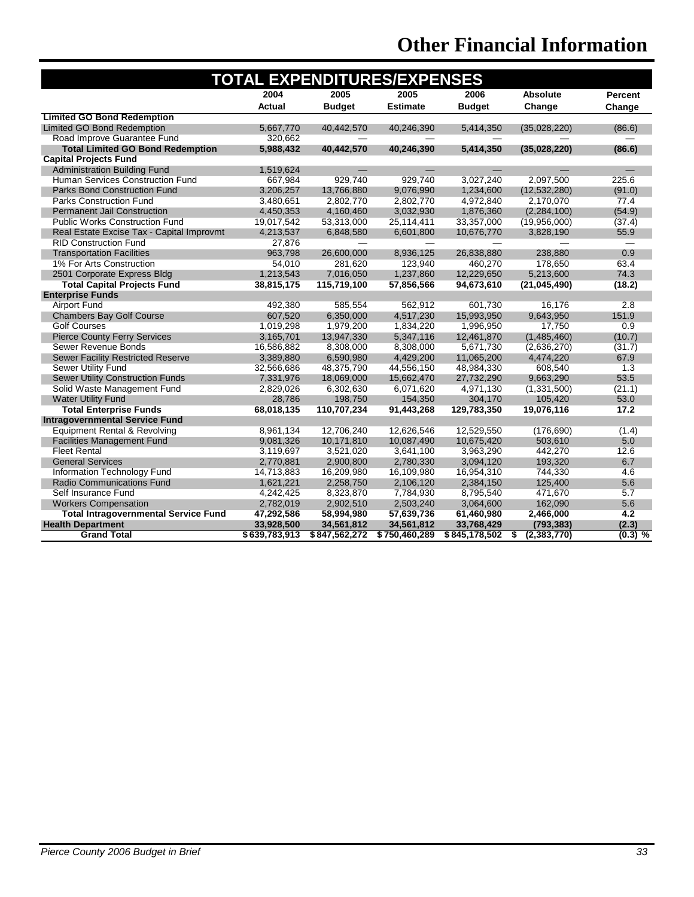# Other Financial Information

## TOTAL EXPENDITURES/EXPENSES

| | 2004 Actual | 2005 Budget | 2005 Estimate | 2006 Budget | Absolute Change | Percent Change |
|---|---|---|---|---|---|---|
| **Limited GO Bond Redemption** | | | | | | |
| Limited GO Bond Redemption | 5,667,770 | 40,442,570 | 40,246,390 | 5,414,350 | (35,028,220) | (86.6) |
| Road Improve Guarantee Fund | 320,662 | — | — | — | — | — |
| **Total Limited GO Bond Redemption** | **5,988,432** | **40,442,570** | **40,246,390** | **5,414,350** | **(35,028,220)** | **(86.6)** |
| **Capital Projects Fund** | | | | | | |
| Administration Building Fund | 1,519,624 | — | — | — | — | — |
| Human Services Construction Fund | 667,984 | 929,740 | 929,740 | 3,027,240 | 2,097,500 | 225.6 |
| Parks Bond Construction Fund | 3,206,257 | 13,766,880 | 9,076,990 | 1,234,600 | (12,532,280) | (91.0) |
| Parks Construction Fund | 3,480,651 | 2,802,770 | 2,802,770 | 4,972,840 | 2,170,070 | 77.4 |
| Permanent Jail Construction | 4,450,353 | 4,160,460 | 3,032,930 | 1,876,360 | (2,284,100) | (54.9) |
| Public Works Construction Fund | 19,017,542 | 53,313,000 | 25,114,411 | 33,357,000 | (19,956,000) | (37.4) |
| Real Estate Excise Tax - Capital Improvmt | 4,213,537 | 6,848,580 | 6,601,800 | 10,676,770 | 3,828,190 | 55.9 |
| RID Construction Fund | 27,876 | — | — | — | — | — |
| Transportation Facilities | 963,798 | 26,600,000 | 8,936,125 | 26,838,880 | 238,880 | 0.9 |
| 1% For Arts Construction | 54,010 | 281,620 | 123,940 | 460,270 | 178,650 | 63.4 |
| 2501 Corporate Express Bldg | 1,213,543 | 7,016,050 | 1,237,860 | 12,229,650 | 5,213,600 | 74.3 |
| **Total Capital Projects Fund** | **38,815,175** | **115,719,100** | **57,856,566** | **94,673,610** | **(21,045,490)** | **(18.2)** |
| **Enterprise Funds** | | | | | | |
| Airport Fund | 492,380 | 585,554 | 562,912 | 601,730 | 16,176 | 2.8 |
| Chambers Bay Golf Course | 607,520 | 6,350,000 | 4,517,230 | 15,993,950 | 9,643,950 | 151.9 |
| Golf Courses | 1,019,298 | 1,979,200 | 1,834,220 | 1,996,950 | 17,750 | 0.9 |
| Pierce County Ferry Services | 3,165,701 | 13,947,330 | 5,347,116 | 12,461,870 | (1,485,460) | (10.7) |
| Sewer Revenue Bonds | 16,586,882 | 8,308,000 | 8,308,000 | 5,671,730 | (2,636,270) | (31.7) |
| Sewer Facility Restricted Reserve | 3,389,880 | 6,590,980 | 4,429,200 | 11,065,200 | 4,474,220 | 67.9 |
| Sewer Utility Fund | 32,566,686 | 48,375,790 | 44,556,150 | 48,984,330 | 608,540 | 1.3 |
| Sewer Utility Construction Funds | 7,331,976 | 18,069,000 | 15,662,470 | 27,732,290 | 9,663,290 | 53.5 |
| Solid Waste Management Fund | 2,829,026 | 6,302,630 | 6,071,620 | 4,971,130 | (1,331,500) | (21.1) |
| Water Utility Fund | 28,786 | 198,750 | 154,350 | 304,170 | 105,420 | 53.0 |
| **Total Enterprise Funds** | **68,018,135** | **110,707,234** | **91,443,268** | **129,783,350** | **19,076,116** | **17.2** |
| **Intragovernmental Service Fund** | | | | | | |
| Equipment Rental & Revolving | 8,961,134 | 12,706,240 | 12,626,546 | 12,529,550 | (176,690) | (1.4) |
| Facilities Management Fund | 9,081,326 | 10,171,810 | 10,087,490 | 10,675,420 | 503,610 | 5.0 |
| Fleet Rental | 3,119,697 | 3,521,020 | 3,641,100 | 3,963,290 | 442,270 | 12.6 |
| General Services | 2,770,881 | 2,900,800 | 2,780,330 | 3,094,120 | 193,320 | 6.7 |
| Information Technology Fund | 14,713,883 | 16,209,980 | 16,109,980 | 16,954,310 | 744,330 | 4.6 |
| Radio Communications Fund | 1,621,221 | 2,258,750 | 2,106,120 | 2,384,150 | 125,400 | 5.6 |
| Self Insurance Fund | 4,242,425 | 8,323,870 | 7,784,930 | 8,795,540 | 471,670 | 5.7 |
| Workers Compensation | 2,782,019 | 2,902,510 | 2,503,240 | 3,064,600 | 162,090 | 5.6 |
| **Total Intragovernmental Service Fund** | **47,292,586** | **58,994,980** | **57,639,736** | **61,460,980** | **2,466,000** | **4.2** |
| **Health Department** | **33,928,500** | **34,561,812** | **34,561,812** | **33,768,429** | **(793,383)** | **(2.3)** |
| **Grand Total** | **$ 639,783,913** | **$ 847,562,272** | **$ 750,460,289** | **$ 845,178,502** | **$ (2,383,770)** | **(0.3) %** |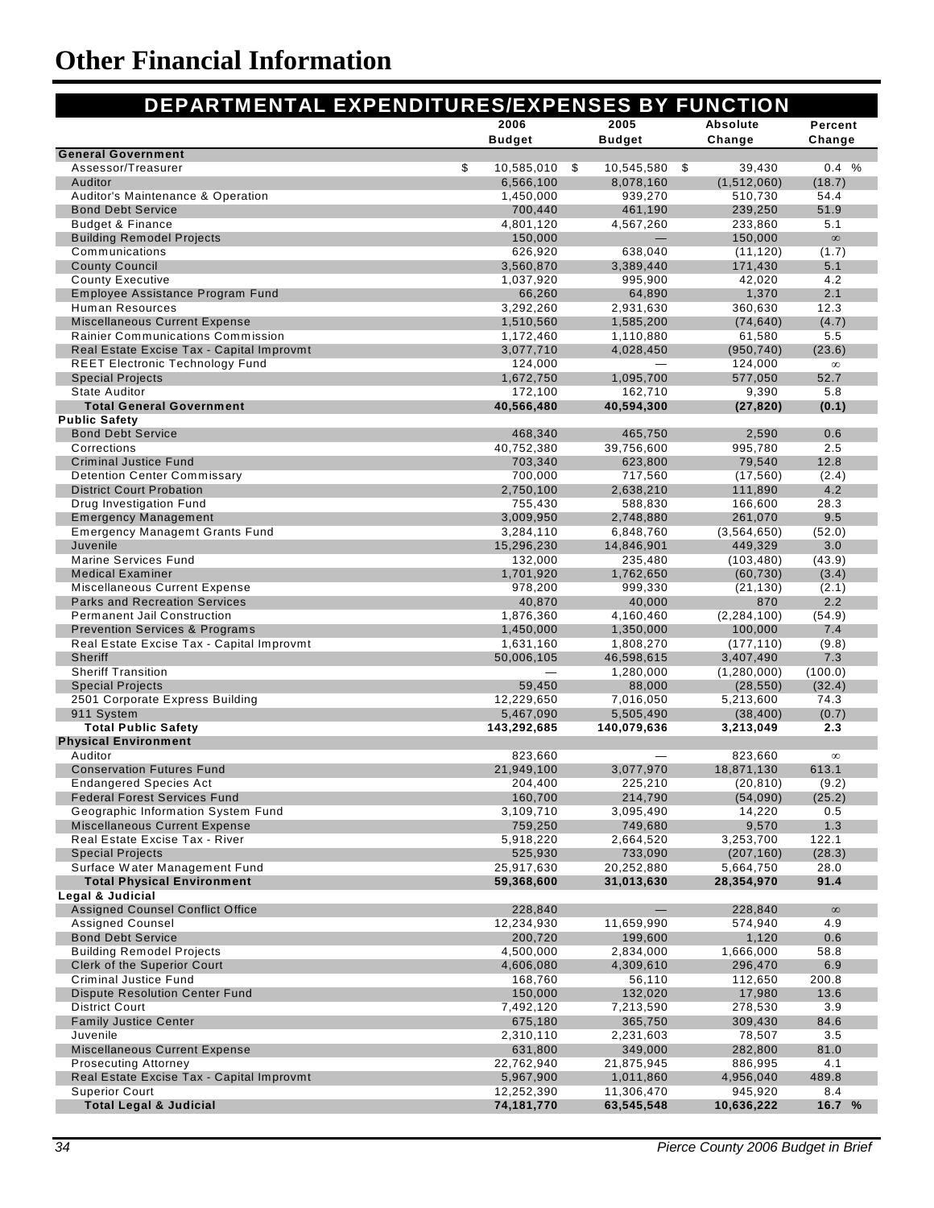# Other Financial Information

## DEPARTMENTAL EXPENDITURES/EXPENSES BY FUNCTION

| | 2006 Budget | 2005 Budget | Absolute Change | Percent Change |
|---|---|---|---|---|
| **General Government** | | | | |
| Assessor/Treasurer | $ 10,585,010 | $ 10,545,580 | $ 39,430 | 0.4 % |
| Auditor | 6,566,100 | 8,078,160 | (1,512,060) | (18.7) |
| Auditor's Maintenance & Operation | 1,450,000 | 939,270 | 510,730 | 54.4 |
| Bond Debt Service | 700,440 | 461,190 | 239,250 | 51.9 |
| Budget & Finance | 4,801,120 | 4,567,260 | 233,860 | 5.1 |
| Building Remodel Projects | 150,000 | — | 150,000 | ∞ |
| Communications | 626,920 | 638,040 | (11,120) | (1.7) |
| County Council | 3,560,870 | 3,389,440 | 171,430 | 5.1 |
| County Executive | 1,037,920 | 995,900 | 42,020 | 4.2 |
| Employee Assistance Program Fund | 66,260 | 64,890 | 1,370 | 2.1 |
| Human Resources | 3,292,260 | 2,931,630 | 360,630 | 12.3 |
| Miscellaneous Current Expense | 1,510,560 | 1,585,200 | (74,640) | (4.7) |
| Rainier Communications Commission | 1,172,460 | 1,110,880 | 61,580 | 5.5 |
| Real Estate Excise Tax - Capital Improvmt | 3,077,710 | 4,028,450 | (950,740) | (23.6) |
| REET Electronic Technology Fund | 124,000 | — | 124,000 | ∞ |
| Special Projects | 1,672,750 | 1,095,700 | 577,050 | 52.7 |
| State Auditor | 172,100 | 162,710 | 9,390 | 5.8 |
| **Total General Government** | **40,566,480** | **40,594,300** | **(27,820)** | **(0.1)** |
| **Public Safety** | | | | |
| Bond Debt Service | 468,340 | 465,750 | 2,590 | 0.6 |
| Corrections | 40,752,380 | 39,756,600 | 995,780 | 2.5 |
| Criminal Justice Fund | 703,340 | 623,800 | 79,540 | 12.8 |
| Detention Center Commissary | 700,000 | 717,560 | (17,560) | (2.4) |
| District Court Probation | 2,750,100 | 2,638,210 | 111,890 | 4.2 |
| Drug Investigation Fund | 755,430 | 588,830 | 166,600 | 28.3 |
| Emergency Management | 3,009,950 | 2,748,880 | 261,070 | 9.5 |
| Emergency Managemt Grants Fund | 3,284,110 | 6,848,760 | (3,564,650) | (52.0) |
| Juvenile | 15,296,230 | 14,846,901 | 449,329 | 3.0 |
| Marine Services Fund | 132,000 | 235,480 | (103,480) | (43.9) |
| Medical Examiner | 1,701,920 | 1,762,650 | (60,730) | (3.4) |
| Miscellaneous Current Expense | 978,200 | 999,330 | (21,130) | (2.1) |
| Parks and Recreation Services | 40,870 | 40,000 | 870 | 2.2 |
| Permanent Jail Construction | 1,876,360 | 4,160,460 | (2,284,100) | (54.9) |
| Prevention Services & Programs | 1,450,000 | 1,350,000 | 100,000 | 7.4 |
| Real Estate Excise Tax - Capital Improvmt | 1,631,160 | 1,808,270 | (177,110) | (9.8) |
| Sheriff | 50,006,105 | 46,598,615 | 3,407,490 | 7.3 |
| Sheriff Transition | — | 1,280,000 | (1,280,000) | (100.0) |
| Special Projects | 59,450 | 88,000 | (28,550) | (32.4) |
| 2501 Corporate Express Building | 12,229,650 | 7,016,050 | 5,213,600 | 74.3 |
| 911 System | 5,467,090 | 5,505,490 | (38,400) | (0.7) |
| **Total Public Safety** | **143,292,685** | **140,079,636** | **3,213,049** | **2.3** |
| **Physical Environment** | | | | |
| Auditor | 823,660 | — | 823,660 | ∞ |
| Conservation Futures Fund | 21,949,100 | 3,077,970 | 18,871,130 | 613.1 |
| Endangered Species Act | 204,400 | 225,210 | (20,810) | (9.2) |
| Federal Forest Services Fund | 160,700 | 214,790 | (54,090) | (25.2) |
| Geographic Information System Fund | 3,109,710 | 3,095,490 | 14,220 | 0.5 |
| Miscellaneous Current Expense | 759,250 | 749,680 | 9,570 | 1.3 |
| Real Estate Excise Tax - River | 5,918,220 | 2,664,520 | 3,253,700 | 122.1 |
| Special Projects | 525,930 | 733,090 | (207,160) | (28.3) |
| Surface Water Management Fund | 25,917,630 | 20,252,880 | 5,664,750 | 28.0 |
| **Total Physical Environment** | **59,368,600** | **31,013,630** | **28,354,970** | **91.4** |
| **Legal & Judicial** | | | | |
| Assigned Counsel Conflict Office | 228,840 | — | 228,840 | ∞ |
| Assigned Counsel | 12,234,930 | 11,659,990 | 574,940 | 4.9 |
| Bond Debt Service | 200,720 | 199,600 | 1,120 | 0.6 |
| Building Remodel Projects | 4,500,000 | 2,834,000 | 1,666,000 | 58.8 |
| Clerk of the Superior Court | 4,606,080 | 4,309,610 | 296,470 | 6.9 |
| Criminal Justice Fund | 168,760 | 56,110 | 112,650 | 200.8 |
| Dispute Resolution Center Fund | 150,000 | 132,020 | 17,980 | 13.6 |
| District Court | 7,492,120 | 7,213,590 | 278,530 | 3.9 |
| Family Justice Center | 675,180 | 365,750 | 309,430 | 84.6 |
| Juvenile | 2,310,110 | 2,231,603 | 78,507 | 3.5 |
| Miscellaneous Current Expense | 631,800 | 349,000 | 282,800 | 81.0 |
| Prosecuting Attorney | 22,762,940 | 21,875,945 | 886,995 | 4.1 |
| Real Estate Excise Tax - Capital Improvmt | 5,967,900 | 1,011,860 | 4,956,040 | 489.8 |
| Superior Court | 12,252,390 | 11,306,470 | 945,920 | 8.4 |
| **Total Legal & Judicial** | **74,181,770** | **63,545,548** | **10,636,222** | **16.7 %** |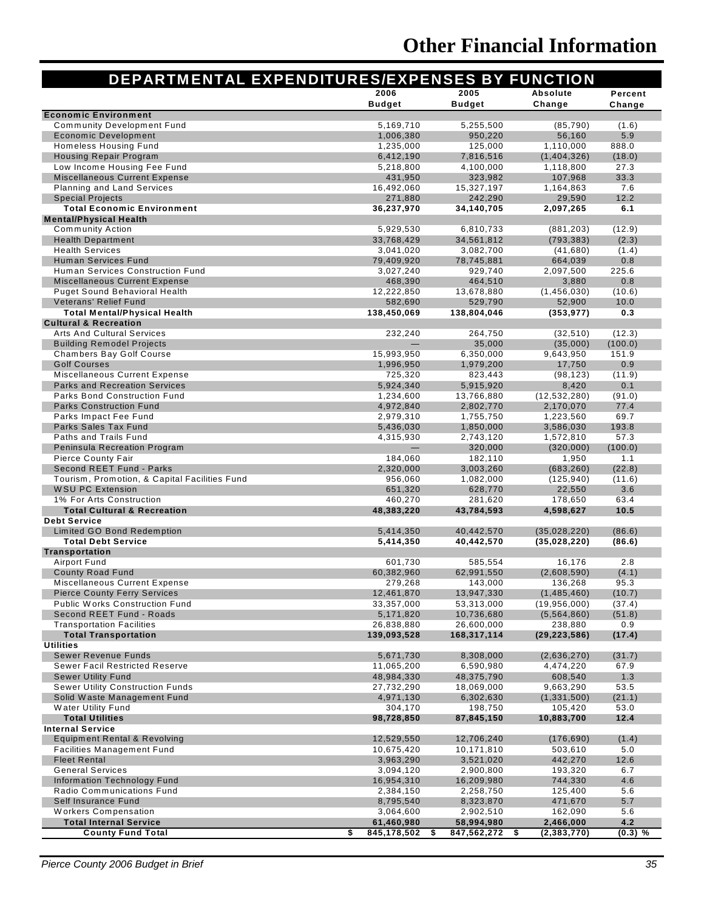# Other Financial Information

## DEPARTMENTAL EXPENDITURES/EXPENSES BY FUNCTION

| | 2006 Budget | 2005 Budget | Absolute Change | Percent Change |
|---|---|---|---|---|
| **Economic Environment** | | | | |
| Community Development Fund | 5,169,710 | 5,255,500 | (85,790) | (1.6) |
| Economic Development | 1,006,380 | 950,220 | 56,160 | 5.9 |
| Homeless Housing Fund | 1,235,000 | 125,000 | 1,110,000 | 888.0 |
| Housing Repair Program | 6,412,190 | 7,816,516 | (1,404,326) | (18.0) |
| Low Income Housing Fee Fund | 5,218,800 | 4,100,000 | 1,118,800 | 27.3 |
| Miscellaneous Current Expense | 431,950 | 323,982 | 107,968 | 33.3 |
| Planning and Land Services | 16,492,060 | 15,327,197 | 1,164,863 | 7.6 |
| Special Projects | 271,880 | 242,290 | 29,590 | 12.2 |
| **Total Economic Environment** | **36,237,970** | **34,140,705** | **2,097,265** | **6.1** |
| **Mental/Physical Health** | | | | |
| Community Action | 5,929,530 | 6,810,733 | (881,203) | (12.9) |
| Health Department | 33,768,429 | 34,561,812 | (793,383) | (2.3) |
| Health Services | 3,041,020 | 3,082,700 | (41,680) | (1.4) |
| Human Services Fund | 79,409,920 | 78,745,881 | 664,039 | 0.8 |
| Human Services Construction Fund | 3,027,240 | 929,740 | 2,097,500 | 225.6 |
| Miscellaneous Current Expense | 468,390 | 464,510 | 3,880 | 0.8 |
| Puget Sound Behavioral Health | 12,222,850 | 13,678,880 | (1,456,030) | (10.6) |
| Veterans' Relief Fund | 582,690 | 529,790 | 52,900 | 10.0 |
| **Total Mental/Physical Health** | **138,450,069** | **138,804,046** | **(353,977)** | **0.3** |
| **Cultural & Recreation** | | | | |
| Arts And Cultural Services | 232,240 | 264,750 | (32,510) | (12.3) |
| Building Remodel Projects | — | 35,000 | (35,000) | (100.0) |
| Chambers Bay Golf Course | 15,993,950 | 6,350,000 | 9,643,950 | 151.9 |
| Golf Courses | 1,996,950 | 1,979,200 | 17,750 | 0.9 |
| Miscellaneous Current Expense | 725,320 | 823,443 | (98,123) | (11.9) |
| Parks and Recreation Services | 5,924,340 | 5,915,920 | 8,420 | 0.1 |
| Parks Bond Construction Fund | 1,234,600 | 13,766,880 | (12,532,280) | (91.0) |
| Parks Construction Fund | 4,972,840 | 2,802,770 | 2,170,070 | 77.4 |
| Parks Impact Fee Fund | 2,979,310 | 1,755,750 | 1,223,560 | 69.7 |
| Parks Sales Tax Fund | 5,436,030 | 1,850,000 | 3,586,030 | 193.8 |
| Paths and Trails Fund | 4,315,930 | 2,743,120 | 1,572,810 | 57.3 |
| Peninsula Recreation Program | — | 320,000 | (320,000) | (100.0) |
| Pierce County Fair | 184,060 | 182,110 | 1,950 | 1.1 |
| Second REET Fund - Parks | 2,320,000 | 3,003,260 | (683,260) | (22.8) |
| Tourism, Promotion, & Capital Facilities Fund | 956,060 | 1,082,000 | (125,940) | (11.6) |
| WSU PC Extension | 651,320 | 628,770 | 22,550 | 3.6 |
| 1% For Arts Construction | 460,270 | 281,620 | 178,650 | 63.4 |
| **Total Cultural & Recreation** | **48,383,220** | **43,784,593** | **4,598,627** | **10.5** |
| **Debt Service** | | | | |
| Limited GO Bond Redemption | 5,414,350 | 40,442,570 | (35,028,220) | (86.6) |
| **Total Debt Service** | **5,414,350** | **40,442,570** | **(35,028,220)** | **(86.6)** |
| **Transportation** | | | | |
| Airport Fund | 601,730 | 585,554 | 16,176 | 2.8 |
| County Road Fund | 60,382,960 | 62,991,550 | (2,608,590) | (4.1) |
| Miscellaneous Current Expense | 279,268 | 143,000 | 136,268 | 95.3 |
| Pierce County Ferry Services | 12,461,870 | 13,947,330 | (1,485,460) | (10.7) |
| Public Works Construction Fund | 33,357,000 | 53,313,000 | (19,956,000) | (37.4) |
| Second REET Fund - Roads | 5,171,820 | 10,736,680 | (5,564,860) | (51.8) |
| Transportation Facilities | 26,838,880 | 26,600,000 | 238,880 | 0.9 |
| **Total Transportation** | **139,093,528** | **168,317,114** | **(29,223,586)** | **(17.4)** |
| **Utilities** | | | | |
| Sewer Revenue Funds | 5,671,730 | 8,308,000 | (2,636,270) | (31.7) |
| Sewer Facil Restricted Reserve | 11,065,200 | 6,590,980 | 4,474,220 | 67.9 |
| Sewer Utility Fund | 48,984,330 | 48,375,790 | 608,540 | 1.3 |
| Sewer Utility Construction Funds | 27,732,290 | 18,069,000 | 9,663,290 | 53.5 |
| Solid Waste Management Fund | 4,971,130 | 6,302,630 | (1,331,500) | (21.1) |
| Water Utility Fund | 304,170 | 198,750 | 105,420 | 53.0 |
| **Total Utilities** | **98,728,850** | **87,845,150** | **10,883,700** | **12.4** |
| **Internal Service** | | | | |
| Equipment Rental & Revolving | 12,529,550 | 12,706,240 | (176,690) | (1.4) |
| Facilities Management Fund | 10,675,420 | 10,171,810 | 503,610 | 5.0 |
| Fleet Rental | 3,963,290 | 3,521,020 | 442,270 | 12.6 |
| General Services | 3,094,120 | 2,900,800 | 193,320 | 6.7 |
| Information Technology Fund | 16,954,310 | 16,209,980 | 744,330 | 4.6 |
| Radio Communications Fund | 2,384,150 | 2,258,750 | 125,400 | 5.6 |
| Self Insurance Fund | 8,795,540 | 8,323,870 | 471,670 | 5.7 |
| Workers Compensation | 3,064,600 | 2,902,510 | 162,090 | 5.6 |
| **Total Internal Service** | **61,460,980** | **58,994,980** | **2,466,000** | **4.2** |
| **County Fund Total** | **$ 845,178,502** | **$ 847,562,272** | **$ (2,383,770)** | **(0.3) %** |